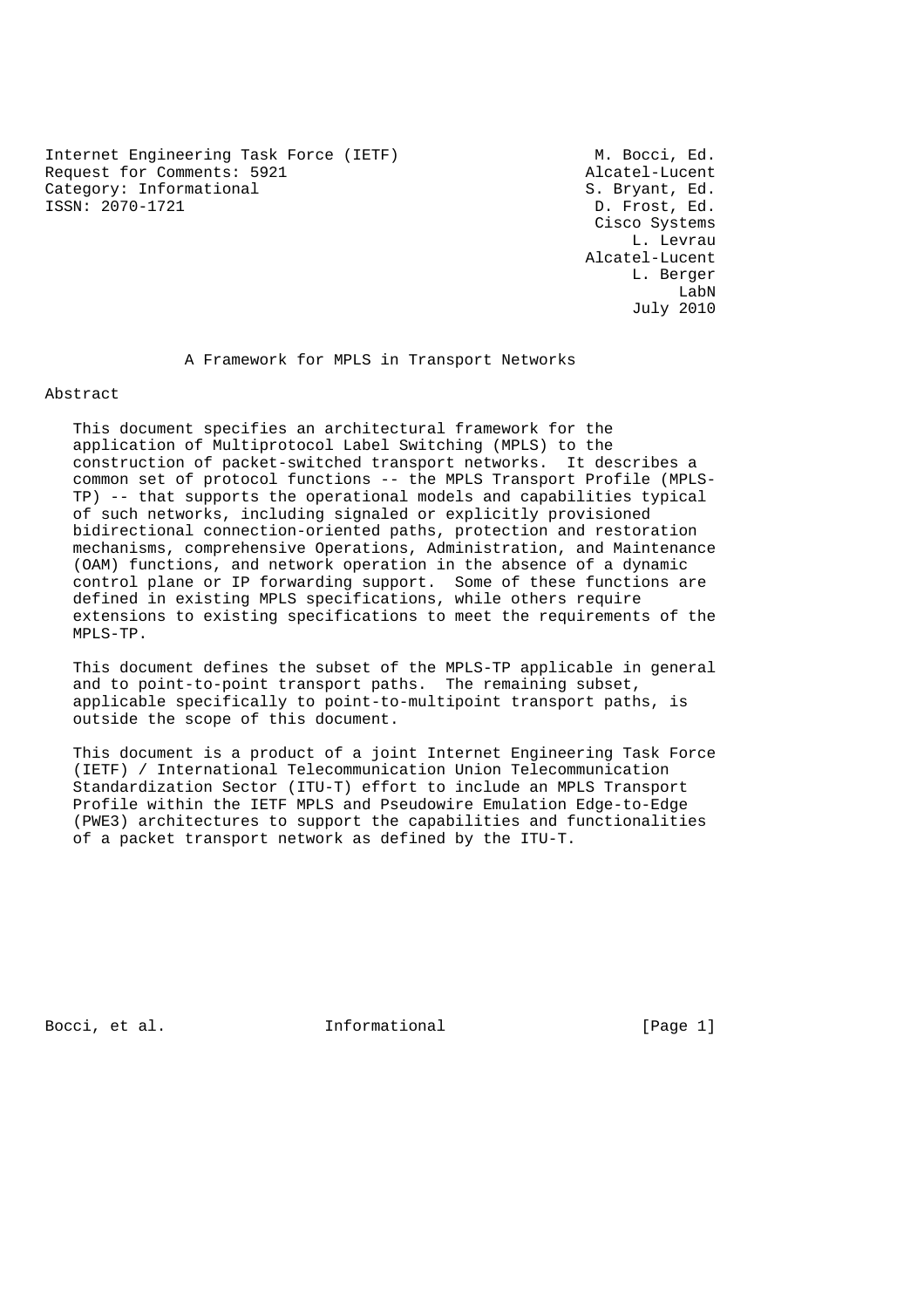Internet Engineering Task Force (IETF)  
Request for Comments: 5921  
Category: Informational  
ISSN: 2070-1721

M. Bocci, Ed.  
Alcatel-Lucent  
S. Bryant, Ed.  
D. Frost, Ed.  
Cisco Systems  
L. Levrau  
Alcatel-Lucent  
L. Berger  
LabN  
July 2010

# A Framework for MPLS in Transport Networks

## Abstract

This document specifies an architectural framework for the application of Multiprotocol Label Switching (MPLS) to the construction of packet-switched transport networks. It describes a common set of protocol functions -- the MPLS Transport Profile (MPLS-TP) -- that supports the operational models and capabilities typical of such networks, including signaled or explicitly provisioned bidirectional connection-oriented paths, protection and restoration mechanisms, comprehensive Operations, Administration, and Maintenance (OAM) functions, and network operation in the absence of a dynamic control plane or IP forwarding support. Some of these functions are defined in existing MPLS specifications, while others require extensions to existing specifications to meet the requirements of the MPLS-TP.

This document defines the subset of the MPLS-TP applicable in general and to point-to-point transport paths. The remaining subset, applicable specifically to point-to-multipoint transport paths, is outside the scope of this document.

This document is a product of a joint Internet Engineering Task Force (IETF) / International Telecommunication Union Telecommunication Standardization Sector (ITU-T) effort to include an MPLS Transport Profile within the IETF MPLS and Pseudowire Emulation Edge-to-Edge (PWE3) architectures to support the capabilities and functionalities of a packet transport network as defined by the ITU-T.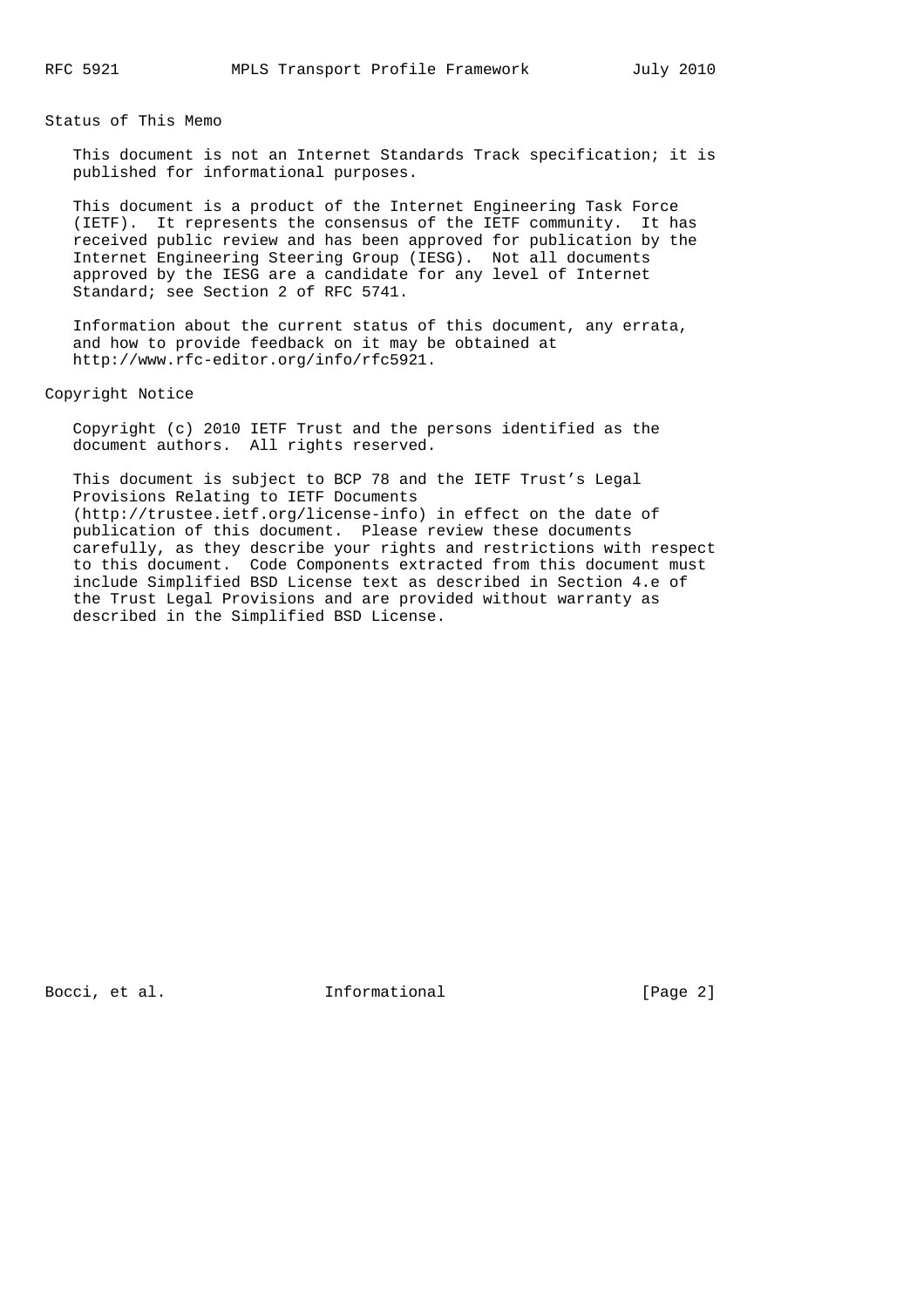## Status of This Memo

This document is not an Internet Standards Track specification; it is published for informational purposes.

This document is a product of the Internet Engineering Task Force (IETF). It represents the consensus of the IETF community. It has received public review and has been approved for publication by the Internet Engineering Steering Group (IESG). Not all documents approved by the IESG are a candidate for any level of Internet Standard; see Section 2 of RFC 5741.

Information about the current status of this document, any errata, and how to provide feedback on it may be obtained at http://www.rfc-editor.org/info/rfc5921.

## Copyright Notice

Copyright (c) 2010 IETF Trust and the persons identified as the document authors. All rights reserved.

This document is subject to BCP 78 and the IETF Trust's Legal Provisions Relating to IETF Documents (http://trustee.ietf.org/license-info) in effect on the date of publication of this document. Please review these documents carefully, as they describe your rights and restrictions with respect to this document. Code Components extracted from this document must include Simplified BSD License text as described in Section 4.e of the Trust Legal Provisions and are provided without warranty as described in the Simplified BSD License.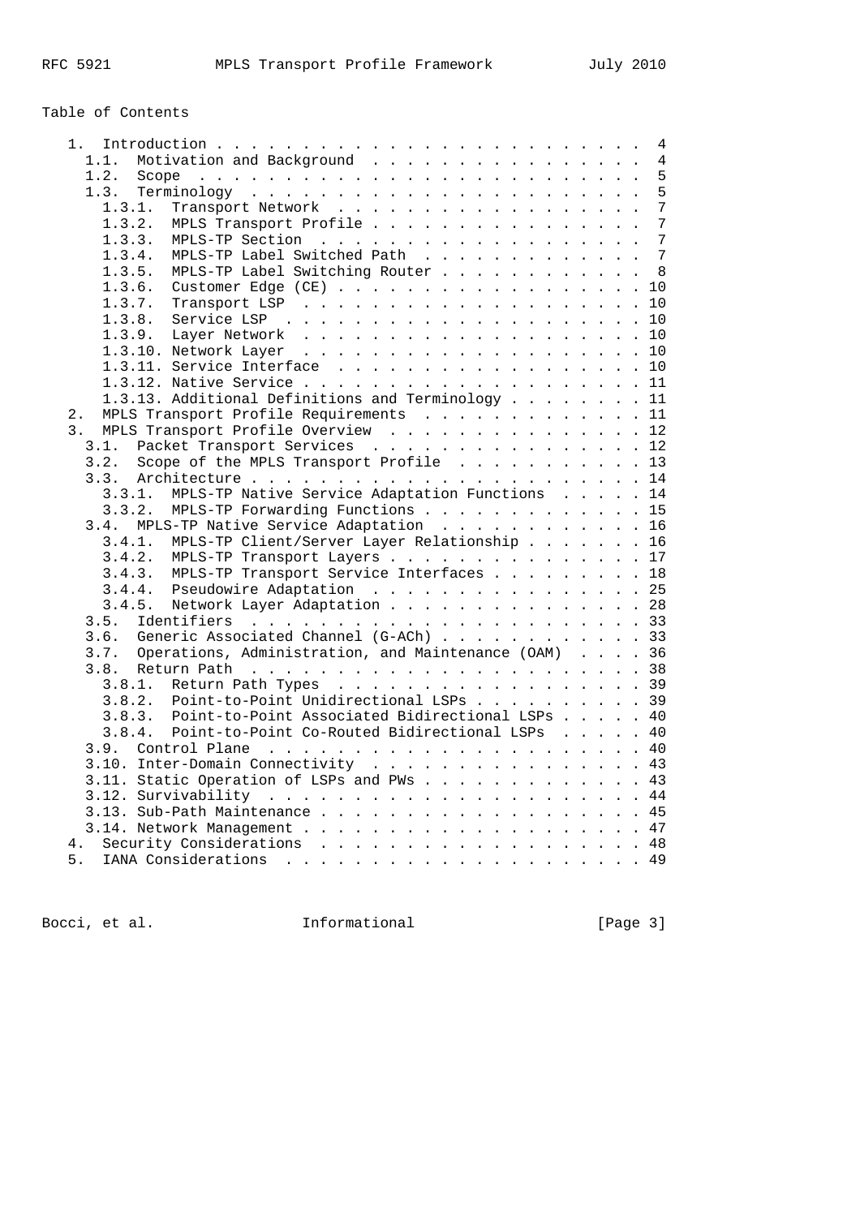Table of Contents

```
   1.  Introduction . . . . . . . . . . . . . . . . . . . . . . . . .  4
     1.1.  Motivation and Background  . . . . . . . . . . . . . . . .  4
     1.2.  Scope  . . . . . . . . . . . . . . . . . . . . . . . . . .  5
     1.3.  Terminology  . . . . . . . . . . . . . . . . . . . . . . .  5
       1.3.1.  Transport Network  . . . . . . . . . . . . . . . . . .  7
       1.3.2.  MPLS Transport Profile . . . . . . . . . . . . . . . .  7
       1.3.3.  MPLS-TP Section  . . . . . . . . . . . . . . . . . . .  7
       1.3.4.  MPLS-TP Label Switched Path  . . . . . . . . . . . . .  7
       1.3.5.  MPLS-TP Label Switching Router . . . . . . . . . . . .  8
       1.3.6.  Customer Edge (CE) . . . . . . . . . . . . . . . . . . 10
       1.3.7.  Transport LSP  . . . . . . . . . . . . . . . . . . . . 10
       1.3.8.  Service LSP  . . . . . . . . . . . . . . . . . . . . . 10
       1.3.9.  Layer Network  . . . . . . . . . . . . . . . . . . . . 10
       1.3.10. Network Layer  . . . . . . . . . . . . . . . . . . . . 10
       1.3.11. Service Interface  . . . . . . . . . . . . . . . . . . 10
       1.3.12. Native Service . . . . . . . . . . . . . . . . . . . . 11
       1.3.13. Additional Definitions and Terminology . . . . . . . . 11
   2.  MPLS Transport Profile Requirements  . . . . . . . . . . . . . 11
   3.  MPLS Transport Profile Overview  . . . . . . . . . . . . . . . 12
     3.1.  Packet Transport Services  . . . . . . . . . . . . . . . . 12
     3.2.  Scope of the MPLS Transport Profile  . . . . . . . . . . . 13
     3.3.  Architecture . . . . . . . . . . . . . . . . . . . . . . . 14
       3.3.1.  MPLS-TP Native Service Adaptation Functions  . . . . . 14
       3.3.2.  MPLS-TP Forwarding Functions . . . . . . . . . . . . . 15
     3.4.  MPLS-TP Native Service Adaptation  . . . . . . . . . . . . 16
       3.4.1.  MPLS-TP Client/Server Layer Relationship . . . . . . . 16
       3.4.2.  MPLS-TP Transport Layers . . . . . . . . . . . . . . . 17
       3.4.3.  MPLS-TP Transport Service Interfaces . . . . . . . . . 18
       3.4.4.  Pseudowire Adaptation  . . . . . . . . . . . . . . . . 25
       3.4.5.  Network Layer Adaptation . . . . . . . . . . . . . . . 28
     3.5.  Identifiers  . . . . . . . . . . . . . . . . . . . . . . . 33
     3.6.  Generic Associated Channel (G-ACh) . . . . . . . . . . . . 33
     3.7.  Operations, Administration, and Maintenance (OAM)  . . . . 36
     3.8.  Return Path  . . . . . . . . . . . . . . . . . . . . . . . 38
       3.8.1.  Return Path Types  . . . . . . . . . . . . . . . . . . 39
       3.8.2.  Point-to-Point Unidirectional LSPs . . . . . . . . . . 39
       3.8.3.  Point-to-Point Associated Bidirectional LSPs . . . . . 40
       3.8.4.  Point-to-Point Co-Routed Bidirectional LSPs  . . . . . 40
     3.9.  Control Plane  . . . . . . . . . . . . . . . . . . . . . . 40
     3.10. Inter-Domain Connectivity  . . . . . . . . . . . . . . . . 43
     3.11. Static Operation of LSPs and PWs . . . . . . . . . . . . . 43
     3.12. Survivability  . . . . . . . . . . . . . . . . . . . . . . 44
     3.13. Sub-Path Maintenance . . . . . . . . . . . . . . . . . . . 45
     3.14. Network Management . . . . . . . . . . . . . . . . . . . . 47
   4.  Security Considerations  . . . . . . . . . . . . . . . . . . . 48
   5.  IANA Considerations  . . . . . . . . . . . . . . . . . . . . . 49
```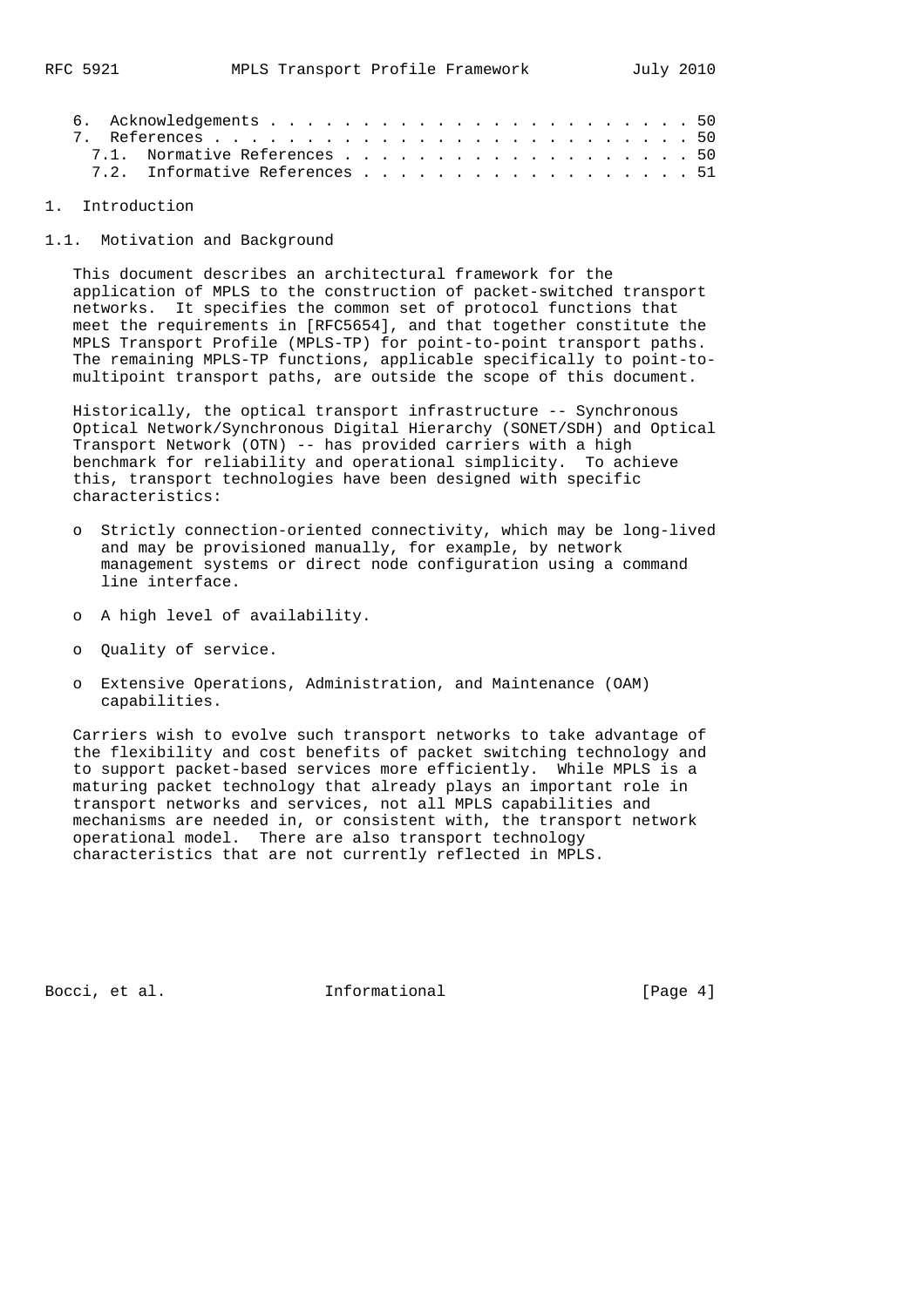6. Acknowledgements . . . . . . . . . . . . . . . . . . . . . . . . 50
7. References . . . . . . . . . . . . . . . . . . . . . . . . . . . 50
   7.1. Normative References . . . . . . . . . . . . . . . . . . . 50
   7.2. Informative References . . . . . . . . . . . . . . . . . . 51

# 1. Introduction

## 1.1. Motivation and Background

This document describes an architectural framework for the application of MPLS to the construction of packet-switched transport networks. It specifies the common set of protocol functions that meet the requirements in [RFC5654], and that together constitute the MPLS Transport Profile (MPLS-TP) for point-to-point transport paths. The remaining MPLS-TP functions, applicable specifically to point-to-multipoint transport paths, are outside the scope of this document.

Historically, the optical transport infrastructure -- Synchronous Optical Network/Synchronous Digital Hierarchy (SONET/SDH) and Optical Transport Network (OTN) -- has provided carriers with a high benchmark for reliability and operational simplicity. To achieve this, transport technologies have been designed with specific characteristics:

- Strictly connection-oriented connectivity, which may be long-lived and may be provisioned manually, for example, by network management systems or direct node configuration using a command line interface.
- A high level of availability.
- Quality of service.
- Extensive Operations, Administration, and Maintenance (OAM) capabilities.

Carriers wish to evolve such transport networks to take advantage of the flexibility and cost benefits of packet switching technology and to support packet-based services more efficiently. While MPLS is a maturing packet technology that already plays an important role in transport networks and services, not all MPLS capabilities and mechanisms are needed in, or consistent with, the transport network operational model. There are also transport technology characteristics that are not currently reflected in MPLS.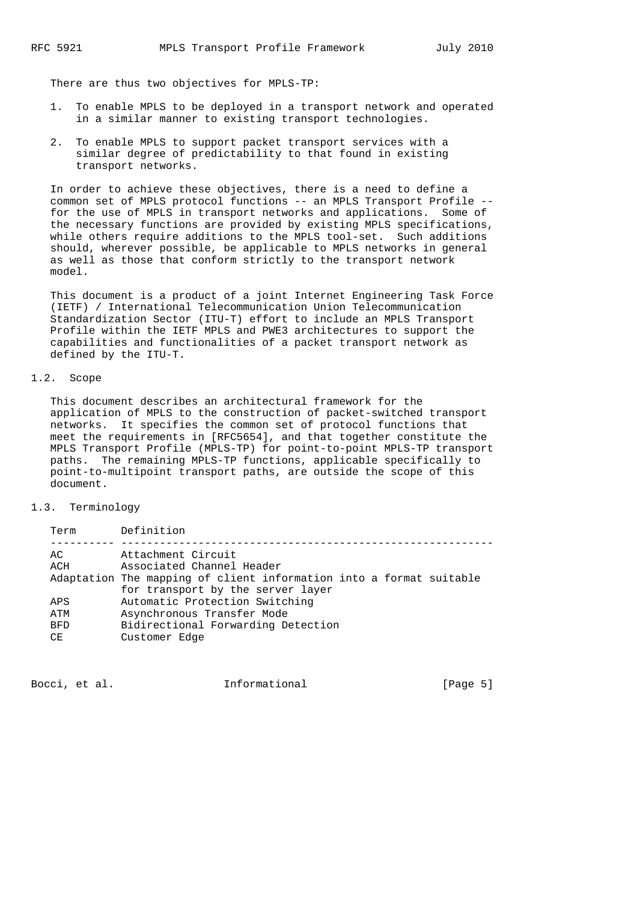There are thus two objectives for MPLS-TP:

1. To enable MPLS to be deployed in a transport network and operated in a similar manner to existing transport technologies.

2. To enable MPLS to support packet transport services with a similar degree of predictability to that found in existing transport networks.

In order to achieve these objectives, there is a need to define a common set of MPLS protocol functions -- an MPLS Transport Profile -- for the use of MPLS in transport networks and applications. Some of the necessary functions are provided by existing MPLS specifications, while others require additions to the MPLS tool-set. Such additions should, wherever possible, be applicable to MPLS networks in general as well as those that conform strictly to the transport network model.

This document is a product of a joint Internet Engineering Task Force (IETF) / International Telecommunication Union Telecommunication Standardization Sector (ITU-T) effort to include an MPLS Transport Profile within the IETF MPLS and PWE3 architectures to support the capabilities and functionalities of a packet transport network as defined by the ITU-T.

## 1.2. Scope

This document describes an architectural framework for the application of MPLS to the construction of packet-switched transport networks. It specifies the common set of protocol functions that meet the requirements in [RFC5654], and that together constitute the MPLS Transport Profile (MPLS-TP) for point-to-point MPLS-TP transport paths. The remaining MPLS-TP functions, applicable specifically to point-to-multipoint transport paths, are outside the scope of this document.

## 1.3. Terminology

| Term | Definition |
|---|---|
| AC | Attachment Circuit |
| ACH | Associated Channel Header |
| Adaptation | The mapping of client information into a format suitable for transport by the server layer |
| APS | Automatic Protection Switching |
| ATM | Asynchronous Transfer Mode |
| BFD | Bidirectional Forwarding Detection |
| CE | Customer Edge |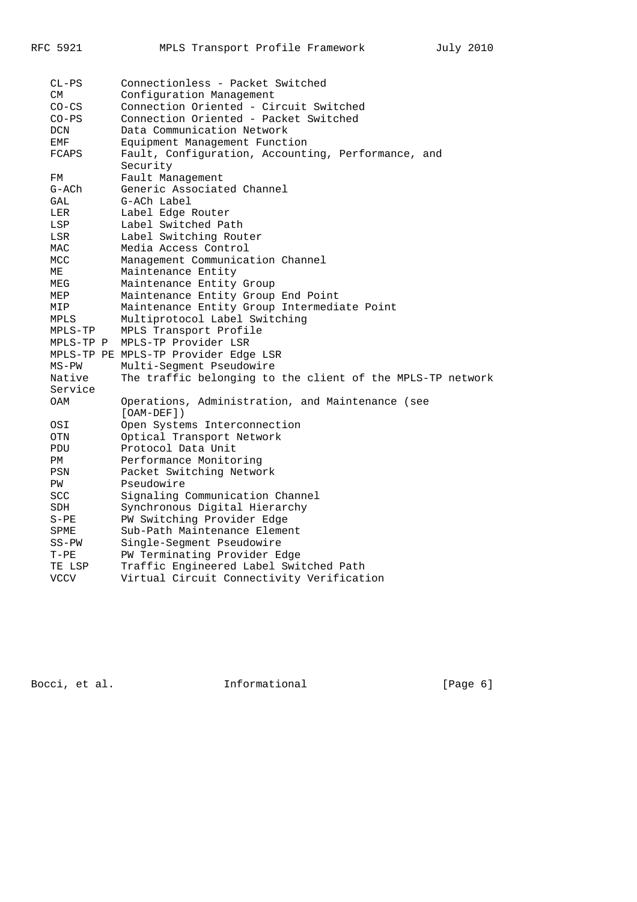| | |
|---|---|
| CL-PS | Connectionless - Packet Switched |
| CM | Configuration Management |
| CO-CS | Connection Oriented - Circuit Switched |
| CO-PS | Connection Oriented - Packet Switched |
| DCN | Data Communication Network |
| EMF | Equipment Management Function |
| FCAPS | Fault, Configuration, Accounting, Performance, and Security |
| FM | Fault Management |
| G-ACh | Generic Associated Channel |
| GAL | G-ACh Label |
| LER | Label Edge Router |
| LSP | Label Switched Path |
| LSR | Label Switching Router |
| MAC | Media Access Control |
| MCC | Management Communication Channel |
| ME | Maintenance Entity |
| MEG | Maintenance Entity Group |
| MEP | Maintenance Entity Group End Point |
| MIP | Maintenance Entity Group Intermediate Point |
| MPLS | Multiprotocol Label Switching |
| MPLS-TP | MPLS Transport Profile |
| MPLS-TP P | MPLS-TP Provider LSR |
| MPLS-TP PE | MPLS-TP Provider Edge LSR |
| MS-PW | Multi-Segment Pseudowire |
| Native Service | The traffic belonging to the client of the MPLS-TP network |
| OAM | Operations, Administration, and Maintenance (see [OAM-DEF]) |
| OSI | Open Systems Interconnection |
| OTN | Optical Transport Network |
| PDU | Protocol Data Unit |
| PM | Performance Monitoring |
| PSN | Packet Switching Network |
| PW | Pseudowire |
| SCC | Signaling Communication Channel |
| SDH | Synchronous Digital Hierarchy |
| S-PE | PW Switching Provider Edge |
| SPME | Sub-Path Maintenance Element |
| SS-PW | Single-Segment Pseudowire |
| T-PE | PW Terminating Provider Edge |
| TE LSP | Traffic Engineered Label Switched Path |
| VCCV | Virtual Circuit Connectivity Verification |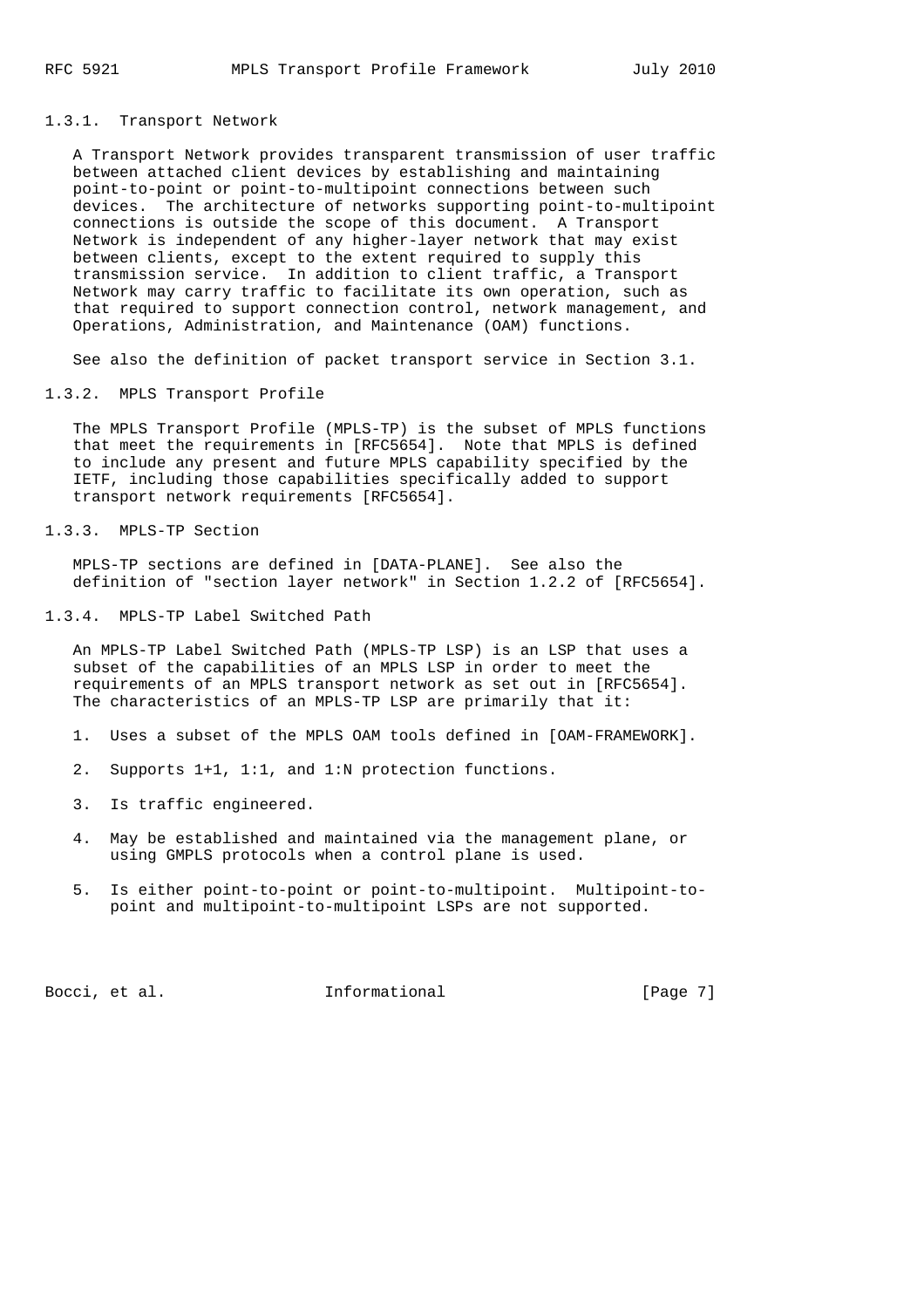### 1.3.1. Transport Network

A Transport Network provides transparent transmission of user traffic between attached client devices by establishing and maintaining point-to-point or point-to-multipoint connections between such devices. The architecture of networks supporting point-to-multipoint connections is outside the scope of this document. A Transport Network is independent of any higher-layer network that may exist between clients, except to the extent required to supply this transmission service. In addition to client traffic, a Transport Network may carry traffic to facilitate its own operation, such as that required to support connection control, network management, and Operations, Administration, and Maintenance (OAM) functions.

See also the definition of packet transport service in Section 3.1.

### 1.3.2. MPLS Transport Profile

The MPLS Transport Profile (MPLS-TP) is the subset of MPLS functions that meet the requirements in [RFC5654]. Note that MPLS is defined to include any present and future MPLS capability specified by the IETF, including those capabilities specifically added to support transport network requirements [RFC5654].

### 1.3.3. MPLS-TP Section

MPLS-TP sections are defined in [DATA-PLANE]. See also the definition of "section layer network" in Section 1.2.2 of [RFC5654].

### 1.3.4. MPLS-TP Label Switched Path

An MPLS-TP Label Switched Path (MPLS-TP LSP) is an LSP that uses a subset of the capabilities of an MPLS LSP in order to meet the requirements of an MPLS transport network as set out in [RFC5654]. The characteristics of an MPLS-TP LSP are primarily that it:

1. Uses a subset of the MPLS OAM tools defined in [OAM-FRAMEWORK].

2. Supports 1+1, 1:1, and 1:N protection functions.

3. Is traffic engineered.

4. May be established and maintained via the management plane, or using GMPLS protocols when a control plane is used.

5. Is either point-to-point or point-to-multipoint. Multipoint-to-point and multipoint-to-multipoint LSPs are not supported.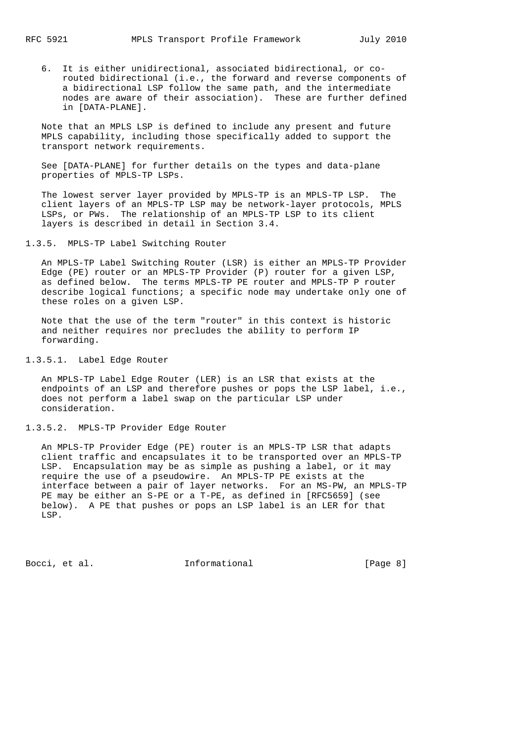6. It is either unidirectional, associated bidirectional, or co-routed bidirectional (i.e., the forward and reverse components of a bidirectional LSP follow the same path, and the intermediate nodes are aware of their association). These are further defined in [DATA-PLANE].

Note that an MPLS LSP is defined to include any present and future MPLS capability, including those specifically added to support the transport network requirements.

See [DATA-PLANE] for further details on the types and data-plane properties of MPLS-TP LSPs.

The lowest server layer provided by MPLS-TP is an MPLS-TP LSP. The client layers of an MPLS-TP LSP may be network-layer protocols, MPLS LSPs, or PWs. The relationship of an MPLS-TP LSP to its client layers is described in detail in Section 3.4.

#### 1.3.5. MPLS-TP Label Switching Router

An MPLS-TP Label Switching Router (LSR) is either an MPLS-TP Provider Edge (PE) router or an MPLS-TP Provider (P) router for a given LSP, as defined below. The terms MPLS-TP PE router and MPLS-TP P router describe logical functions; a specific node may undertake only one of these roles on a given LSP.

Note that the use of the term "router" in this context is historic and neither requires nor precludes the ability to perform IP forwarding.

##### 1.3.5.1. Label Edge Router

An MPLS-TP Label Edge Router (LER) is an LSR that exists at the endpoints of an LSP and therefore pushes or pops the LSP label, i.e., does not perform a label swap on the particular LSP under consideration.

##### 1.3.5.2. MPLS-TP Provider Edge Router

An MPLS-TP Provider Edge (PE) router is an MPLS-TP LSR that adapts client traffic and encapsulates it to be transported over an MPLS-TP LSP. Encapsulation may be as simple as pushing a label, or it may require the use of a pseudowire. An MPLS-TP PE exists at the interface between a pair of layer networks. For an MS-PW, an MPLS-TP PE may be either an S-PE or a T-PE, as defined in [RFC5659] (see below). A PE that pushes or pops an LSP label is an LER for that LSP.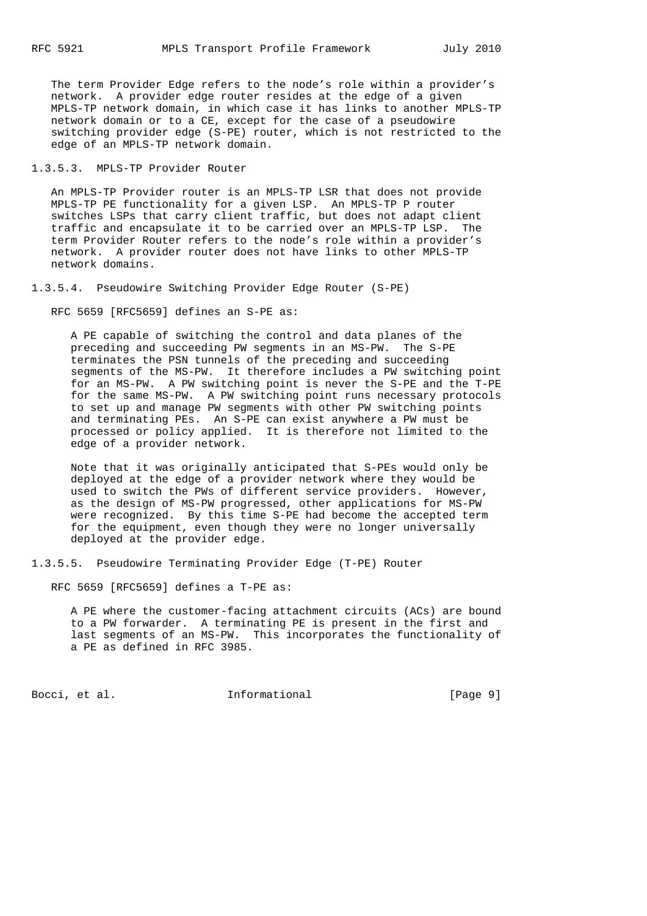The term Provider Edge refers to the node's role within a provider's network. A provider edge router resides at the edge of a given MPLS-TP network domain, in which case it has links to another MPLS-TP network domain or to a CE, except for the case of a pseudowire switching provider edge (S-PE) router, which is not restricted to the edge of an MPLS-TP network domain.

#### 1.3.5.3. MPLS-TP Provider Router

An MPLS-TP Provider router is an MPLS-TP LSR that does not provide MPLS-TP PE functionality for a given LSP. An MPLS-TP P router switches LSPs that carry client traffic, but does not adapt client traffic and encapsulate it to be carried over an MPLS-TP LSP. The term Provider Router refers to the node's role within a provider's network. A provider router does not have links to other MPLS-TP network domains.

#### 1.3.5.4. Pseudowire Switching Provider Edge Router (S-PE)

RFC 5659 [RFC5659] defines an S-PE as:

> A PE capable of switching the control and data planes of the preceding and succeeding PW segments in an MS-PW. The S-PE terminates the PSN tunnels of the preceding and succeeding segments of the MS-PW. It therefore includes a PW switching point for an MS-PW. A PW switching point is never the S-PE and the T-PE for the same MS-PW. A PW switching point runs necessary protocols to set up and manage PW segments with other PW switching points and terminating PEs. An S-PE can exist anywhere a PW must be processed or policy applied. It is therefore not limited to the edge of a provider network.
>
> Note that it was originally anticipated that S-PEs would only be deployed at the edge of a provider network where they would be used to switch the PWs of different service providers. However, as the design of MS-PW progressed, other applications for MS-PW were recognized. By this time S-PE had become the accepted term for the equipment, even though they were no longer universally deployed at the provider edge.

#### 1.3.5.5. Pseudowire Terminating Provider Edge (T-PE) Router

RFC 5659 [RFC5659] defines a T-PE as:

> A PE where the customer-facing attachment circuits (ACs) are bound to a PW forwarder. A terminating PE is present in the first and last segments of an MS-PW. This incorporates the functionality of a PE as defined in RFC 3985.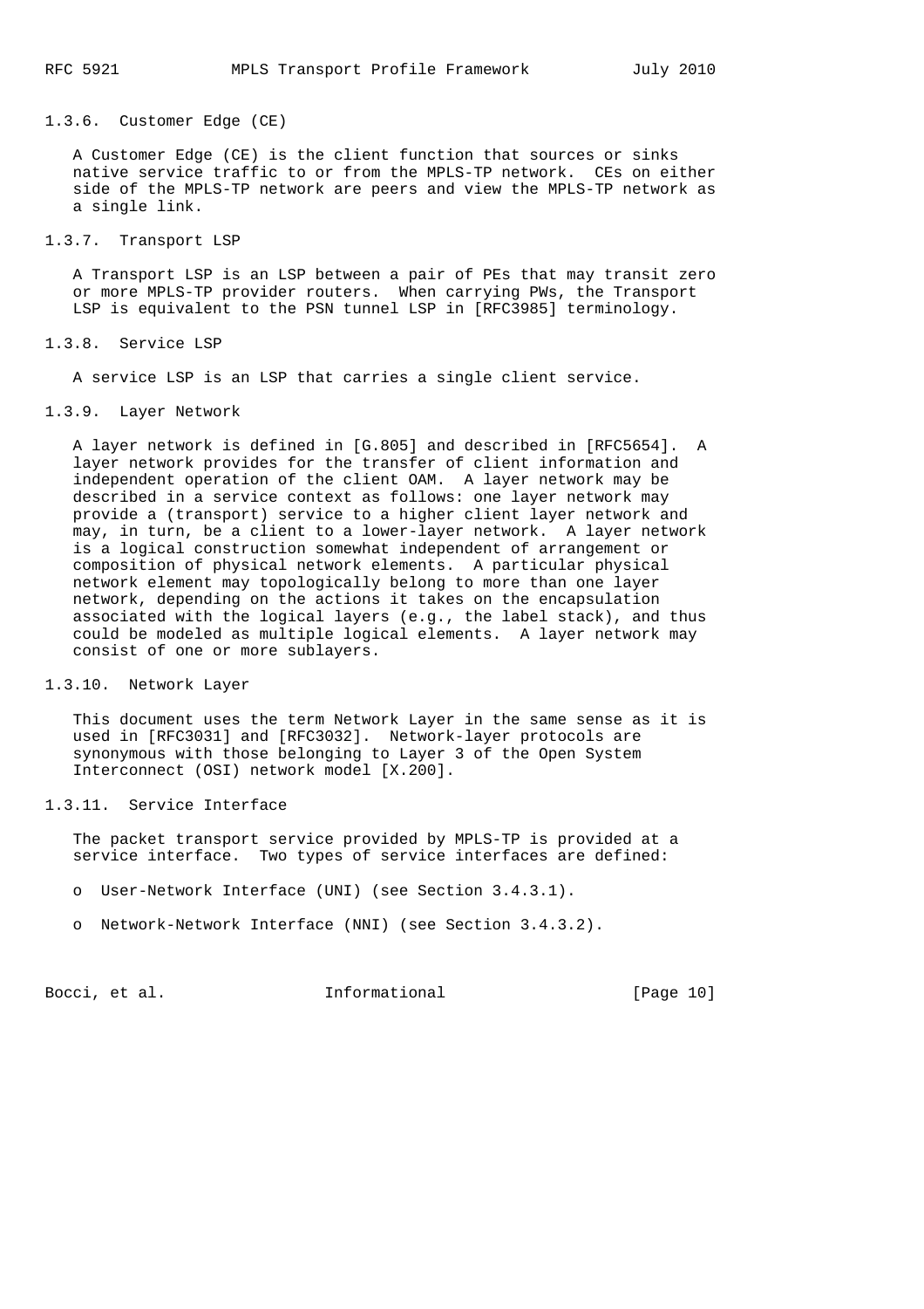#### 1.3.6. Customer Edge (CE)

A Customer Edge (CE) is the client function that sources or sinks native service traffic to or from the MPLS-TP network. CEs on either side of the MPLS-TP network are peers and view the MPLS-TP network as a single link.

#### 1.3.7. Transport LSP

A Transport LSP is an LSP between a pair of PEs that may transit zero or more MPLS-TP provider routers. When carrying PWs, the Transport LSP is equivalent to the PSN tunnel LSP in [RFC3985] terminology.

#### 1.3.8. Service LSP

A service LSP is an LSP that carries a single client service.

#### 1.3.9. Layer Network

A layer network is defined in [G.805] and described in [RFC5654]. A layer network provides for the transfer of client information and independent operation of the client OAM. A layer network may be described in a service context as follows: one layer network may provide a (transport) service to a higher client layer network and may, in turn, be a client to a lower-layer network. A layer network is a logical construction somewhat independent of arrangement or composition of physical network elements. A particular physical network element may topologically belong to more than one layer network, depending on the actions it takes on the encapsulation associated with the logical layers (e.g., the label stack), and thus could be modeled as multiple logical elements. A layer network may consist of one or more sublayers.

#### 1.3.10. Network Layer

This document uses the term Network Layer in the same sense as it is used in [RFC3031] and [RFC3032]. Network-layer protocols are synonymous with those belonging to Layer 3 of the Open System Interconnect (OSI) network model [X.200].

#### 1.3.11. Service Interface

The packet transport service provided by MPLS-TP is provided at a service interface. Two types of service interfaces are defined:

- User-Network Interface (UNI) (see Section 3.4.3.1).
- Network-Network Interface (NNI) (see Section 3.4.3.2).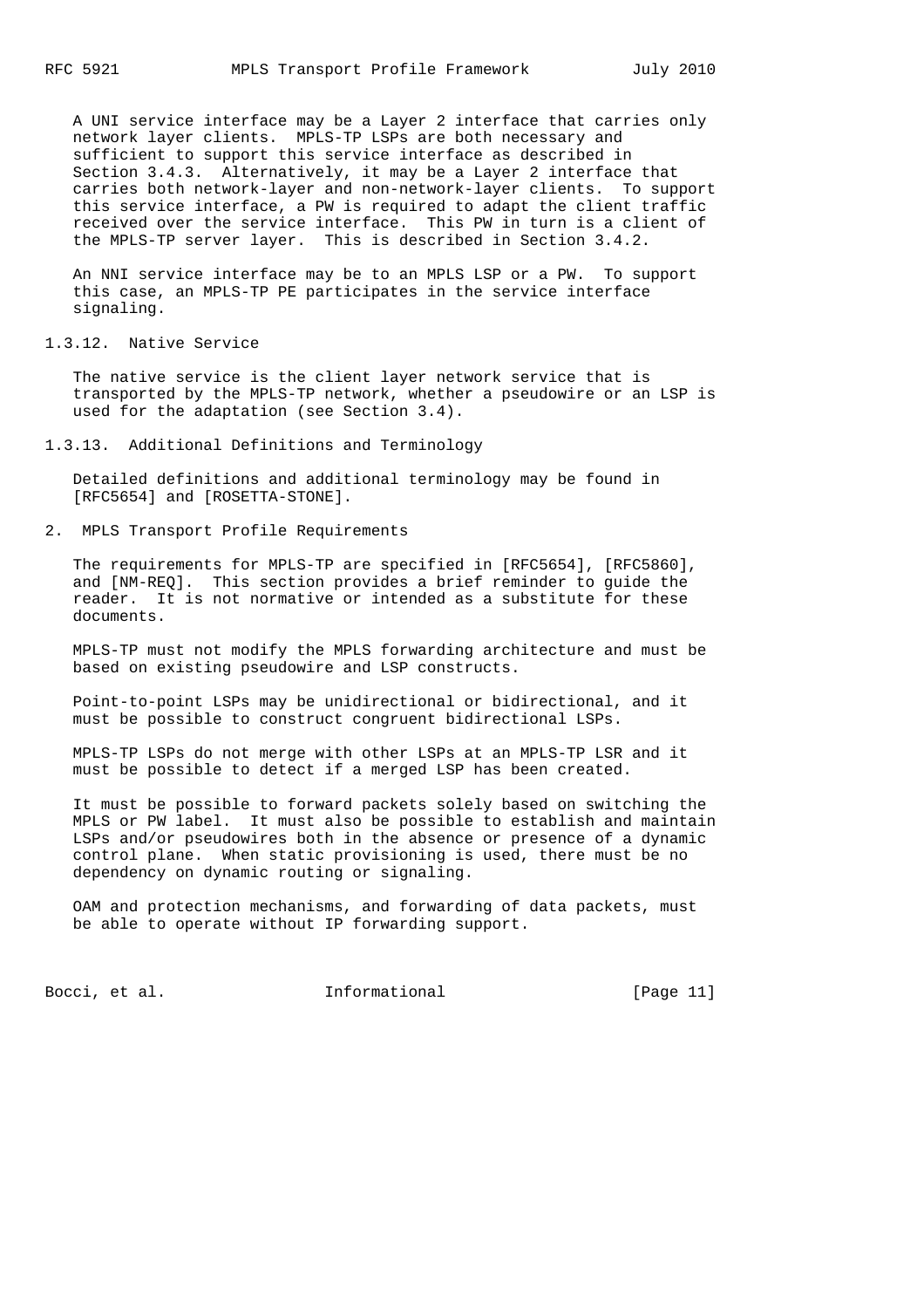A UNI service interface may be a Layer 2 interface that carries only network layer clients. MPLS-TP LSPs are both necessary and sufficient to support this service interface as described in Section 3.4.3. Alternatively, it may be a Layer 2 interface that carries both network-layer and non-network-layer clients. To support this service interface, a PW is required to adapt the client traffic received over the service interface. This PW in turn is a client of the MPLS-TP server layer. This is described in Section 3.4.2.

An NNI service interface may be to an MPLS LSP or a PW. To support this case, an MPLS-TP PE participates in the service interface signaling.

### 1.3.12. Native Service

The native service is the client layer network service that is transported by the MPLS-TP network, whether a pseudowire or an LSP is used for the adaptation (see Section 3.4).

### 1.3.13. Additional Definitions and Terminology

Detailed definitions and additional terminology may be found in [RFC5654] and [ROSETTA-STONE].

## 2. MPLS Transport Profile Requirements

The requirements for MPLS-TP are specified in [RFC5654], [RFC5860], and [NM-REQ]. This section provides a brief reminder to guide the reader. It is not normative or intended as a substitute for these documents.

MPLS-TP must not modify the MPLS forwarding architecture and must be based on existing pseudowire and LSP constructs.

Point-to-point LSPs may be unidirectional or bidirectional, and it must be possible to construct congruent bidirectional LSPs.

MPLS-TP LSPs do not merge with other LSPs at an MPLS-TP LSR and it must be possible to detect if a merged LSP has been created.

It must be possible to forward packets solely based on switching the MPLS or PW label. It must also be possible to establish and maintain LSPs and/or pseudowires both in the absence or presence of a dynamic control plane. When static provisioning is used, there must be no dependency on dynamic routing or signaling.

OAM and protection mechanisms, and forwarding of data packets, must be able to operate without IP forwarding support.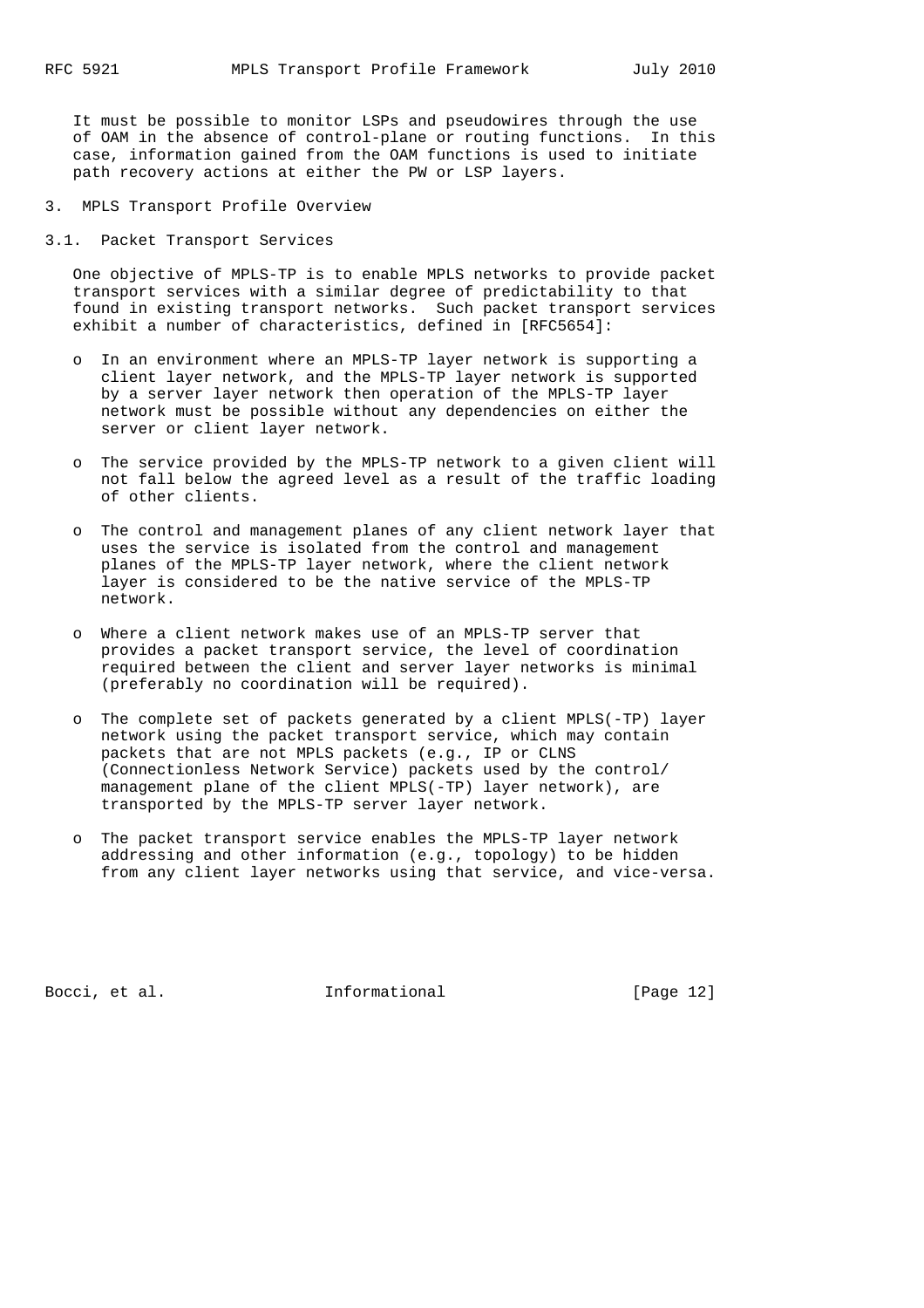It must be possible to monitor LSPs and pseudowires through the use of OAM in the absence of control-plane or routing functions. In this case, information gained from the OAM functions is used to initiate path recovery actions at either the PW or LSP layers.

# 3. MPLS Transport Profile Overview

## 3.1. Packet Transport Services

One objective of MPLS-TP is to enable MPLS networks to provide packet transport services with a similar degree of predictability to that found in existing transport networks. Such packet transport services exhibit a number of characteristics, defined in [RFC5654]:

- In an environment where an MPLS-TP layer network is supporting a client layer network, and the MPLS-TP layer network is supported by a server layer network then operation of the MPLS-TP layer network must be possible without any dependencies on either the server or client layer network.

- The service provided by the MPLS-TP network to a given client will not fall below the agreed level as a result of the traffic loading of other clients.

- The control and management planes of any client network layer that uses the service is isolated from the control and management planes of the MPLS-TP layer network, where the client network layer is considered to be the native service of the MPLS-TP network.

- Where a client network makes use of an MPLS-TP server that provides a packet transport service, the level of coordination required between the client and server layer networks is minimal (preferably no coordination will be required).

- The complete set of packets generated by a client MPLS(-TP) layer network using the packet transport service, which may contain packets that are not MPLS packets (e.g., IP or CLNS (Connectionless Network Service) packets used by the control/management plane of the client MPLS(-TP) layer network), are transported by the MPLS-TP server layer network.

- The packet transport service enables the MPLS-TP layer network addressing and other information (e.g., topology) to be hidden from any client layer networks using that service, and vice-versa.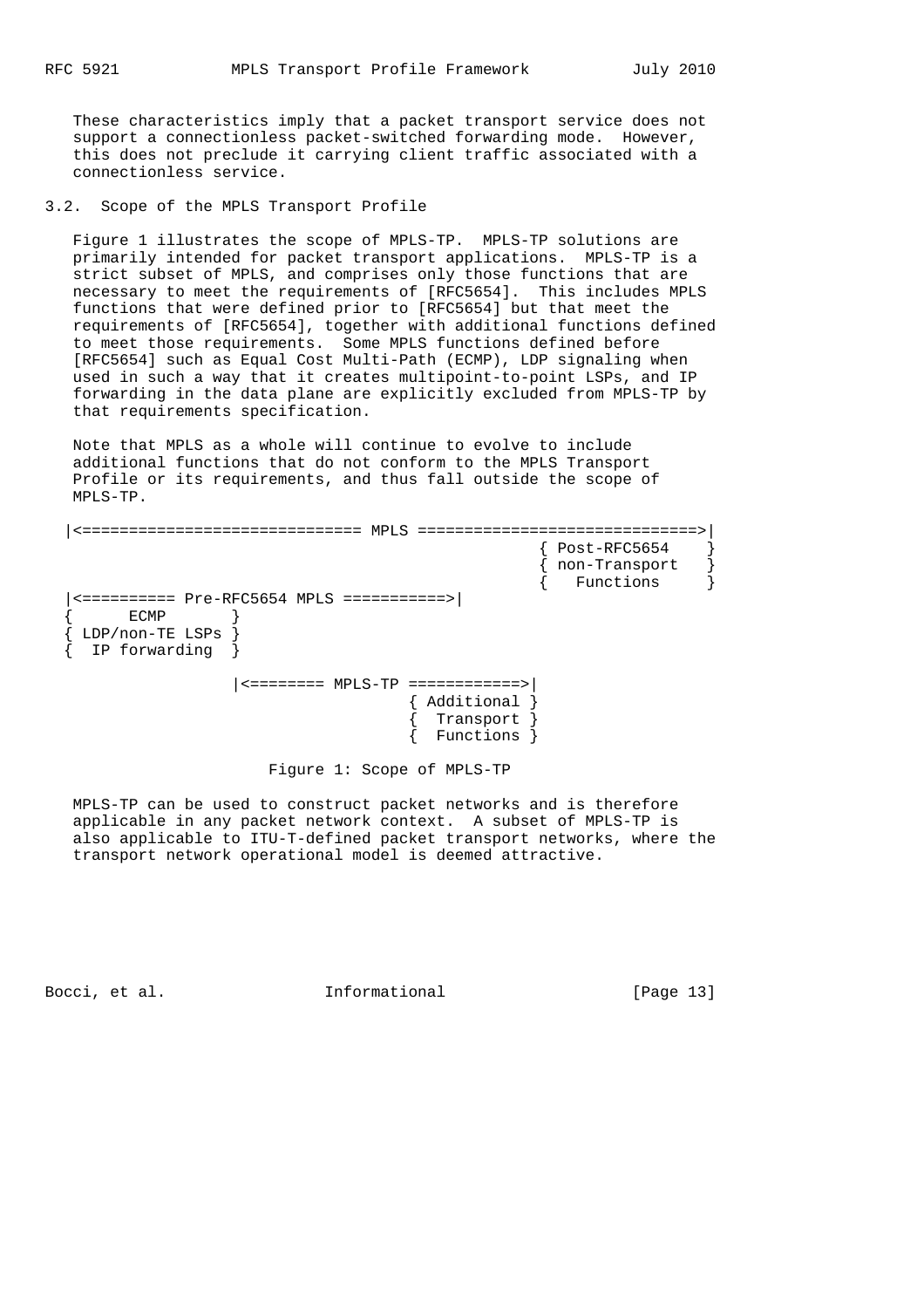These characteristics imply that a packet transport service does not support a connectionless packet-switched forwarding mode. However, this does not preclude it carrying client traffic associated with a connectionless service.

### 3.2. Scope of the MPLS Transport Profile

Figure 1 illustrates the scope of MPLS-TP. MPLS-TP solutions are primarily intended for packet transport applications. MPLS-TP is a strict subset of MPLS, and comprises only those functions that are necessary to meet the requirements of [RFC5654]. This includes MPLS functions that were defined prior to [RFC5654] but that meet the requirements of [RFC5654], together with additional functions defined to meet those requirements. Some MPLS functions defined before [RFC5654] such as Equal Cost Multi-Path (ECMP), LDP signaling when used in such a way that it creates multipoint-to-point LSPs, and IP forwarding in the data plane are explicitly excluded from MPLS-TP by that requirements specification.

Note that MPLS as a whole will continue to evolve to include additional functions that do not conform to the MPLS Transport Profile or its requirements, and thus fall outside the scope of MPLS-TP.

```
|<============================== MPLS ==============================>|
                                                  { Post-RFC5654    }
                                                  { non-Transport   }
                                                  {   Functions     }
|<========== Pre-RFC5654 MPLS ===========>|
{      ECMP       }
{ LDP/non-TE LSPs }
{  IP forwarding  }

                  |<======== MPLS-TP ============>|
                                    { Additional }
                                    {  Transport }
                                    {  Functions }

                    Figure 1: Scope of MPLS-TP
```

MPLS-TP can be used to construct packet networks and is therefore applicable in any packet network context. A subset of MPLS-TP is also applicable to ITU-T-defined packet transport networks, where the transport network operational model is deemed attractive.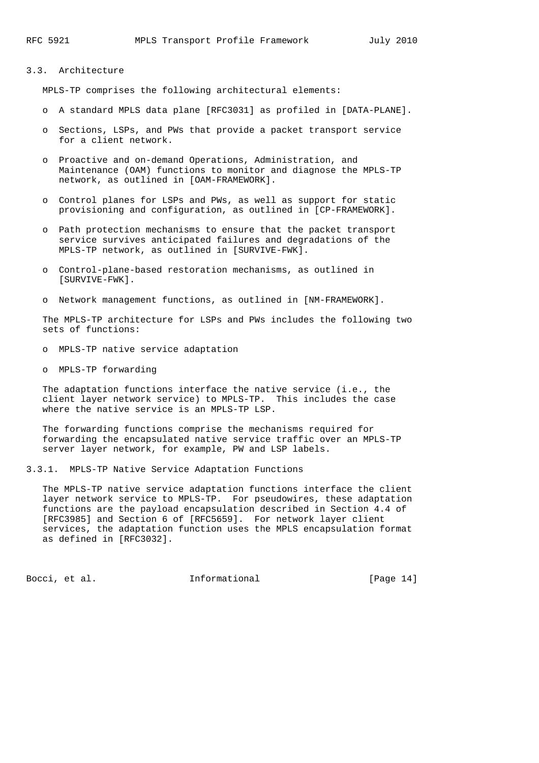### 3.3. Architecture

MPLS-TP comprises the following architectural elements:

- A standard MPLS data plane [RFC3031] as profiled in [DATA-PLANE].

- Sections, LSPs, and PWs that provide a packet transport service for a client network.

- Proactive and on-demand Operations, Administration, and Maintenance (OAM) functions to monitor and diagnose the MPLS-TP network, as outlined in [OAM-FRAMEWORK].

- Control planes for LSPs and PWs, as well as support for static provisioning and configuration, as outlined in [CP-FRAMEWORK].

- Path protection mechanisms to ensure that the packet transport service survives anticipated failures and degradations of the MPLS-TP network, as outlined in [SURVIVE-FWK].

- Control-plane-based restoration mechanisms, as outlined in [SURVIVE-FWK].

- Network management functions, as outlined in [NM-FRAMEWORK].

The MPLS-TP architecture for LSPs and PWs includes the following two sets of functions:

- MPLS-TP native service adaptation

- MPLS-TP forwarding

The adaptation functions interface the native service (i.e., the client layer network service) to MPLS-TP. This includes the case where the native service is an MPLS-TP LSP.

The forwarding functions comprise the mechanisms required for forwarding the encapsulated native service traffic over an MPLS-TP server layer network, for example, PW and LSP labels.

#### 3.3.1. MPLS-TP Native Service Adaptation Functions

The MPLS-TP native service adaptation functions interface the client layer network service to MPLS-TP. For pseudowires, these adaptation functions are the payload encapsulation described in Section 4.4 of [RFC3985] and Section 6 of [RFC5659]. For network layer client services, the adaptation function uses the MPLS encapsulation format as defined in [RFC3032].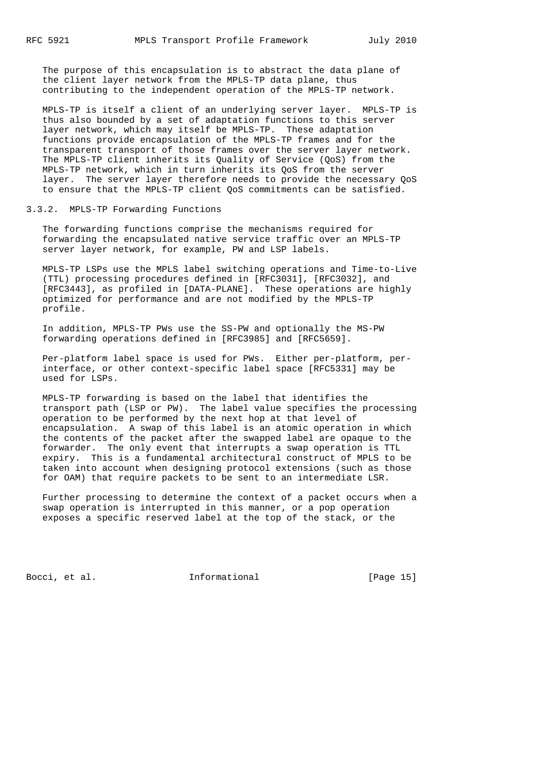The purpose of this encapsulation is to abstract the data plane of the client layer network from the MPLS-TP data plane, thus contributing to the independent operation of the MPLS-TP network.

MPLS-TP is itself a client of an underlying server layer. MPLS-TP is thus also bounded by a set of adaptation functions to this server layer network, which may itself be MPLS-TP. These adaptation functions provide encapsulation of the MPLS-TP frames and for the transparent transport of those frames over the server layer network. The MPLS-TP client inherits its Quality of Service (QoS) from the MPLS-TP network, which in turn inherits its QoS from the server layer. The server layer therefore needs to provide the necessary QoS to ensure that the MPLS-TP client QoS commitments can be satisfied.

### 3.3.2. MPLS-TP Forwarding Functions

The forwarding functions comprise the mechanisms required for forwarding the encapsulated native service traffic over an MPLS-TP server layer network, for example, PW and LSP labels.

MPLS-TP LSPs use the MPLS label switching operations and Time-to-Live (TTL) processing procedures defined in [RFC3031], [RFC3032], and [RFC3443], as profiled in [DATA-PLANE]. These operations are highly optimized for performance and are not modified by the MPLS-TP profile.

In addition, MPLS-TP PWs use the SS-PW and optionally the MS-PW forwarding operations defined in [RFC3985] and [RFC5659].

Per-platform label space is used for PWs. Either per-platform, per-interface, or other context-specific label space [RFC5331] may be used for LSPs.

MPLS-TP forwarding is based on the label that identifies the transport path (LSP or PW). The label value specifies the processing operation to be performed by the next hop at that level of encapsulation. A swap of this label is an atomic operation in which the contents of the packet after the swapped label are opaque to the forwarder. The only event that interrupts a swap operation is TTL expiry. This is a fundamental architectural construct of MPLS to be taken into account when designing protocol extensions (such as those for OAM) that require packets to be sent to an intermediate LSR.

Further processing to determine the context of a packet occurs when a swap operation is interrupted in this manner, or a pop operation exposes a specific reserved label at the top of the stack, or the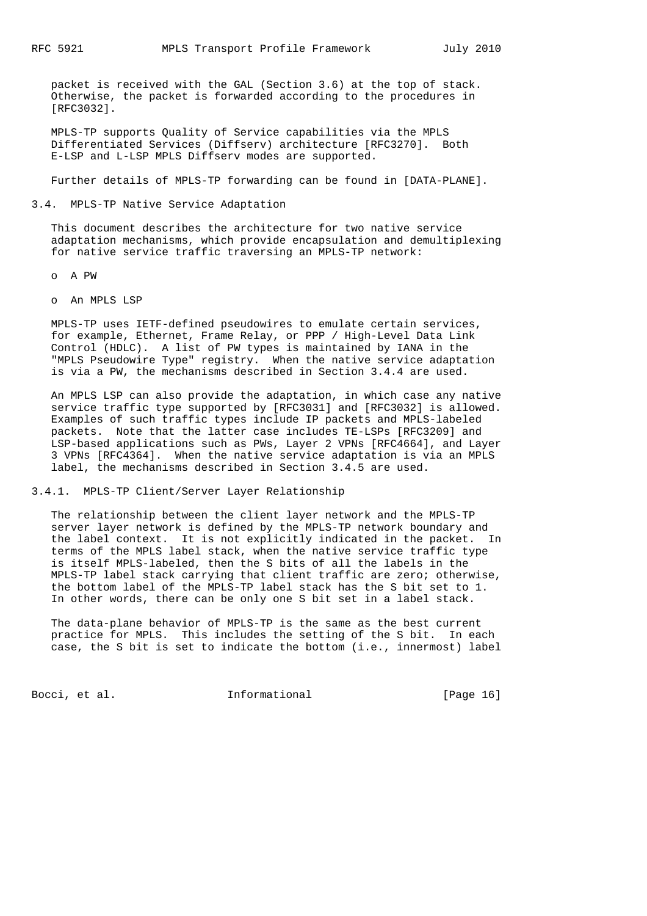packet is received with the GAL (Section 3.6) at the top of stack. Otherwise, the packet is forwarded according to the procedures in [RFC3032].

MPLS-TP supports Quality of Service capabilities via the MPLS Differentiated Services (Diffserv) architecture [RFC3270]. Both E-LSP and L-LSP MPLS Diffserv modes are supported.

Further details of MPLS-TP forwarding can be found in [DATA-PLANE].

### 3.4. MPLS-TP Native Service Adaptation

This document describes the architecture for two native service adaptation mechanisms, which provide encapsulation and demultiplexing for native service traffic traversing an MPLS-TP network:

- A PW
- An MPLS LSP

MPLS-TP uses IETF-defined pseudowires to emulate certain services, for example, Ethernet, Frame Relay, or PPP / High-Level Data Link Control (HDLC). A list of PW types is maintained by IANA in the "MPLS Pseudowire Type" registry. When the native service adaptation is via a PW, the mechanisms described in Section 3.4.4 are used.

An MPLS LSP can also provide the adaptation, in which case any native service traffic type supported by [RFC3031] and [RFC3032] is allowed. Examples of such traffic types include IP packets and MPLS-labeled packets. Note that the latter case includes TE-LSPs [RFC3209] and LSP-based applications such as PWs, Layer 2 VPNs [RFC4664], and Layer 3 VPNs [RFC4364]. When the native service adaptation is via an MPLS label, the mechanisms described in Section 3.4.5 are used.

#### 3.4.1. MPLS-TP Client/Server Layer Relationship

The relationship between the client layer network and the MPLS-TP server layer network is defined by the MPLS-TP network boundary and the label context. It is not explicitly indicated in the packet. In terms of the MPLS label stack, when the native service traffic type is itself MPLS-labeled, then the S bits of all the labels in the MPLS-TP label stack carrying that client traffic are zero; otherwise, the bottom label of the MPLS-TP label stack has the S bit set to 1. In other words, there can be only one S bit set in a label stack.

The data-plane behavior of MPLS-TP is the same as the best current practice for MPLS. This includes the setting of the S bit. In each case, the S bit is set to indicate the bottom (i.e., innermost) label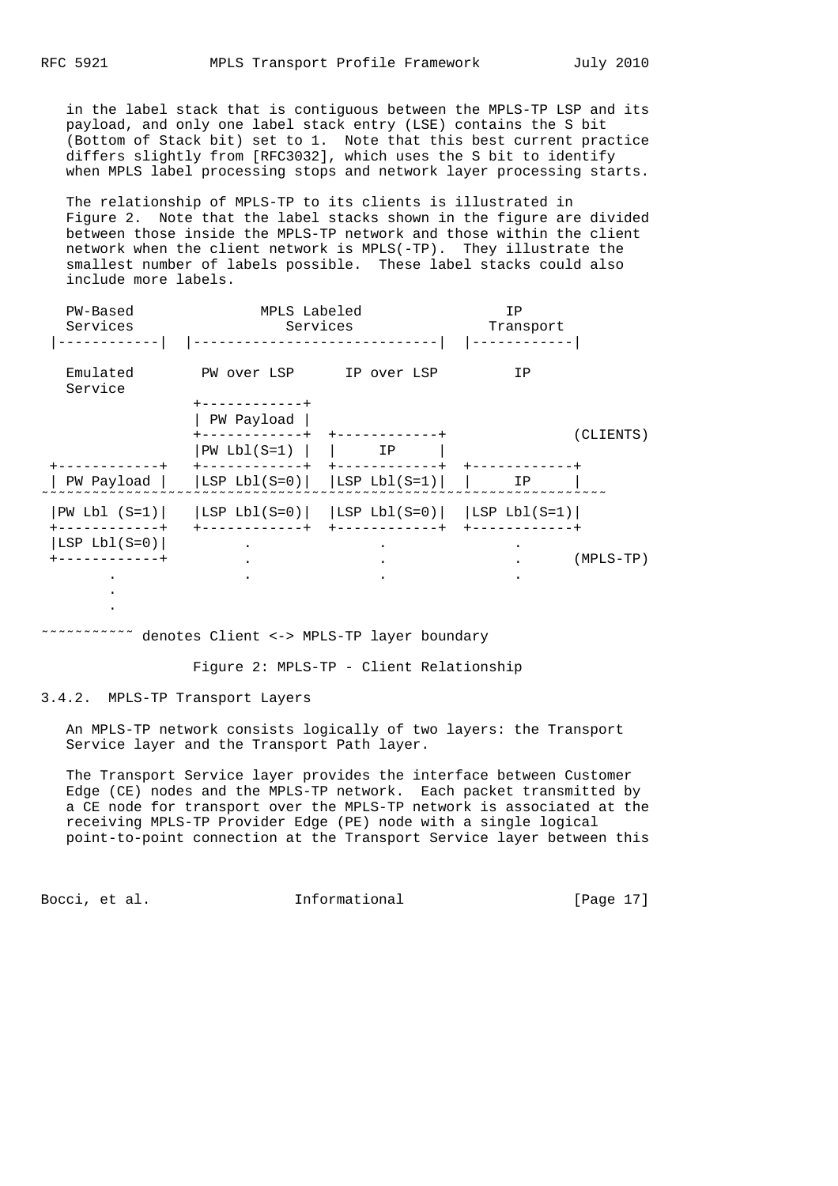in the label stack that is contiguous between the MPLS-TP LSP and its payload, and only one label stack entry (LSE) contains the S bit (Bottom of Stack bit) set to 1. Note that this best current practice differs slightly from [RFC3032], which uses the S bit to identify when MPLS label processing stops and network layer processing starts.

The relationship of MPLS-TP to its clients is illustrated in Figure 2. Note that the label stacks shown in the figure are divided between those inside the MPLS-TP network and those within the client network when the client network is MPLS(-TP). They illustrate the smallest number of labels possible. These label stacks could also include more labels.

```
  PW-Based              MPLS Labeled                 IP
  Services                Services                Transport
|------------|  |-----------------------------|  |------------|

  Emulated        PW over LSP      IP over LSP         IP
  Service
                +------------+
                | PW Payload |
                +------------+  +------------+                (CLIENTS)
                |PW Lbl(S=1) |  |     IP     |
+------------+  +------------+  +------------+  +------------+
| PW Payload |  |LSP Lbl(S=0)|  |LSP Lbl(S=1)|  |     IP     |
~~~~~~~~~~~~~~~~~~~~~~~~~~~~~~~~~~~~~~~~~~~~~~~~~~~~~~~~~~~~~~~~~~
|PW Lbl (S=1)|  |LSP Lbl(S=0)|  |LSP Lbl(S=0)|  |LSP Lbl(S=1)|
+------------+  +------------+  +------------+  +------------+
|LSP Lbl(S=0)|        .               .               .
+------------+        .               .               .      (MPLS-TP)
      .               .               .               .
      .
      .

~~~~~~~~~~~ denotes Client <-> MPLS-TP layer boundary
```

Figure 2: MPLS-TP - Client Relationship

### 3.4.2. MPLS-TP Transport Layers

An MPLS-TP network consists logically of two layers: the Transport Service layer and the Transport Path layer.

The Transport Service layer provides the interface between Customer Edge (CE) nodes and the MPLS-TP network. Each packet transmitted by a CE node for transport over the MPLS-TP network is associated at the receiving MPLS-TP Provider Edge (PE) node with a single logical point-to-point connection at the Transport Service layer between this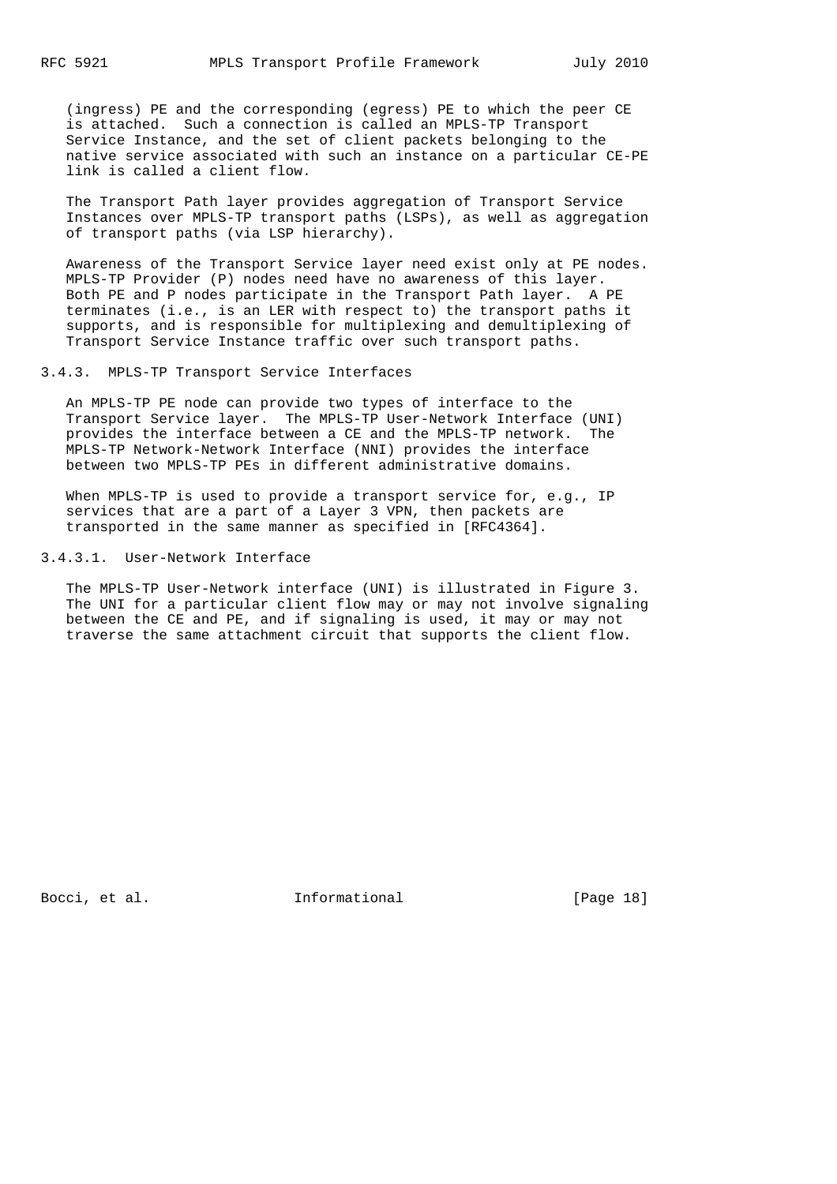(ingress) PE and the corresponding (egress) PE to which the peer CE is attached. Such a connection is called an MPLS-TP Transport Service Instance, and the set of client packets belonging to the native service associated with such an instance on a particular CE-PE link is called a client flow.

The Transport Path layer provides aggregation of Transport Service Instances over MPLS-TP transport paths (LSPs), as well as aggregation of transport paths (via LSP hierarchy).

Awareness of the Transport Service layer need exist only at PE nodes. MPLS-TP Provider (P) nodes need have no awareness of this layer. Both PE and P nodes participate in the Transport Path layer. A PE terminates (i.e., is an LER with respect to) the transport paths it supports, and is responsible for multiplexing and demultiplexing of Transport Service Instance traffic over such transport paths.

### 3.4.3. MPLS-TP Transport Service Interfaces

An MPLS-TP PE node can provide two types of interface to the Transport Service layer. The MPLS-TP User-Network Interface (UNI) provides the interface between a CE and the MPLS-TP network. The MPLS-TP Network-Network Interface (NNI) provides the interface between two MPLS-TP PEs in different administrative domains.

When MPLS-TP is used to provide a transport service for, e.g., IP services that are a part of a Layer 3 VPN, then packets are transported in the same manner as specified in [RFC4364].

#### 3.4.3.1. User-Network Interface

The MPLS-TP User-Network interface (UNI) is illustrated in Figure 3. The UNI for a particular client flow may or may not involve signaling between the CE and PE, and if signaling is used, it may or may not traverse the same attachment circuit that supports the client flow.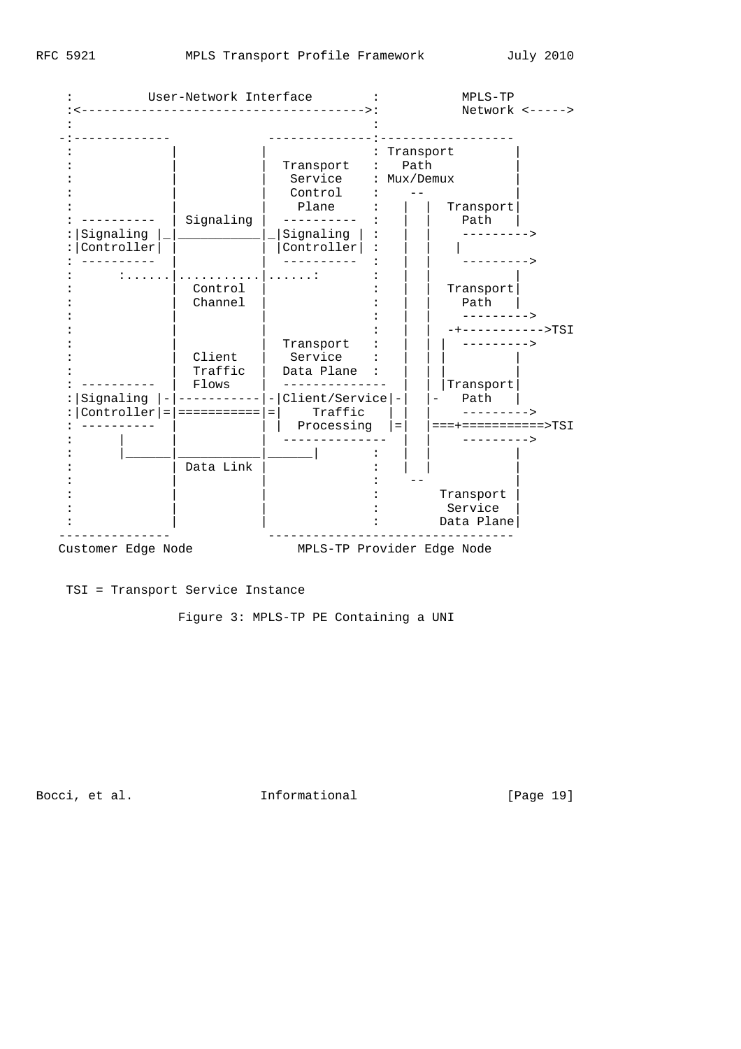```
    :          User-Network Interface        :           MPLS-TP
    :<-------------------------------------->:           Network <----->
    :                                        :
   -:-------------            --------------:------------------
    :             |           |             : Transport        |
    :             |           |  Transport  :   Path           |
    :             |           |   Service   : Mux/Demux        |
    :             |           |   Control   :    --            |
    :             |           |    Plane    :   |  |  Transport|
    : ----------  | Signaling |  ---------- :   |  |    Path   |
    :|Signaling |_|___________|_|Signaling | :   |  |    --------->
    :|Controller| |           | |Controller| :   |  |    |
    : ----------  |           |  ---------- :   |  |    --------->
    :      :......|...........|......:      :   |  |             |
    :             |  Control  |             :   |  |  Transport|
    :             |  Channel  |             :   |  |    Path   |
    :             |           |             :   |  |    --------->
    :             |           |             :   |  |  -+----------->TSI
    :             |           |  Transport  :   |  | |  --------->
    :             |  Client   |   Service   :   |  | |             |
    :             |  Traffic  |  Data Plane :   |  | |             |
    : ----------  |  Flows    |  -------------- |  | |Transport|
    :|Signaling |-|-----------|-|Client/Service|-|  |-   Path   |
    :|Controller|=|===========|=|    Traffic   | |  |    --------->
    : ----------  |           | |  Processing  |=|  |===+===========>TSI
    :      |      |           |  --------------  |  |    --------->
    :      |______|___________|______|      :   |  |             |
    :             | Data Link |             :   |  |             |
    :             |           |             :    --              |
    :             |           |             :       Transport |
    :             |           |             :        Service  |
    :             |           |             :       Data Plane|
   ---------------            ---------------------------------
  Customer Edge Node             MPLS-TP Provider Edge Node
```

TSI = Transport Service Instance

Figure 3: MPLS-TP PE Containing a UNI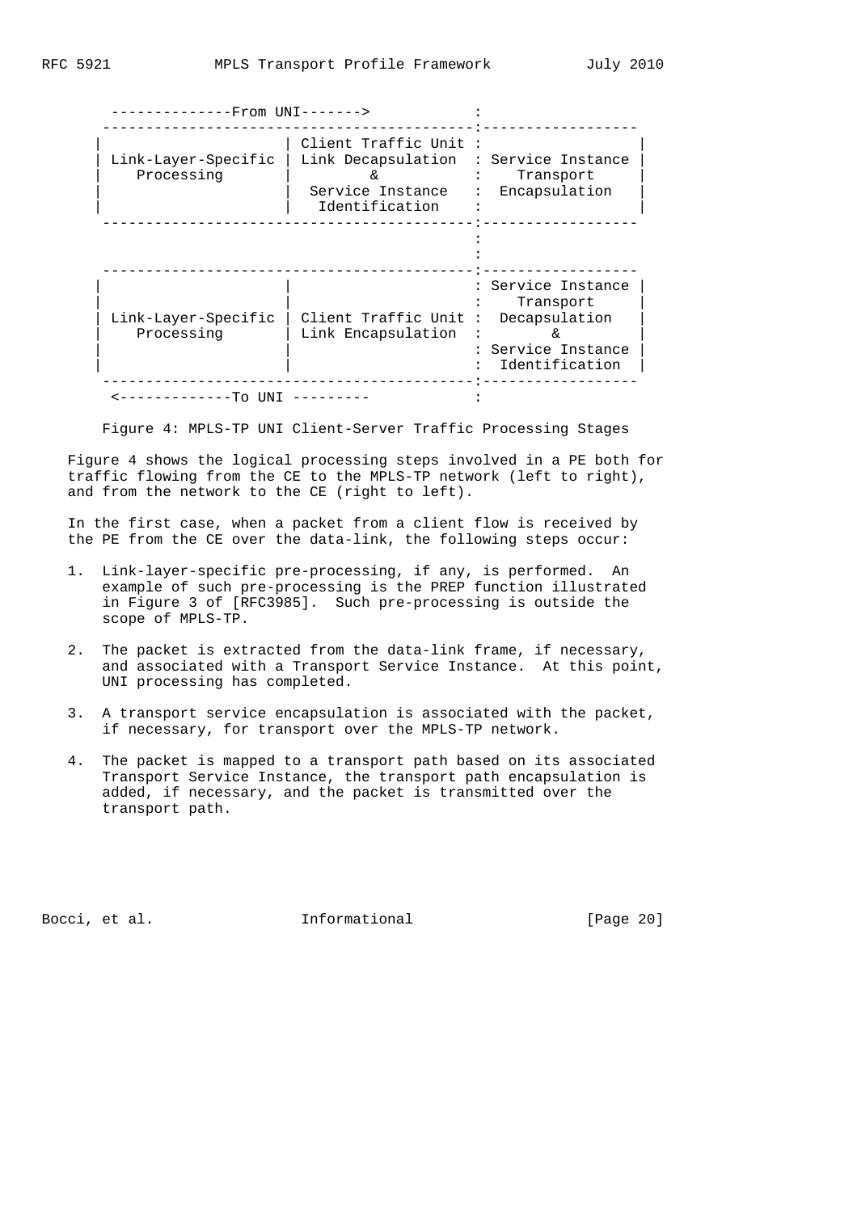```
       --------------From UNI------->             :
      ------------------------------------------:------------------
     |                     | Client Traffic Unit :                  |
     | Link-Layer-Specific | Link Decapsulation  : Service Instance |
     |    Processing       |         &           :    Transport     |
     |                     |  Service Instance   :  Encapsulation   |
     |                     |   Identification    :                  |
      ------------------------------------------:------------------
                                                  :
                                                  :
      ------------------------------------------:------------------
     |                     |                     : Service Instance |
     |                     |                     :    Transport     |
     | Link-Layer-Specific | Client Traffic Unit :  Decapsulation   |
     |    Processing       | Link Encapsulation  :        &         |
     |                     |                     : Service Instance |
     |                     |                     :  Identification  |
      ------------------------------------------:------------------
       <-------------To UNI ---------             :
```

Figure 4: MPLS-TP UNI Client-Server Traffic Processing Stages

Figure 4 shows the logical processing steps involved in a PE both for traffic flowing from the CE to the MPLS-TP network (left to right), and from the network to the CE (right to left).

In the first case, when a packet from a client flow is received by the PE from the CE over the data-link, the following steps occur:

1. Link-layer-specific pre-processing, if any, is performed. An example of such pre-processing is the PREP function illustrated in Figure 3 of [RFC3985]. Such pre-processing is outside the scope of MPLS-TP.

2. The packet is extracted from the data-link frame, if necessary, and associated with a Transport Service Instance. At this point, UNI processing has completed.

3. A transport service encapsulation is associated with the packet, if necessary, for transport over the MPLS-TP network.

4. The packet is mapped to a transport path based on its associated Transport Service Instance, the transport path encapsulation is added, if necessary, and the packet is transmitted over the transport path.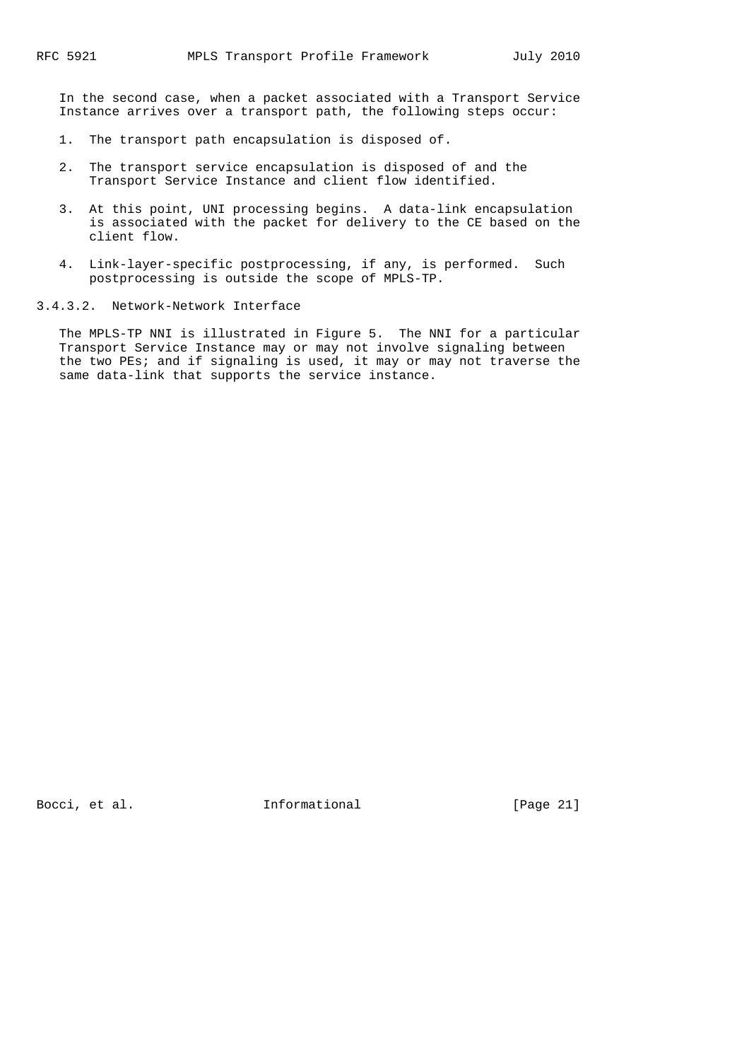In the second case, when a packet associated with a Transport Service Instance arrives over a transport path, the following steps occur:

1. The transport path encapsulation is disposed of.

2. The transport service encapsulation is disposed of and the Transport Service Instance and client flow identified.

3. At this point, UNI processing begins. A data-link encapsulation is associated with the packet for delivery to the CE based on the client flow.

4. Link-layer-specific postprocessing, if any, is performed. Such postprocessing is outside the scope of MPLS-TP.

#### 3.4.3.2. Network-Network Interface

The MPLS-TP NNI is illustrated in Figure 5. The NNI for a particular Transport Service Instance may or may not involve signaling between the two PEs; and if signaling is used, it may or may not traverse the same data-link that supports the service instance.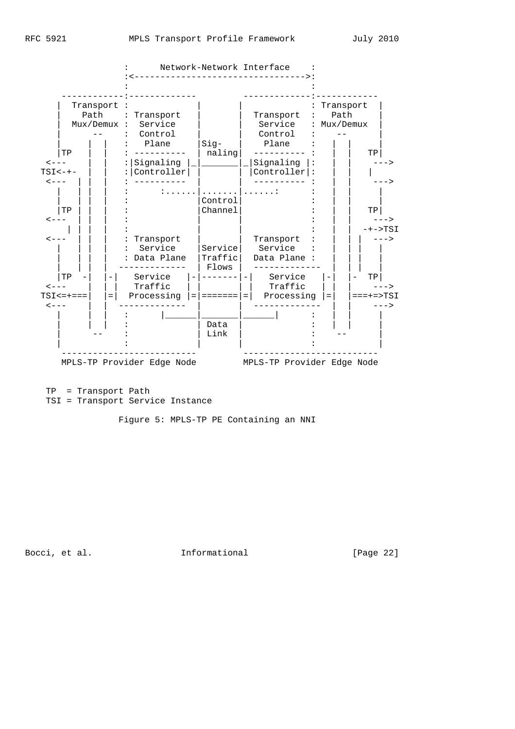```
                 :      Network-Network Interface    :
                 :<--------------------------------->:
                 :                                   :
     ------------:-------------         -------------:-----------
    |  Transport :             |       |             : Transport  |
    |    Path    : Transport   |       |  Transport  :   Path     |
    |  Mux/Demux :  Service    |       |   Service   : Mux/Demux  |
    |     --     :  Control    |       |   Control   :    --      |
    |    |  |    :   Plane     |Sig-   |    Plane    :   |  |     |
    |TP  |  |    : ----------  | naling|  ---------- :   |  |   TP|
 <---    |  |    :|Signaling |_|_______|_|Signaling |:   |  |    --->
TSI<-+-  |  |    :|Controller| |       | |Controller|:   |  |   |
 <---  | |  |    : ----------  |       |  ---------- :   |  |    --->
    |  | |  |    :      :......|.......|......:      :   |  |     |
    |  | |  |    :             |Control|             :   |  |     |
    |TP| |  |    :             |Channel|             :   |  |   TP|
 <---  | |  |    :             |       |             :   |  |    --->
      | |  |    :             |       |             :   |  |  -+->TSI
 <---  | |  |    : Transport   |       |  Transport  :   |  | |  --->
    |  | |  |    :  Service    |Service|   Service   :   |  | |   |
    |  | |  |    : Data Plane  |Traffic|  Data Plane :   |  | |   |
    |  | |  |   -------------  | Flows |  -------------  |  | |   |
    |TP  -|  |-|   Service    |-|-------|-|   Service   |-|  |-  TP|
 <---    |  | |   Traffic    | |       | |   Traffic   | |  |    --->
TSI<=+===|  |=|  Processing  |=|=======|=|  Processing |=|  |===+=>TSI
 <---    |  |   -------------  |       |  -------------  |  |    --->
    |    |  |    :      |______|_______|______|      :   |  |     |
    |    |  |    :             | Data  |             :   |  |     |
    |     --     :             | Link  |             :    --      |
    |            :             |       |             :            |
     --------------------------         --------------------------
     MPLS-TP Provider Edge Node         MPLS-TP Provider Edge Node

   TP  = Transport Path
   TSI = Transport Service Instance
```

Figure 5: MPLS-TP PE Containing an NNI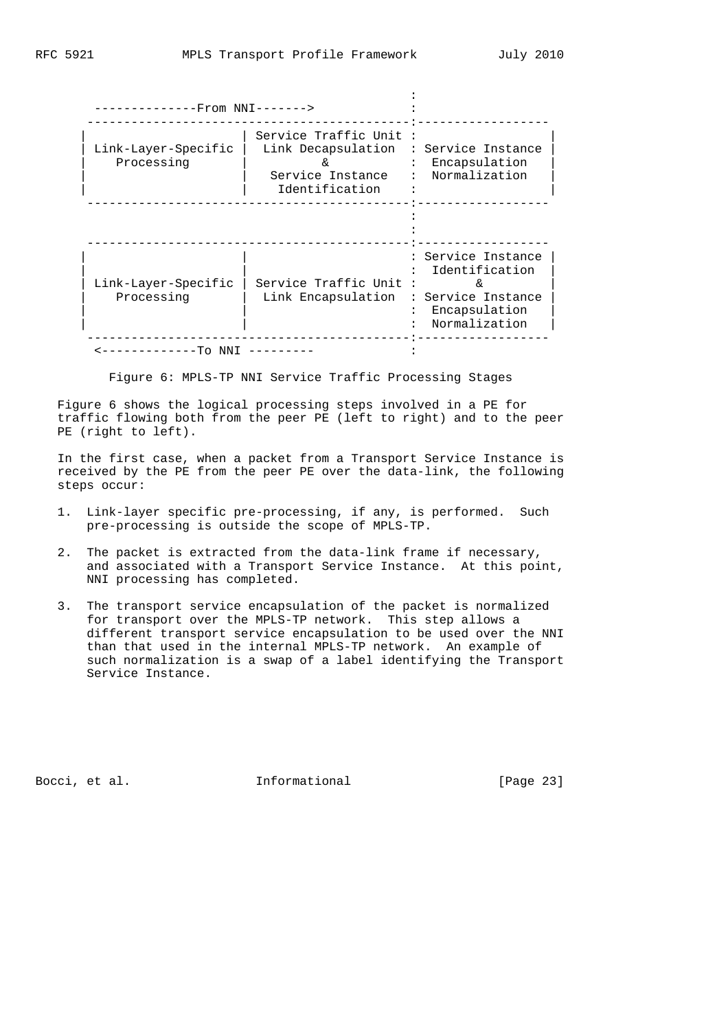```
                                                     :
      --------------From NNI------->                 :
     ------------------------------------------------:------------------
    |                     | Service Traffic Unit :                      |
    | Link-Layer-Specific |  Link Decapsulation  : Service Instance     |
    |    Processing       |         &            :  Encapsulation       |
    |                     |   Service Instance   :  Normalization       |
    |                     |    Identification    :                      |
     ------------------------------------------------:------------------
                                                     :
                                                     :
     ------------------------------------------------:------------------
    |                     |                      : Service Instance     |
    |                     |                      :  Identification      |
    | Link-Layer-Specific | Service Traffic Unit :        &             |
    |    Processing       |  Link Encapsulation  : Service Instance     |
    |                     |                      :  Encapsulation       |
    |                     |                      :  Normalization       |
     ------------------------------------------------:------------------
      <-------------To NNI ---------                 :
```

Figure 6: MPLS-TP NNI Service Traffic Processing Stages

Figure 6 shows the logical processing steps involved in a PE for traffic flowing both from the peer PE (left to right) and to the peer PE (right to left).

In the first case, when a packet from a Transport Service Instance is received by the PE from the peer PE over the data-link, the following steps occur:

1. Link-layer specific pre-processing, if any, is performed. Such pre-processing is outside the scope of MPLS-TP.

2. The packet is extracted from the data-link frame if necessary, and associated with a Transport Service Instance. At this point, NNI processing has completed.

3. The transport service encapsulation of the packet is normalized for transport over the MPLS-TP network. This step allows a different transport service encapsulation to be used over the NNI than that used in the internal MPLS-TP network. An example of such normalization is a swap of a label identifying the Transport Service Instance.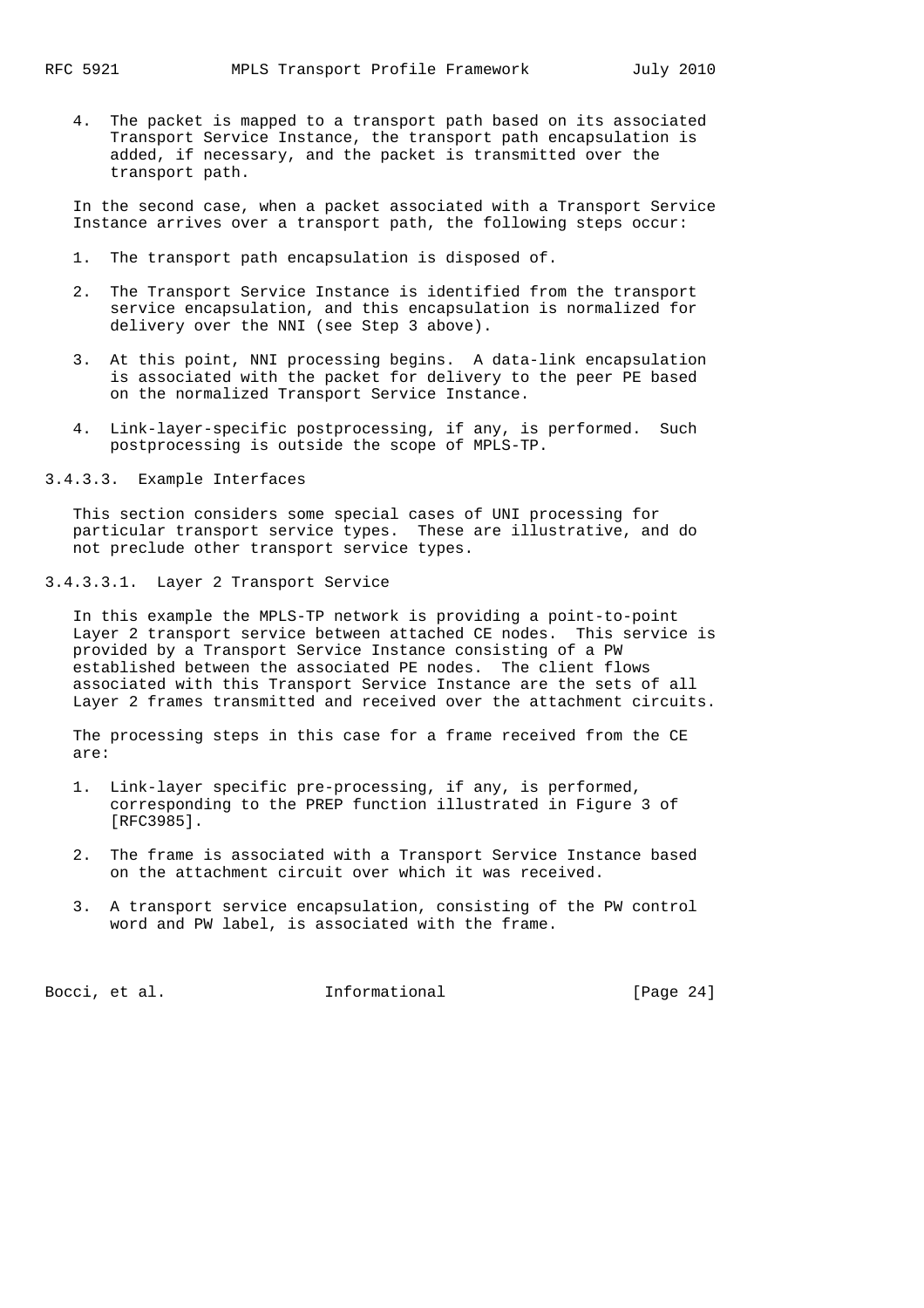4. The packet is mapped to a transport path based on its associated Transport Service Instance, the transport path encapsulation is added, if necessary, and the packet is transmitted over the transport path.

In the second case, when a packet associated with a Transport Service Instance arrives over a transport path, the following steps occur:

1. The transport path encapsulation is disposed of.

2. The Transport Service Instance is identified from the transport service encapsulation, and this encapsulation is normalized for delivery over the NNI (see Step 3 above).

3. At this point, NNI processing begins. A data-link encapsulation is associated with the packet for delivery to the peer PE based on the normalized Transport Service Instance.

4. Link-layer-specific postprocessing, if any, is performed. Such postprocessing is outside the scope of MPLS-TP.

#### 3.4.3.3. Example Interfaces

This section considers some special cases of UNI processing for particular transport service types. These are illustrative, and do not preclude other transport service types.

##### 3.4.3.3.1. Layer 2 Transport Service

In this example the MPLS-TP network is providing a point-to-point Layer 2 transport service between attached CE nodes. This service is provided by a Transport Service Instance consisting of a PW established between the associated PE nodes. The client flows associated with this Transport Service Instance are the sets of all Layer 2 frames transmitted and received over the attachment circuits.

The processing steps in this case for a frame received from the CE are:

1. Link-layer specific pre-processing, if any, is performed, corresponding to the PREP function illustrated in Figure 3 of [RFC3985].

2. The frame is associated with a Transport Service Instance based on the attachment circuit over which it was received.

3. A transport service encapsulation, consisting of the PW control word and PW label, is associated with the frame.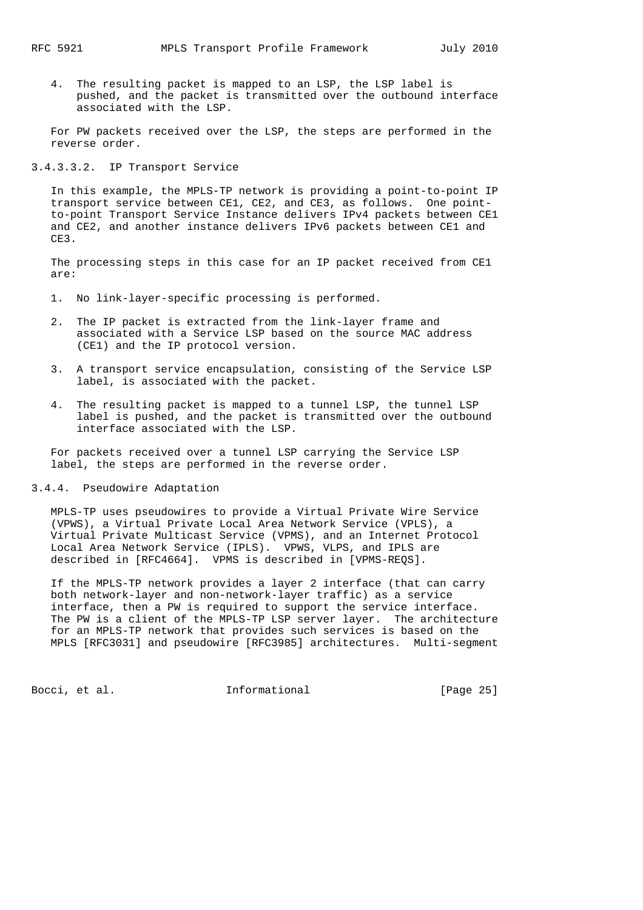4. The resulting packet is mapped to an LSP, the LSP label is pushed, and the packet is transmitted over the outbound interface associated with the LSP.

For PW packets received over the LSP, the steps are performed in the reverse order.

#### 3.4.3.3.2. IP Transport Service

In this example, the MPLS-TP network is providing a point-to-point IP transport service between CE1, CE2, and CE3, as follows. One point-to-point Transport Service Instance delivers IPv4 packets between CE1 and CE2, and another instance delivers IPv6 packets between CE1 and CE3.

The processing steps in this case for an IP packet received from CE1 are:

1. No link-layer-specific processing is performed.

2. The IP packet is extracted from the link-layer frame and associated with a Service LSP based on the source MAC address (CE1) and the IP protocol version.

3. A transport service encapsulation, consisting of the Service LSP label, is associated with the packet.

4. The resulting packet is mapped to a tunnel LSP, the tunnel LSP label is pushed, and the packet is transmitted over the outbound interface associated with the LSP.

For packets received over a tunnel LSP carrying the Service LSP label, the steps are performed in the reverse order.

### 3.4.4. Pseudowire Adaptation

MPLS-TP uses pseudowires to provide a Virtual Private Wire Service (VPWS), a Virtual Private Local Area Network Service (VPLS), a Virtual Private Multicast Service (VPMS), and an Internet Protocol Local Area Network Service (IPLS). VPWS, VLPS, and IPLS are described in [RFC4664]. VPMS is described in [VPMS-REQS].

If the MPLS-TP network provides a layer 2 interface (that can carry both network-layer and non-network-layer traffic) as a service interface, then a PW is required to support the service interface. The PW is a client of the MPLS-TP LSP server layer. The architecture for an MPLS-TP network that provides such services is based on the MPLS [RFC3031] and pseudowire [RFC3985] architectures. Multi-segment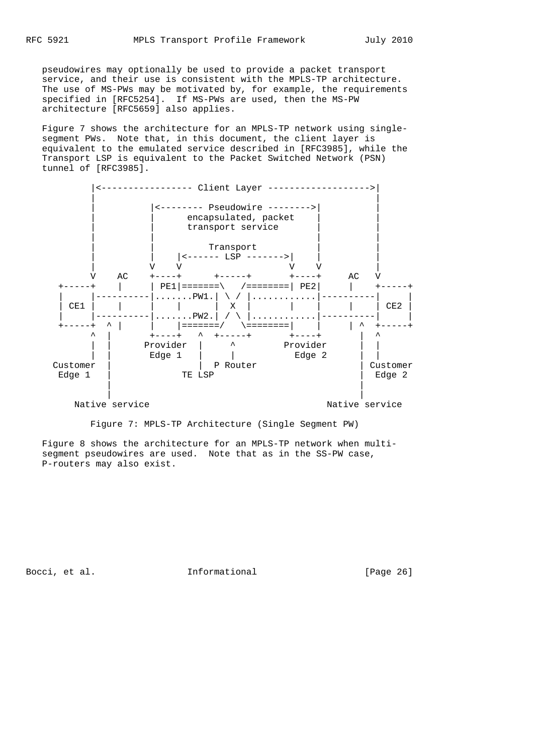pseudowires may optionally be used to provide a packet transport service, and their use is consistent with the MPLS-TP architecture. The use of MS-PWs may be motivated by, for example, the requirements specified in [RFC5254]. If MS-PWs are used, then the MS-PW architecture [RFC5659] also applies.

Figure 7 shows the architecture for an MPLS-TP network using single-segment PWs. Note that, in this document, the client layer is equivalent to the emulated service described in [RFC3985], while the Transport LSP is equivalent to the Packet Switched Network (PSN) tunnel of [RFC3985].

```
         |<----------------- Client Layer ------------------->|
         |                                                    |
         |          |<-------- Pseudowire -------->|          |
         |          |      encapsulated, packet    |          |
         |          |      transport service       |          |
         |          |                              |          |
         |          |          Transport           |          |
         |          |    |<------ LSP ------->|    |          |
         |          V    V                    V    V          |
         V    AC    +----+      +-----+      +----+     AC    V
   +-----+    |     | PE1|=======\   /=======| PE2|     |    +-----+
   |     |----------|.......PW1.| \ / |............|----------|     |
   | CE1 |    |     |    |      |  X  |      |    |     |    | CE2 |
   |     |----------|.......PW2.| / \ |............|----------|     |
   +-----+  ^ |     |    |=======/   \=======|    |     | ^  +-----+
         ^  |       +----+   ^  +-----+      +----+       |  ^
         |  |      Provider  |     ^        Provider      |  |
         |  |       Edge 1   |     |         Edge 2       |  |
   Customer |                |  P Router                  | Customer
    Edge 1  |             TE LSP                          |  Edge 2
            |                                             |
            |                                             |
      Native service                                Native service
```

Figure 7: MPLS-TP Architecture (Single Segment PW)

Figure 8 shows the architecture for an MPLS-TP network when multi-segment pseudowires are used. Note that as in the SS-PW case, P-routers may also exist.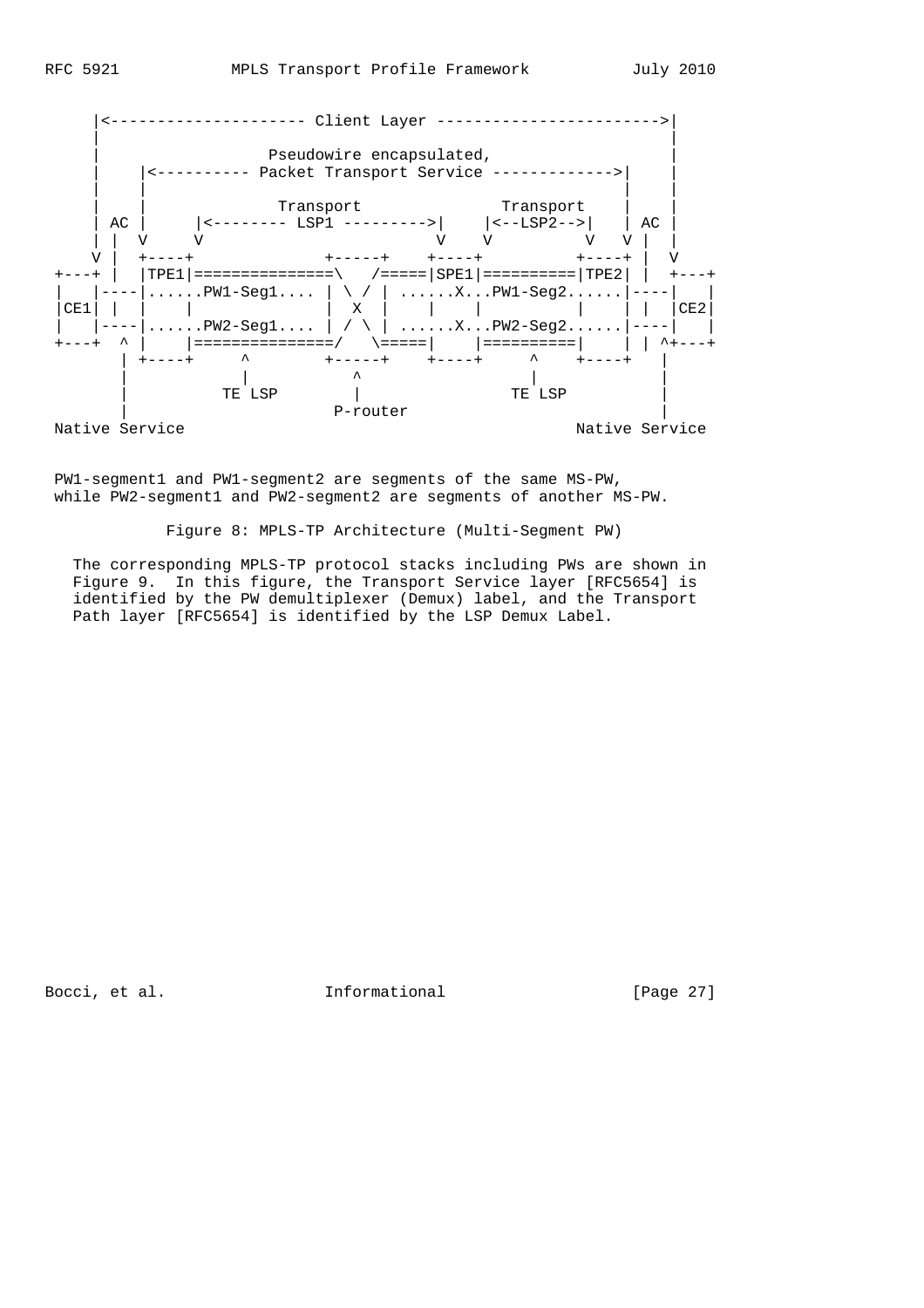```
     |<--------------------- Client Layer ------------------------>|
     |                                                              |
     |                 Pseudowire encapsulated,                     |
     |    |<---------- Packet Transport Service ------------->|    |
     |    |                                                    |    |
     |    |              Transport            Transport       |    |
     | AC |     |<-------- LSP1 --------->|    |<--LSP2-->|   | AC |
     | |  V     V                        V    V          V   V |  |
     V |  +----+              +-----+    +----+          +----+ |  V
 +---+ |  |TPE1|===============\   /=====|SPE1|==========|TPE2| |  +---+
 |   |----|......PW1-Seg1.... | \ / | ......X...PW1-Seg2......|----|   |
 |CE1| |  |    |              |  X  |    |    |          |    | |  |CE2|
 |   |----|......PW2-Seg1.... | / \ | ......X...PW2-Seg2......|----|   |
 +---+  ^ |    |===============/   \=====|    |==========|    | | ^+---+
        | +----+     ^        +-----+    +----+     ^    +----+   |
        |            |           ^                  |             |
        |          TE LSP        |                TE LSP          |
        |                     P-router                            |
 Native Service                                          Native Service

 PW1-segment1 and PW1-segment2 are segments of the same MS-PW,
 while PW2-segment1 and PW2-segment2 are segments of another MS-PW.
```

Figure 8: MPLS-TP Architecture (Multi-Segment PW)

The corresponding MPLS-TP protocol stacks including PWs are shown in Figure 9. In this figure, the Transport Service layer [RFC5654] is identified by the PW demultiplexer (Demux) label, and the Transport Path layer [RFC5654] is identified by the LSP Demux Label.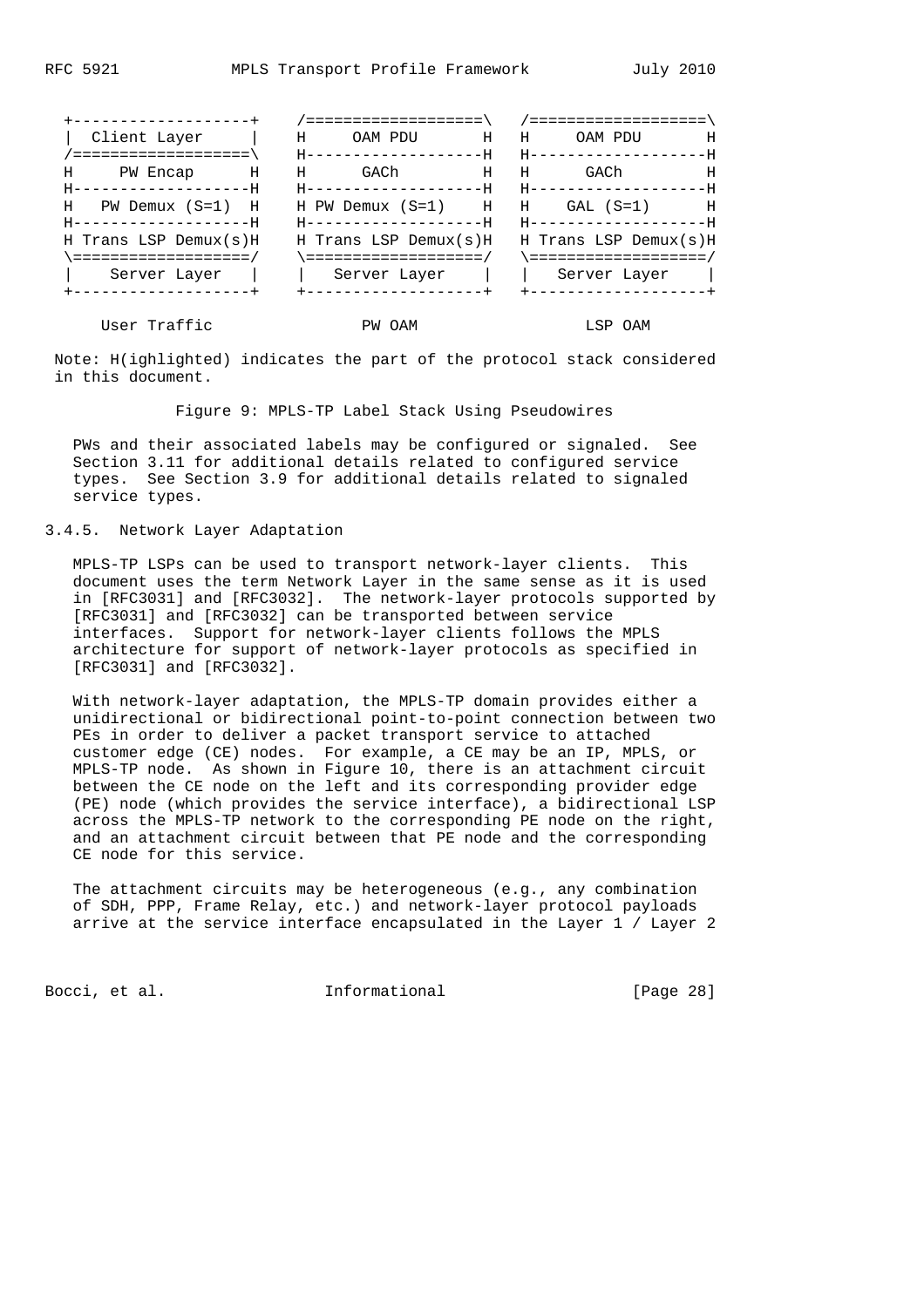```
 +-------------------+    /===================\   /===================\
 |  Client Layer     |    H     OAM PDU       H   H     OAM PDU       H
 /===================\    H-------------------H   H-------------------H
 H     PW Encap      H    H      GACh         H   H      GACh         H
 H-------------------H    H-------------------H   H-------------------H
 H  PW Demux (S=1)   H    H PW Demux (S=1)    H   H    GAL (S=1)      H
 H-------------------H    H-------------------H   H-------------------H
 H Trans LSP Demux(s)H    H Trans LSP Demux(s)H   H Trans LSP Demux(s)H
 \===================/    \===================/   \===================/
 |    Server Layer   |    |   Server Layer    |   |   Server Layer    |
 +-------------------+    +-------------------+   +-------------------+

     User Traffic                PW OAM                  LSP OAM
```

Note: H(ighlighted) indicates the part of the protocol stack considered in this document.

Figure 9: MPLS-TP Label Stack Using Pseudowires

PWs and their associated labels may be configured or signaled. See Section 3.11 for additional details related to configured service types. See Section 3.9 for additional details related to signaled service types.

### 3.4.5. Network Layer Adaptation

MPLS-TP LSPs can be used to transport network-layer clients. This document uses the term Network Layer in the same sense as it is used in [RFC3031] and [RFC3032]. The network-layer protocols supported by [RFC3031] and [RFC3032] can be transported between service interfaces. Support for network-layer clients follows the MPLS architecture for support of network-layer protocols as specified in [RFC3031] and [RFC3032].

With network-layer adaptation, the MPLS-TP domain provides either a unidirectional or bidirectional point-to-point connection between two PEs in order to deliver a packet transport service to attached customer edge (CE) nodes. For example, a CE may be an IP, MPLS, or MPLS-TP node. As shown in Figure 10, there is an attachment circuit between the CE node on the left and its corresponding provider edge (PE) node (which provides the service interface), a bidirectional LSP across the MPLS-TP network to the corresponding PE node on the right, and an attachment circuit between that PE node and the corresponding CE node for this service.

The attachment circuits may be heterogeneous (e.g., any combination of SDH, PPP, Frame Relay, etc.) and network-layer protocol payloads arrive at the service interface encapsulated in the Layer 1 / Layer 2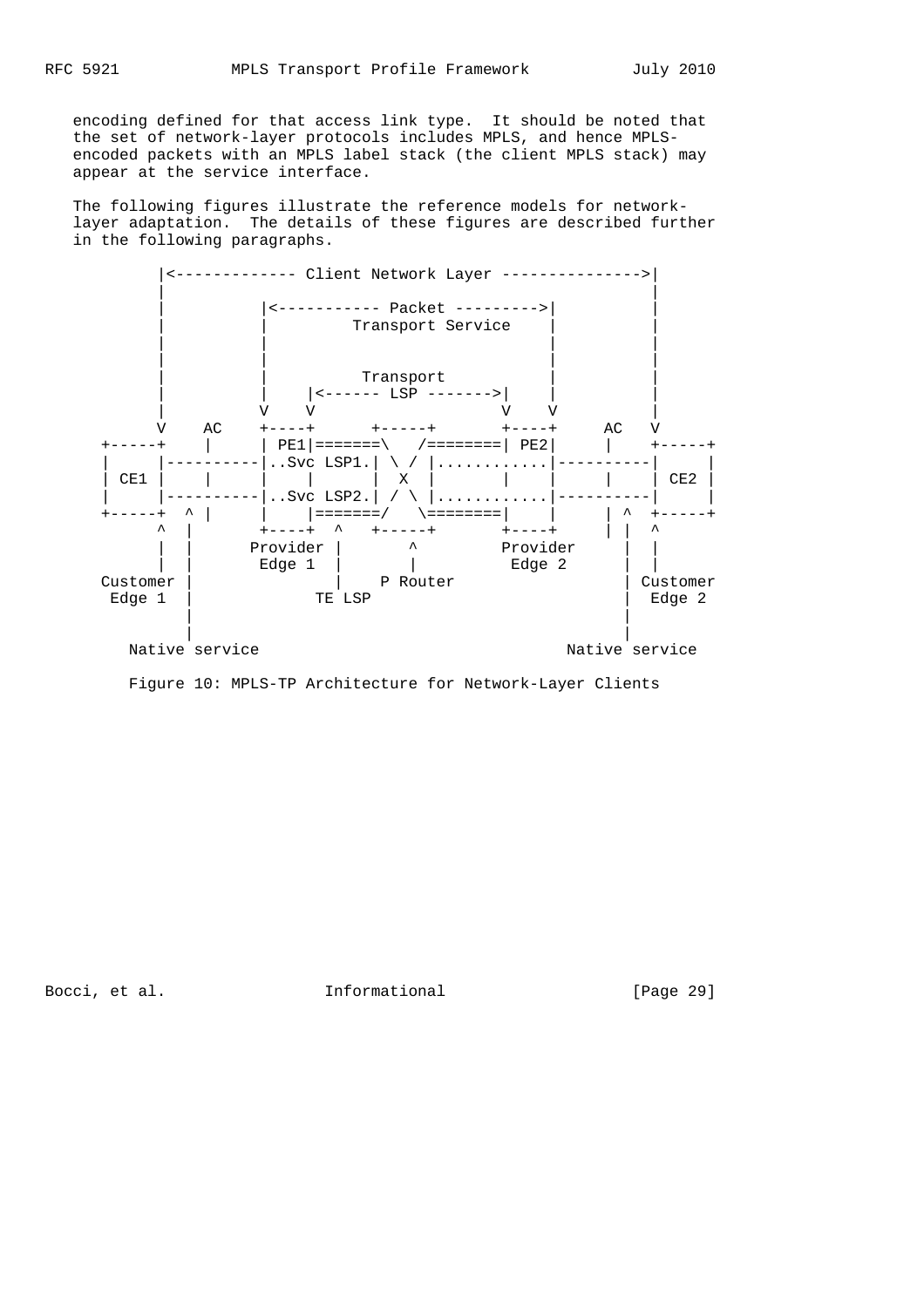encoding defined for that access link type. It should be noted that the set of network-layer protocols includes MPLS, and hence MPLS-encoded packets with an MPLS label stack (the client MPLS stack) may appear at the service interface.

The following figures illustrate the reference models for network-layer adaptation. The details of these figures are described further in the following paragraphs.

```
         |<------------- Client Network Layer --------------->|
         |                                                    |
         |          |<----------- Packet --------->|          |
         |          |         Transport Service    |          |
         |          |                              |          |
         |          |                              |          |
         |          |          Transport           |          |
         |          |    |<------ LSP ------->|    |          |
         |          V    V                    V    V          |
         V    AC    +----+      +-----+      +----+     AC   V
   +-----+    |     | PE1|=======\   /========| PE2|     |    +-----+
   |     |----------|..Svc LSP1.| \ / |............|----------|     |
   | CE1 |    |     |    |      |  X  |      |    |     |    | CE2 |
   |     |----------|..Svc LSP2.| / \ |............|----------|     |
   +-----+  ^ |     |    |=======/   \========|    |     | ^  +-----+
         ^  |       +----+  ^   +-----+      +----+     | |  ^
         |  |     Provider |       ^        Provider     |  |
         |  |      Edge 1  |       |         Edge 2      |  |
   Customer |              |    P Router                 | Customer
    Edge 1  |           TE LSP                           |  Edge 2
            |                                            |
            |                                            |
      Native service                              Native service
```

Figure 10: MPLS-TP Architecture for Network-Layer Clients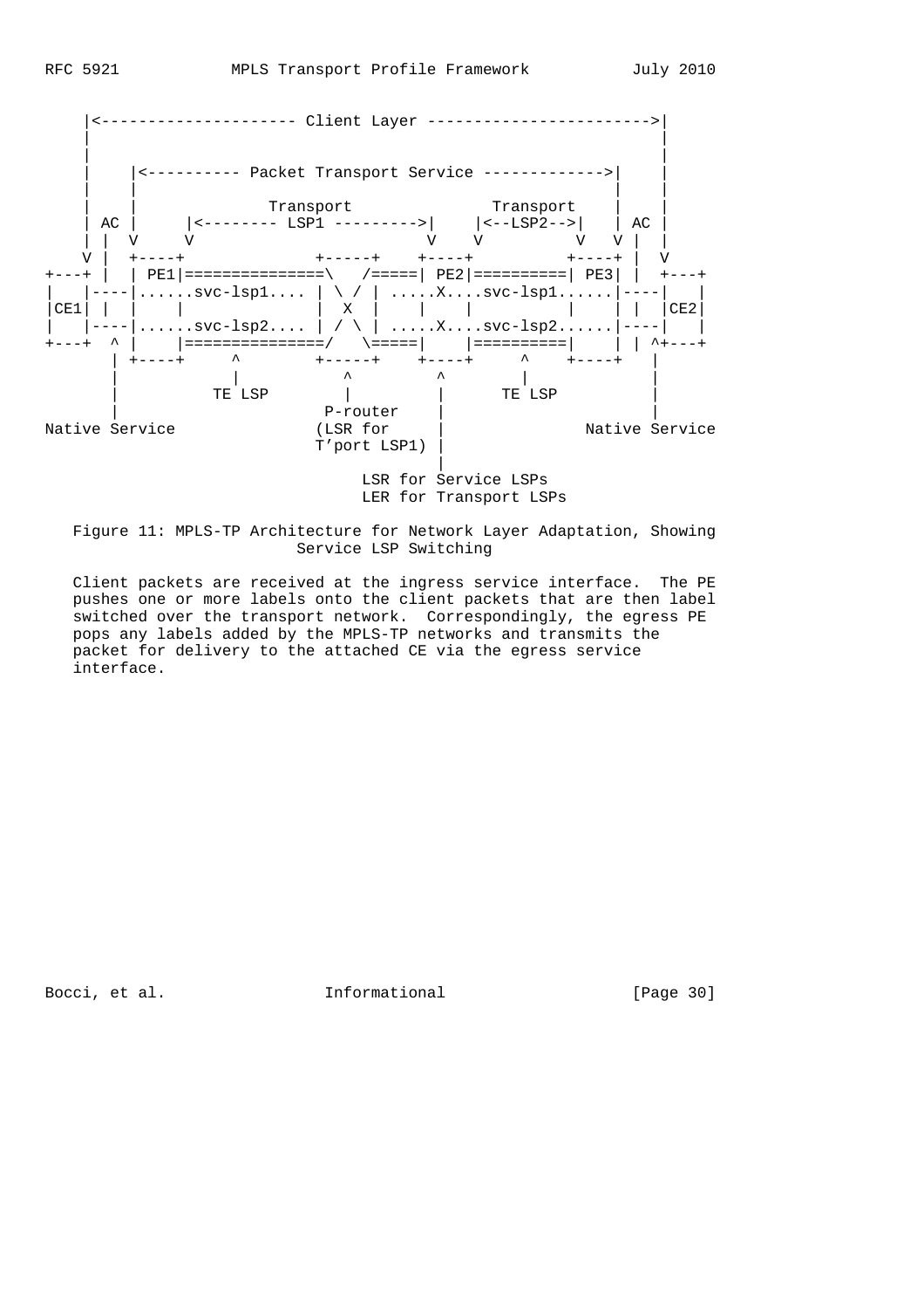```
    |<--------------------- Client Layer ------------------------>|
    |                                                             |
    |                                                             |
    |   |<---------- Packet Transport Service ------------->|     |
    |   |                                                   |     |
    |   |              Transport               Transport    |     |
    | AC |     |<-------- LSP1 --------->|    |<--LSP2-->|   | AC |
    | |  V     V                         V    V          V   V |  |
    V |  +----+              +-----+    +----+          +----+ |  V
+---+ |  | PE1|===============\   /=====| PE2|==========| PE3| |  +---+
|   |----|......svc-lsp1.... | \ / | .....X....svc-lsp1......|----|   |
|CE1| |  |    |              |  X  |    |    |          |    | |  |CE2|
|   |----|......svc-lsp2.... | / \ | .....X....svc-lsp2......|----|   |
+---+  ^ |    |===============/   \=====|    |==========|    | | ^+---+
       | +----+     ^        +-----+    +----+     ^    +----+   |
       |            |           ^          ^       |             |
       |          TE LSP        |          |     TE LSP          |
       |                     P-router      |                     |
Native Service              (LSR for       |            Native Service
                             T'port LSP1)  |
                                           |
                                 LSR for Service LSPs
                                 LER for Transport LSPs
```

Figure 11: MPLS-TP Architecture for Network Layer Adaptation, Showing Service LSP Switching

Client packets are received at the ingress service interface. The PE pushes one or more labels onto the client packets that are then label switched over the transport network. Correspondingly, the egress PE pops any labels added by the MPLS-TP networks and transmits the packet for delivery to the attached CE via the egress service interface.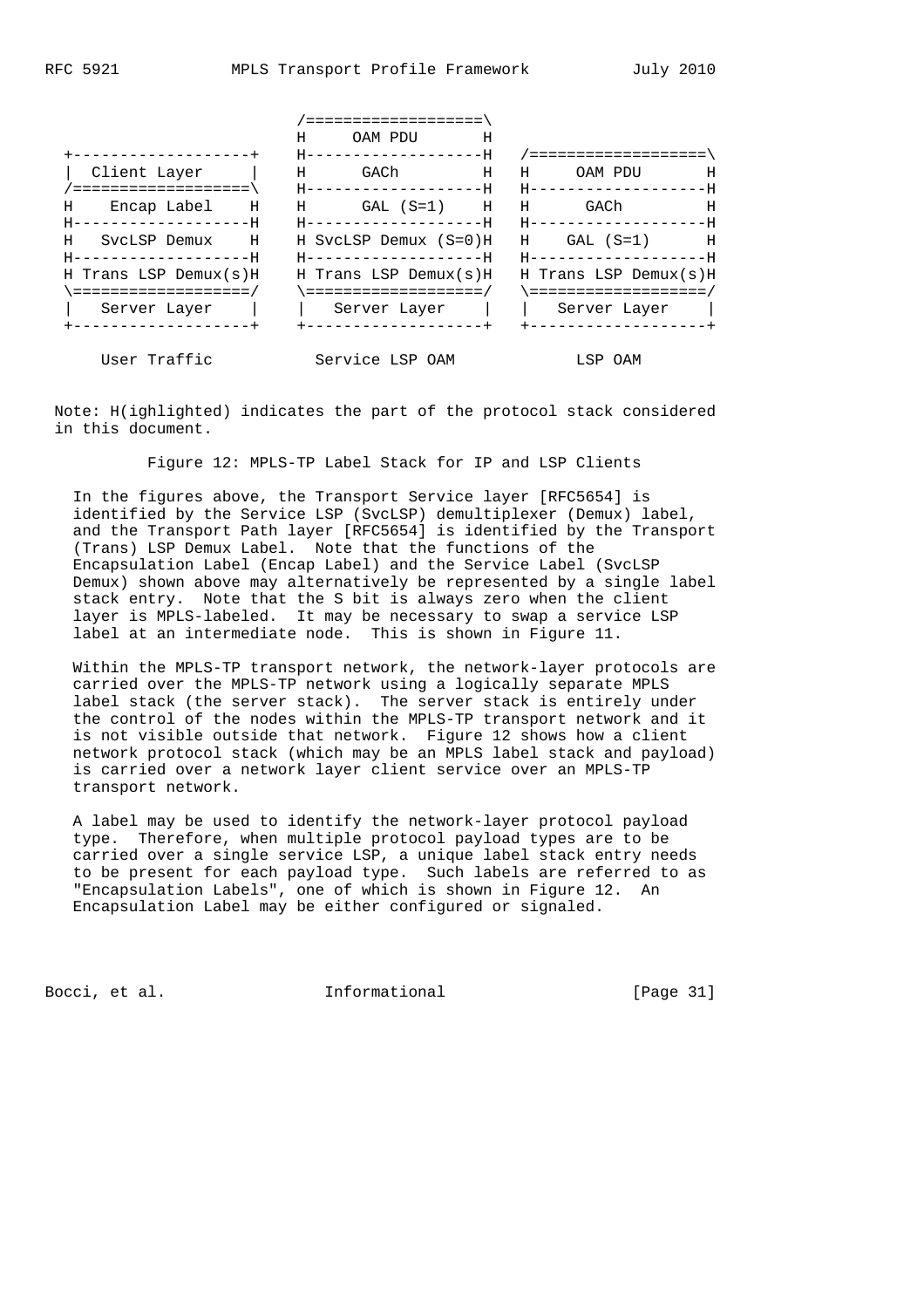```
                         /===================\
                         H     OAM PDU       H
 +-------------------+   H-------------------H   /===================\
 |   Client Layer    |   H      GACh         H   H     OAM PDU       H
 /===================\   H-------------------H   H-------------------H
 H    Encap Label    H   H      GAL (S=1)    H   H      GACh         H
 H-------------------H   H-------------------H   H-------------------H
 H   SvcLSP Demux    H   H SvcLSP Demux (S=0)H   H    GAL (S=1)      H
 H-------------------H   H-------------------H   H-------------------H
 H Trans LSP Demux(s)H   H Trans LSP Demux(s)H   H Trans LSP Demux(s)H
 \===================/   \===================/   \===================/
 |   Server Layer    |   |   Server Layer    |   |   Server Layer    |
 +-------------------+   +-------------------+   +-------------------+

     User Traffic           Service LSP OAM             LSP OAM
```

Note: H(ighlighted) indicates the part of the protocol stack considered in this document.

Figure 12: MPLS-TP Label Stack for IP and LSP Clients

In the figures above, the Transport Service layer [RFC5654] is identified by the Service LSP (SvcLSP) demultiplexer (Demux) label, and the Transport Path layer [RFC5654] is identified by the Transport (Trans) LSP Demux Label. Note that the functions of the Encapsulation Label (Encap Label) and the Service Label (SvcLSP Demux) shown above may alternatively be represented by a single label stack entry. Note that the S bit is always zero when the client layer is MPLS-labeled. It may be necessary to swap a service LSP label at an intermediate node. This is shown in Figure 11.

Within the MPLS-TP transport network, the network-layer protocols are carried over the MPLS-TP network using a logically separate MPLS label stack (the server stack). The server stack is entirely under the control of the nodes within the MPLS-TP transport network and it is not visible outside that network. Figure 12 shows how a client network protocol stack (which may be an MPLS label stack and payload) is carried over a network layer client service over an MPLS-TP transport network.

A label may be used to identify the network-layer protocol payload type. Therefore, when multiple protocol payload types are to be carried over a single service LSP, a unique label stack entry needs to be present for each payload type. Such labels are referred to as "Encapsulation Labels", one of which is shown in Figure 12. An Encapsulation Label may be either configured or signaled.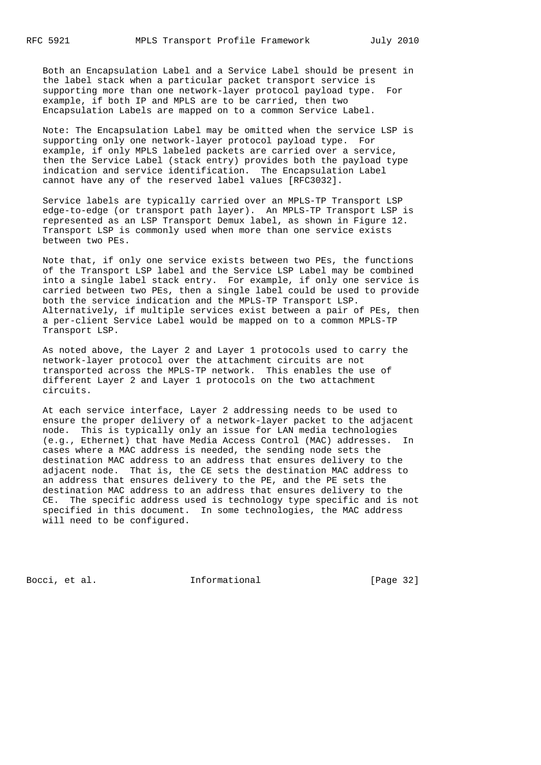Both an Encapsulation Label and a Service Label should be present in the label stack when a particular packet transport service is supporting more than one network-layer protocol payload type. For example, if both IP and MPLS are to be carried, then two Encapsulation Labels are mapped on to a common Service Label.

Note: The Encapsulation Label may be omitted when the service LSP is supporting only one network-layer protocol payload type. For example, if only MPLS labeled packets are carried over a service, then the Service Label (stack entry) provides both the payload type indication and service identification. The Encapsulation Label cannot have any of the reserved label values [RFC3032].

Service labels are typically carried over an MPLS-TP Transport LSP edge-to-edge (or transport path layer). An MPLS-TP Transport LSP is represented as an LSP Transport Demux label, as shown in Figure 12. Transport LSP is commonly used when more than one service exists between two PEs.

Note that, if only one service exists between two PEs, the functions of the Transport LSP label and the Service LSP Label may be combined into a single label stack entry. For example, if only one service is carried between two PEs, then a single label could be used to provide both the service indication and the MPLS-TP Transport LSP. Alternatively, if multiple services exist between a pair of PEs, then a per-client Service Label would be mapped on to a common MPLS-TP Transport LSP.

As noted above, the Layer 2 and Layer 1 protocols used to carry the network-layer protocol over the attachment circuits are not transported across the MPLS-TP network. This enables the use of different Layer 2 and Layer 1 protocols on the two attachment circuits.

At each service interface, Layer 2 addressing needs to be used to ensure the proper delivery of a network-layer packet to the adjacent node. This is typically only an issue for LAN media technologies (e.g., Ethernet) that have Media Access Control (MAC) addresses. In cases where a MAC address is needed, the sending node sets the destination MAC address to an address that ensures delivery to the adjacent node. That is, the CE sets the destination MAC address to an address that ensures delivery to the PE, and the PE sets the destination MAC address to an address that ensures delivery to the CE. The specific address used is technology type specific and is not specified in this document. In some technologies, the MAC address will need to be configured.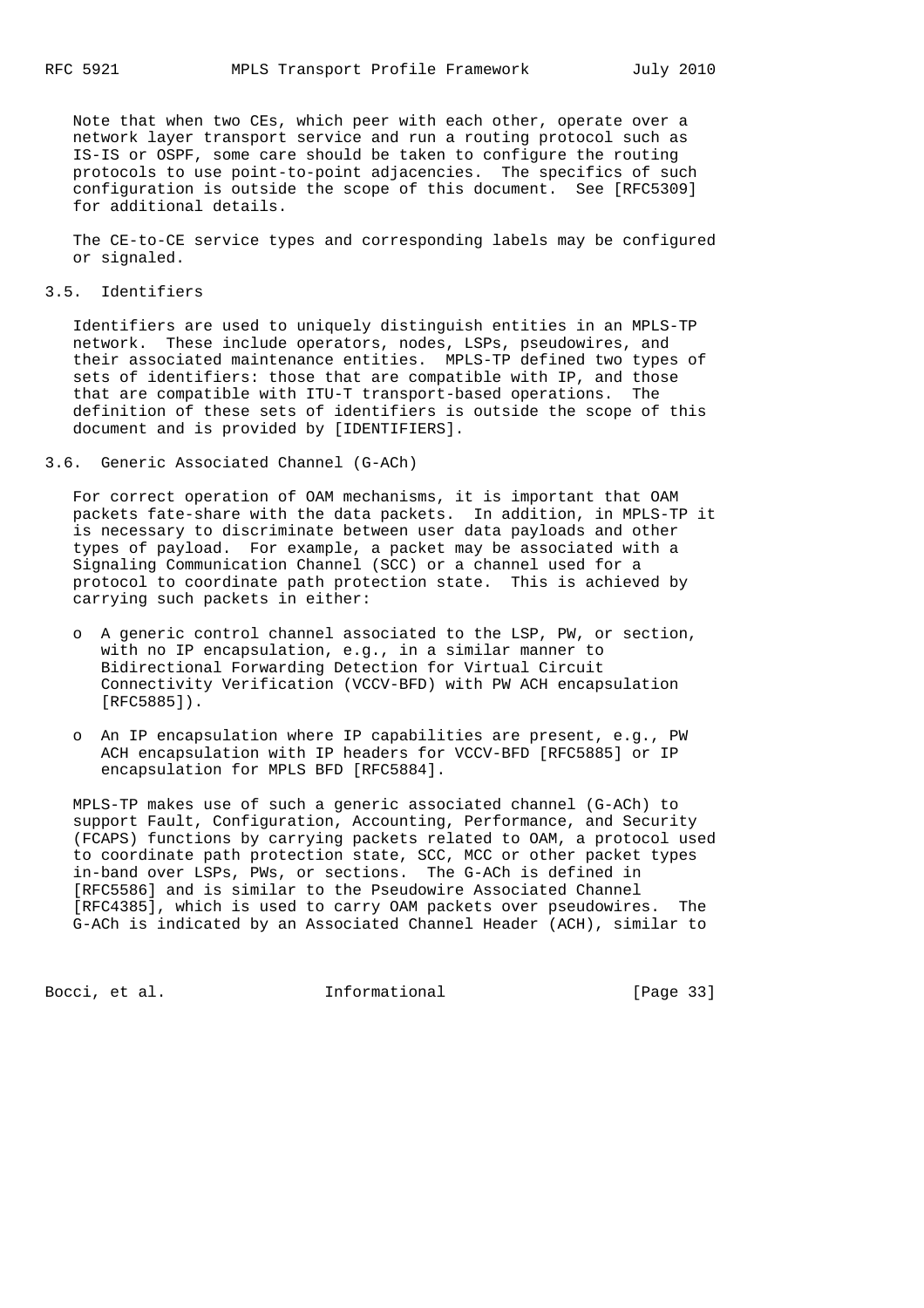Note that when two CEs, which peer with each other, operate over a network layer transport service and run a routing protocol such as IS-IS or OSPF, some care should be taken to configure the routing protocols to use point-to-point adjacencies. The specifics of such configuration is outside the scope of this document. See [RFC5309] for additional details.

The CE-to-CE service types and corresponding labels may be configured or signaled.

### 3.5. Identifiers

Identifiers are used to uniquely distinguish entities in an MPLS-TP network. These include operators, nodes, LSPs, pseudowires, and their associated maintenance entities. MPLS-TP defined two types of sets of identifiers: those that are compatible with IP, and those that are compatible with ITU-T transport-based operations. The definition of these sets of identifiers is outside the scope of this document and is provided by [IDENTIFIERS].

### 3.6. Generic Associated Channel (G-ACh)

For correct operation of OAM mechanisms, it is important that OAM packets fate-share with the data packets. In addition, in MPLS-TP it is necessary to discriminate between user data payloads and other types of payload. For example, a packet may be associated with a Signaling Communication Channel (SCC) or a channel used for a protocol to coordinate path protection state. This is achieved by carrying such packets in either:

- A generic control channel associated to the LSP, PW, or section, with no IP encapsulation, e.g., in a similar manner to Bidirectional Forwarding Detection for Virtual Circuit Connectivity Verification (VCCV-BFD) with PW ACH encapsulation [RFC5885]).
- An IP encapsulation where IP capabilities are present, e.g., PW ACH encapsulation with IP headers for VCCV-BFD [RFC5885] or IP encapsulation for MPLS BFD [RFC5884].

MPLS-TP makes use of such a generic associated channel (G-ACh) to support Fault, Configuration, Accounting, Performance, and Security (FCAPS) functions by carrying packets related to OAM, a protocol used to coordinate path protection state, SCC, MCC or other packet types in-band over LSPs, PWs, or sections. The G-ACh is defined in [RFC5586] and is similar to the Pseudowire Associated Channel [RFC4385], which is used to carry OAM packets over pseudowires. The G-ACh is indicated by an Associated Channel Header (ACH), similar to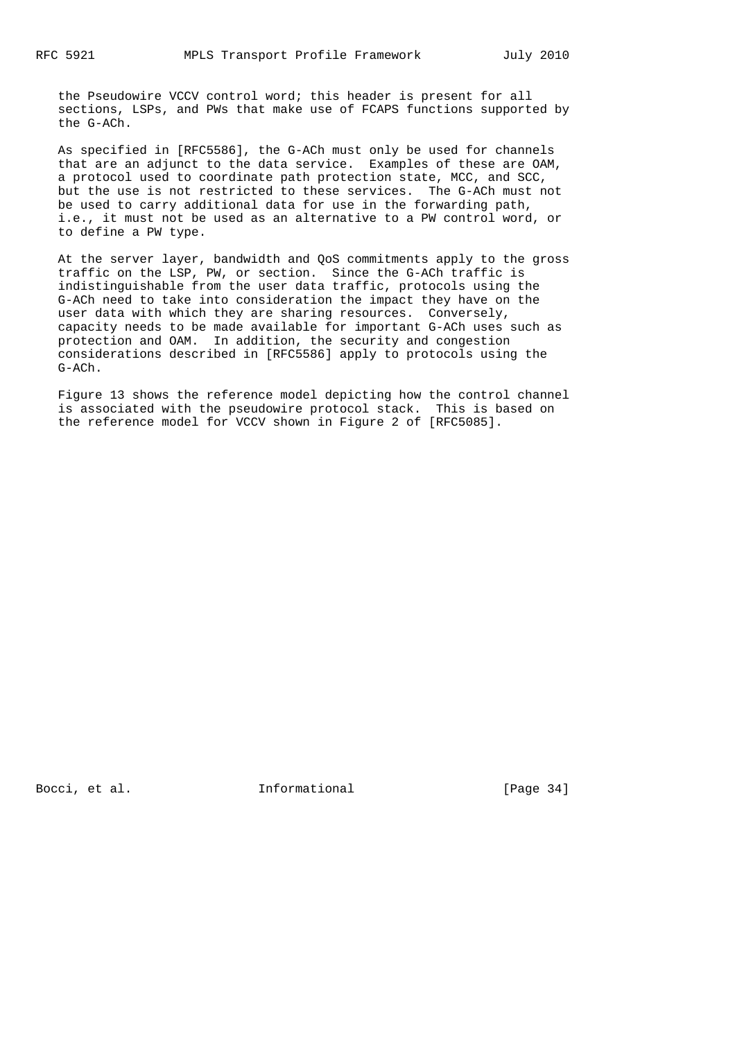the Pseudowire VCCV control word; this header is present for all sections, LSPs, and PWs that make use of FCAPS functions supported by the G-ACh.

As specified in [RFC5586], the G-ACh must only be used for channels that are an adjunct to the data service. Examples of these are OAM, a protocol used to coordinate path protection state, MCC, and SCC, but the use is not restricted to these services. The G-ACh must not be used to carry additional data for use in the forwarding path, i.e., it must not be used as an alternative to a PW control word, or to define a PW type.

At the server layer, bandwidth and QoS commitments apply to the gross traffic on the LSP, PW, or section. Since the G-ACh traffic is indistinguishable from the user data traffic, protocols using the G-ACh need to take into consideration the impact they have on the user data with which they are sharing resources. Conversely, capacity needs to be made available for important G-ACh uses such as protection and OAM. In addition, the security and congestion considerations described in [RFC5586] apply to protocols using the G-ACh.

Figure 13 shows the reference model depicting how the control channel is associated with the pseudowire protocol stack. This is based on the reference model for VCCV shown in Figure 2 of [RFC5085].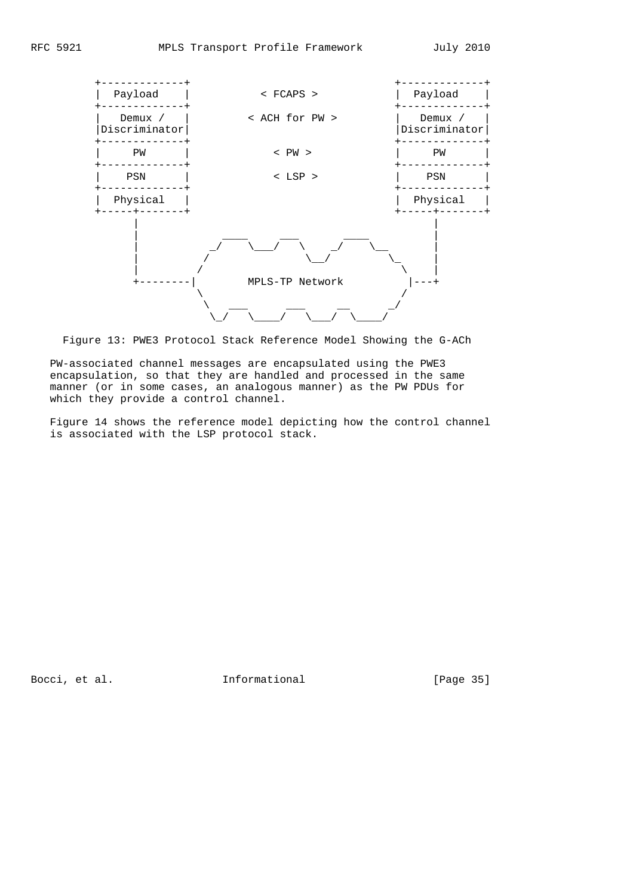```
 +-------------+                                +-------------+
 |  Payload    |           < FCAPS >            |  Payload    |
 +-------------+                                +-------------+
 |   Demux /   |         < ACH for PW >         |   Demux /   |
 |Discriminator|                                |Discriminator|
 +-------------+                                +-------------+
 |     PW      |            < PW >              |     PW      |
 +-------------+                                +-------------+
 |    PSN      |            < LSP >             |    PSN      |
 +-------------+                                +-------------+
 |  Physical   |                                |  Physical   |
 +-----+-------+                                +-----+-------+
       |                                              |
       |               ____     ___       ____        |
       |             _/    \___/   \    _/    \__     |
       |            /               \__/         \_   |
       |           /                               \  |
       +--------|        MPLS-TP Network            |---+
                 \                                 /
                  \   ___      ___     __      _/
                   \_/   \____/   \___/  \____/
```

Figure 13: PWE3 Protocol Stack Reference Model Showing the G-ACh

PW-associated channel messages are encapsulated using the PWE3 encapsulation, so that they are handled and processed in the same manner (or in some cases, an analogous manner) as the PW PDUs for which they provide a control channel.

Figure 14 shows the reference model depicting how the control channel is associated with the LSP protocol stack.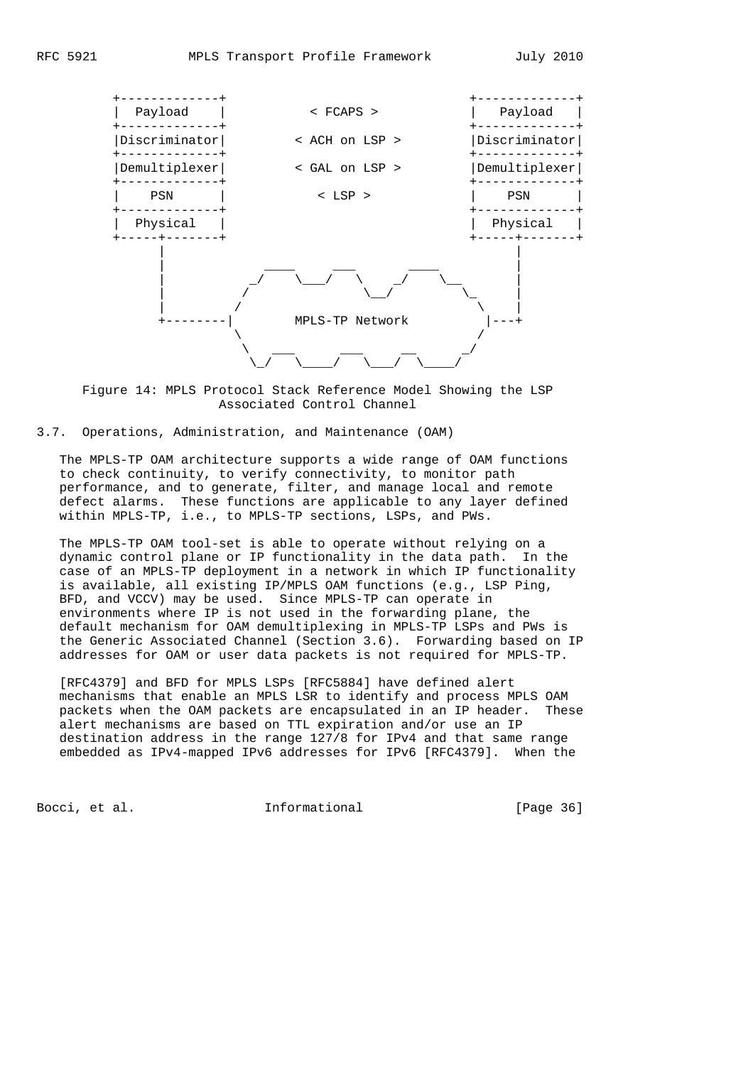```
   +-------------+                                 +-------------+
   |  Payload    |          < FCAPS >              |   Payload   |
   +-------------+                                 +-------------+
   |Discriminator|        < ACH on LSP >           |Discriminator|
   +-------------+                                 +-------------+
   |Demultiplexer|        < GAL on LSP >           |Demultiplexer|
   +-------------+                                 +-------------+
   |    PSN      |           < LSP >               |    PSN      |
   +-------------+                                 +-------------+
   |  Physical   |                                 |  Physical   |
   +-----+-------+                                 +-----+-------+
         |                                               |
         |              ____     ___       ____          |
         |            _/    \___/   \    _/    \__       |
         |           /               \__/         \_     |
         |          /                               \    |
         +--------|        MPLS-TP Network          |---+
                   \                               /
                    \   ___      ___      __      _/
                     \_/   \____/   \___/  \____/
```

Figure 14: MPLS Protocol Stack Reference Model Showing the LSP Associated Control Channel

## 3.7. Operations, Administration, and Maintenance (OAM)

The MPLS-TP OAM architecture supports a wide range of OAM functions to check continuity, to verify connectivity, to monitor path performance, and to generate, filter, and manage local and remote defect alarms. These functions are applicable to any layer defined within MPLS-TP, i.e., to MPLS-TP sections, LSPs, and PWs.

The MPLS-TP OAM tool-set is able to operate without relying on a dynamic control plane or IP functionality in the data path. In the case of an MPLS-TP deployment in a network in which IP functionality is available, all existing IP/MPLS OAM functions (e.g., LSP Ping, BFD, and VCCV) may be used. Since MPLS-TP can operate in environments where IP is not used in the forwarding plane, the default mechanism for OAM demultiplexing in MPLS-TP LSPs and PWs is the Generic Associated Channel (Section 3.6). Forwarding based on IP addresses for OAM or user data packets is not required for MPLS-TP.

[RFC4379] and BFD for MPLS LSPs [RFC5884] have defined alert mechanisms that enable an MPLS LSR to identify and process MPLS OAM packets when the OAM packets are encapsulated in an IP header. These alert mechanisms are based on TTL expiration and/or use an IP destination address in the range 127/8 for IPv4 and that same range embedded as IPv4-mapped IPv6 addresses for IPv6 [RFC4379]. When the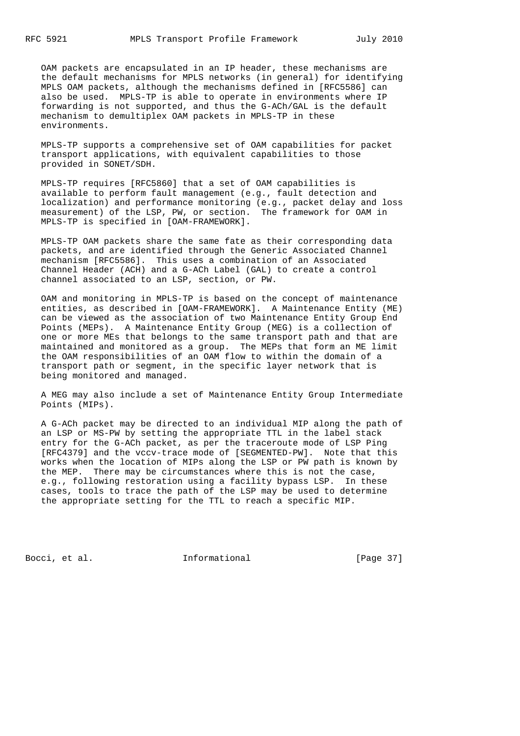OAM packets are encapsulated in an IP header, these mechanisms are the default mechanisms for MPLS networks (in general) for identifying MPLS OAM packets, although the mechanisms defined in [RFC5586] can also be used. MPLS-TP is able to operate in environments where IP forwarding is not supported, and thus the G-ACh/GAL is the default mechanism to demultiplex OAM packets in MPLS-TP in these environments.

MPLS-TP supports a comprehensive set of OAM capabilities for packet transport applications, with equivalent capabilities to those provided in SONET/SDH.

MPLS-TP requires [RFC5860] that a set of OAM capabilities is available to perform fault management (e.g., fault detection and localization) and performance monitoring (e.g., packet delay and loss measurement) of the LSP, PW, or section. The framework for OAM in MPLS-TP is specified in [OAM-FRAMEWORK].

MPLS-TP OAM packets share the same fate as their corresponding data packets, and are identified through the Generic Associated Channel mechanism [RFC5586]. This uses a combination of an Associated Channel Header (ACH) and a G-ACh Label (GAL) to create a control channel associated to an LSP, section, or PW.

OAM and monitoring in MPLS-TP is based on the concept of maintenance entities, as described in [OAM-FRAMEWORK]. A Maintenance Entity (ME) can be viewed as the association of two Maintenance Entity Group End Points (MEPs). A Maintenance Entity Group (MEG) is a collection of one or more MEs that belongs to the same transport path and that are maintained and monitored as a group. The MEPs that form an ME limit the OAM responsibilities of an OAM flow to within the domain of a transport path or segment, in the specific layer network that is being monitored and managed.

A MEG may also include a set of Maintenance Entity Group Intermediate Points (MIPs).

A G-ACh packet may be directed to an individual MIP along the path of an LSP or MS-PW by setting the appropriate TTL in the label stack entry for the G-ACh packet, as per the traceroute mode of LSP Ping [RFC4379] and the vccv-trace mode of [SEGMENTED-PW]. Note that this works when the location of MIPs along the LSP or PW path is known by the MEP. There may be circumstances where this is not the case, e.g., following restoration using a facility bypass LSP. In these cases, tools to trace the path of the LSP may be used to determine the appropriate setting for the TTL to reach a specific MIP.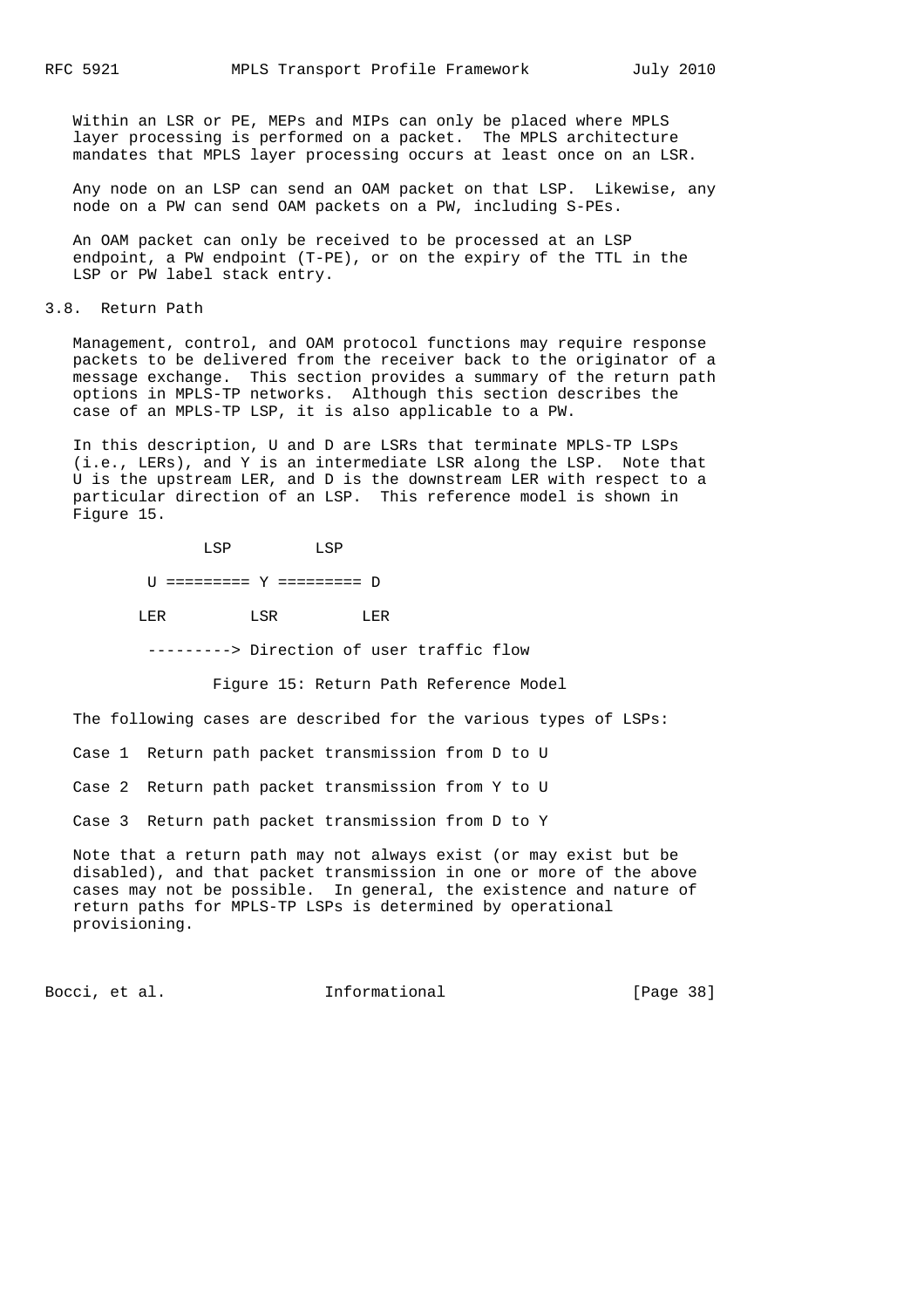Within an LSR or PE, MEPs and MIPs can only be placed where MPLS layer processing is performed on a packet. The MPLS architecture mandates that MPLS layer processing occurs at least once on an LSR.

Any node on an LSP can send an OAM packet on that LSP. Likewise, any node on a PW can send OAM packets on a PW, including S-PEs.

An OAM packet can only be received to be processed at an LSP endpoint, a PW endpoint (T-PE), or on the expiry of the TTL in the LSP or PW label stack entry.

### 3.8. Return Path

Management, control, and OAM protocol functions may require response packets to be delivered from the receiver back to the originator of a message exchange. This section provides a summary of the return path options in MPLS-TP networks. Although this section describes the case of an MPLS-TP LSP, it is also applicable to a PW.

In this description, U and D are LSRs that terminate MPLS-TP LSPs (i.e., LERs), and Y is an intermediate LSR along the LSP. Note that U is the upstream LER, and D is the downstream LER with respect to a particular direction of an LSP. This reference model is shown in Figure 15.

```
              LSP         LSP

        U ========= Y ========= D

       LER         LSR         LER

        ---------> Direction of user traffic flow
```

Figure 15: Return Path Reference Model

The following cases are described for the various types of LSPs:

Case 1  Return path packet transmission from D to U

Case 2  Return path packet transmission from Y to U

Case 3  Return path packet transmission from D to Y

Note that a return path may not always exist (or may exist but be disabled), and that packet transmission in one or more of the above cases may not be possible. In general, the existence and nature of return paths for MPLS-TP LSPs is determined by operational provisioning.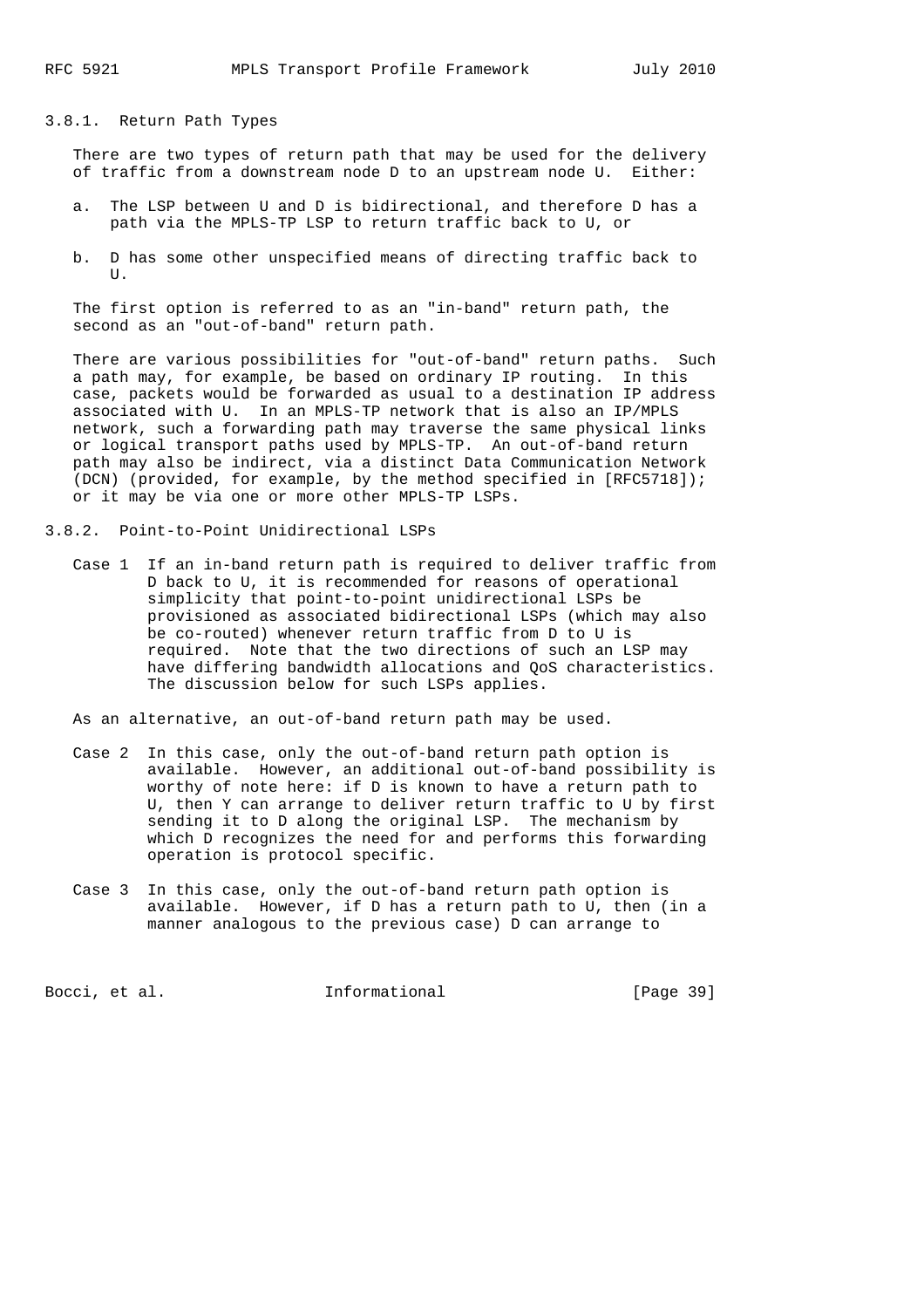### 3.8.1. Return Path Types

There are two types of return path that may be used for the delivery of traffic from a downstream node D to an upstream node U. Either:

a. The LSP between U and D is bidirectional, and therefore D has a path via the MPLS-TP LSP to return traffic back to U, or

b. D has some other unspecified means of directing traffic back to U.

The first option is referred to as an "in-band" return path, the second as an "out-of-band" return path.

There are various possibilities for "out-of-band" return paths. Such a path may, for example, be based on ordinary IP routing. In this case, packets would be forwarded as usual to a destination IP address associated with U. In an MPLS-TP network that is also an IP/MPLS network, such a forwarding path may traverse the same physical links or logical transport paths used by MPLS-TP. An out-of-band return path may also be indirect, via a distinct Data Communication Network (DCN) (provided, for example, by the method specified in [RFC5718]); or it may be via one or more other MPLS-TP LSPs.

### 3.8.2. Point-to-Point Unidirectional LSPs

Case 1 If an in-band return path is required to deliver traffic from D back to U, it is recommended for reasons of operational simplicity that point-to-point unidirectional LSPs be provisioned as associated bidirectional LSPs (which may also be co-routed) whenever return traffic from D to U is required. Note that the two directions of such an LSP may have differing bandwidth allocations and QoS characteristics. The discussion below for such LSPs applies.

As an alternative, an out-of-band return path may be used.

Case 2 In this case, only the out-of-band return path option is available. However, an additional out-of-band possibility is worthy of note here: if D is known to have a return path to U, then Y can arrange to deliver return traffic to U by first sending it to D along the original LSP. The mechanism by which D recognizes the need for and performs this forwarding operation is protocol specific.

Case 3 In this case, only the out-of-band return path option is available. However, if D has a return path to U, then (in a manner analogous to the previous case) D can arrange to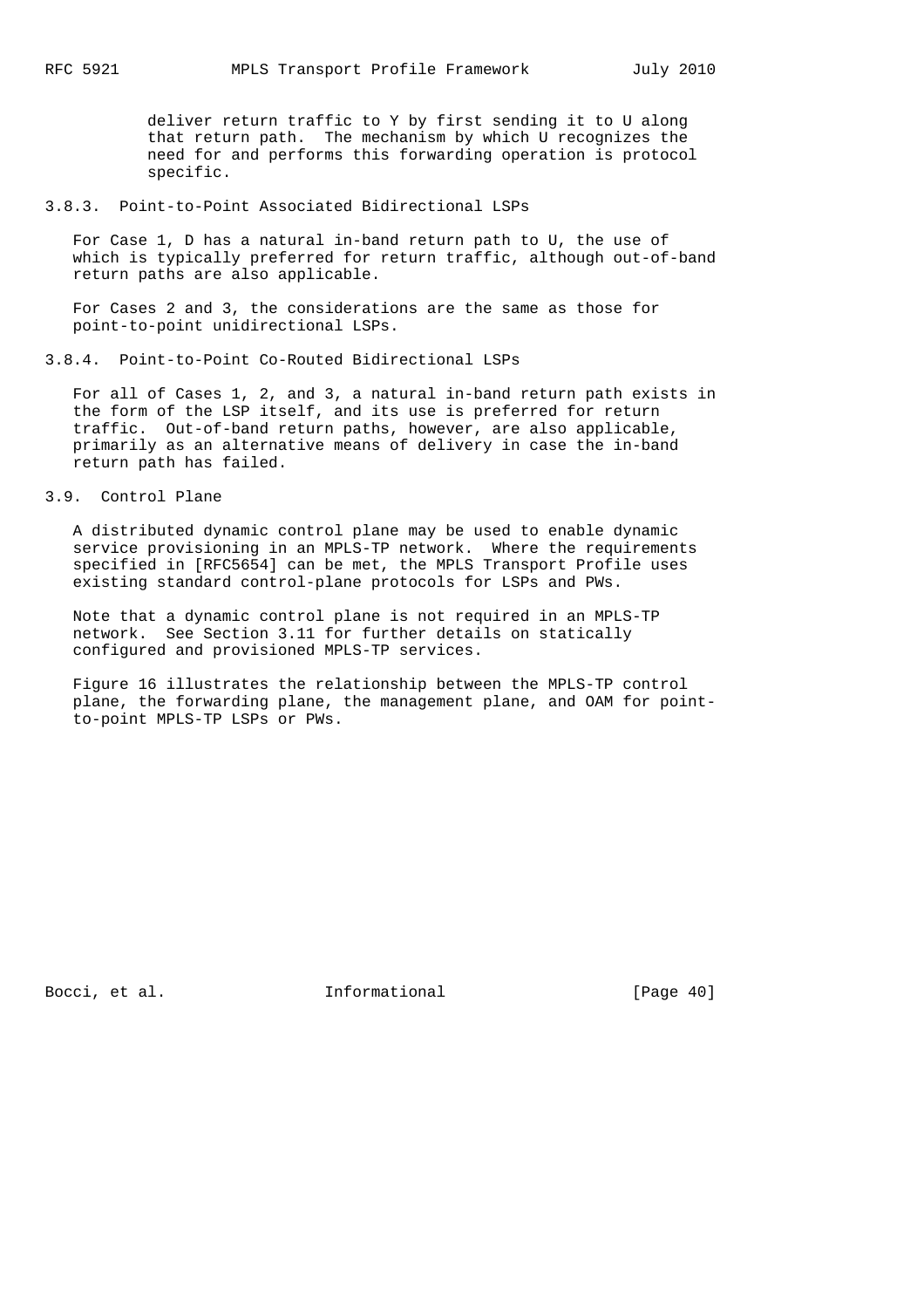deliver return traffic to Y by first sending it to U along that return path. The mechanism by which U recognizes the need for and performs this forwarding operation is protocol specific.

### 3.8.3. Point-to-Point Associated Bidirectional LSPs

For Case 1, D has a natural in-band return path to U, the use of which is typically preferred for return traffic, although out-of-band return paths are also applicable.

For Cases 2 and 3, the considerations are the same as those for point-to-point unidirectional LSPs.

### 3.8.4. Point-to-Point Co-Routed Bidirectional LSPs

For all of Cases 1, 2, and 3, a natural in-band return path exists in the form of the LSP itself, and its use is preferred for return traffic. Out-of-band return paths, however, are also applicable, primarily as an alternative means of delivery in case the in-band return path has failed.

## 3.9. Control Plane

A distributed dynamic control plane may be used to enable dynamic service provisioning in an MPLS-TP network. Where the requirements specified in [RFC5654] can be met, the MPLS Transport Profile uses existing standard control-plane protocols for LSPs and PWs.

Note that a dynamic control plane is not required in an MPLS-TP network. See Section 3.11 for further details on statically configured and provisioned MPLS-TP services.

Figure 16 illustrates the relationship between the MPLS-TP control plane, the forwarding plane, the management plane, and OAM for point-to-point MPLS-TP LSPs or PWs.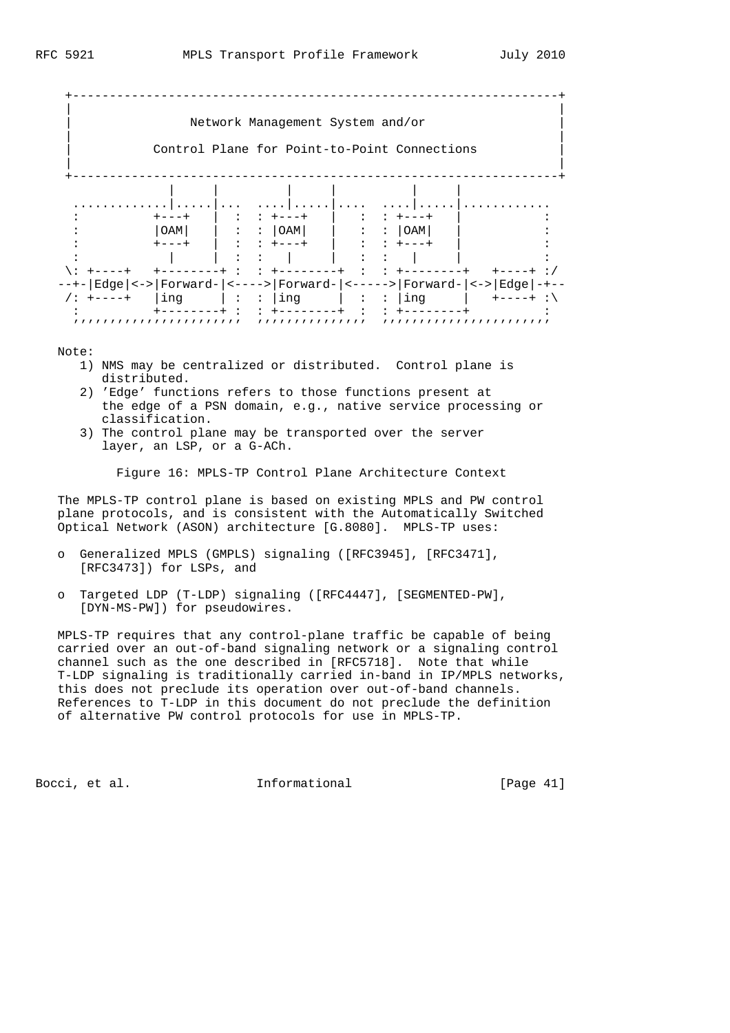```
 +------------------------------------------------------------------+
 |                                                                  |
 |                Network Management System and/or                  |
 |                                                                  |
 |           Control Plane for Point-to-Point Connections           |
 |                                                                  |
 +------------------------------------------------------------------+
               |      |          |      |          |      |
  .............|......|...  ....|......|....  ....|......|............
  :          +---+    |  :  : +---+    |   :  : +---+    |           :
  :          |OAM|    |  :  : |OAM|    |   :  : |OAM|    |           :
  :          +---+    |  :  : +---+    |   :  : +---+    |           :
  :            |      |  :  :   |      |   :  :   |      |           :
 \: +----+   +--------+ :  : +--------+  :  : +--------+   +----+ :/
--+-|Edge|<->|Forward-|<---->|Forward-|<----->|Forward-|<->|Edge|-+--
 /: +----+   |ing     | :  : |ing     |  :  : |ing     |   +----+ :\
  :          +--------+ :  : +--------+  :  : +--------+          :
  ''''''''''''''''''''''  ''''''''''''''  ''''''''''''''''''''''
```

Note:

1) NMS may be centralized or distributed. Control plane is distributed.
2) 'Edge' functions refers to those functions present at the edge of a PSN domain, e.g., native service processing or classification.
3) The control plane may be transported over the server layer, an LSP, or a G-ACh.

Figure 16: MPLS-TP Control Plane Architecture Context

The MPLS-TP control plane is based on existing MPLS and PW control plane protocols, and is consistent with the Automatically Switched Optical Network (ASON) architecture [G.8080]. MPLS-TP uses:

- Generalized MPLS (GMPLS) signaling ([RFC3945], [RFC3471], [RFC3473]) for LSPs, and
- Targeted LDP (T-LDP) signaling ([RFC4447], [SEGMENTED-PW], [DYN-MS-PW]) for pseudowires.

MPLS-TP requires that any control-plane traffic be capable of being carried over an out-of-band signaling network or a signaling control channel such as the one described in [RFC5718]. Note that while T-LDP signaling is traditionally carried in-band in IP/MPLS networks, this does not preclude its operation over out-of-band channels. References to T-LDP in this document do not preclude the definition of alternative PW control protocols for use in MPLS-TP.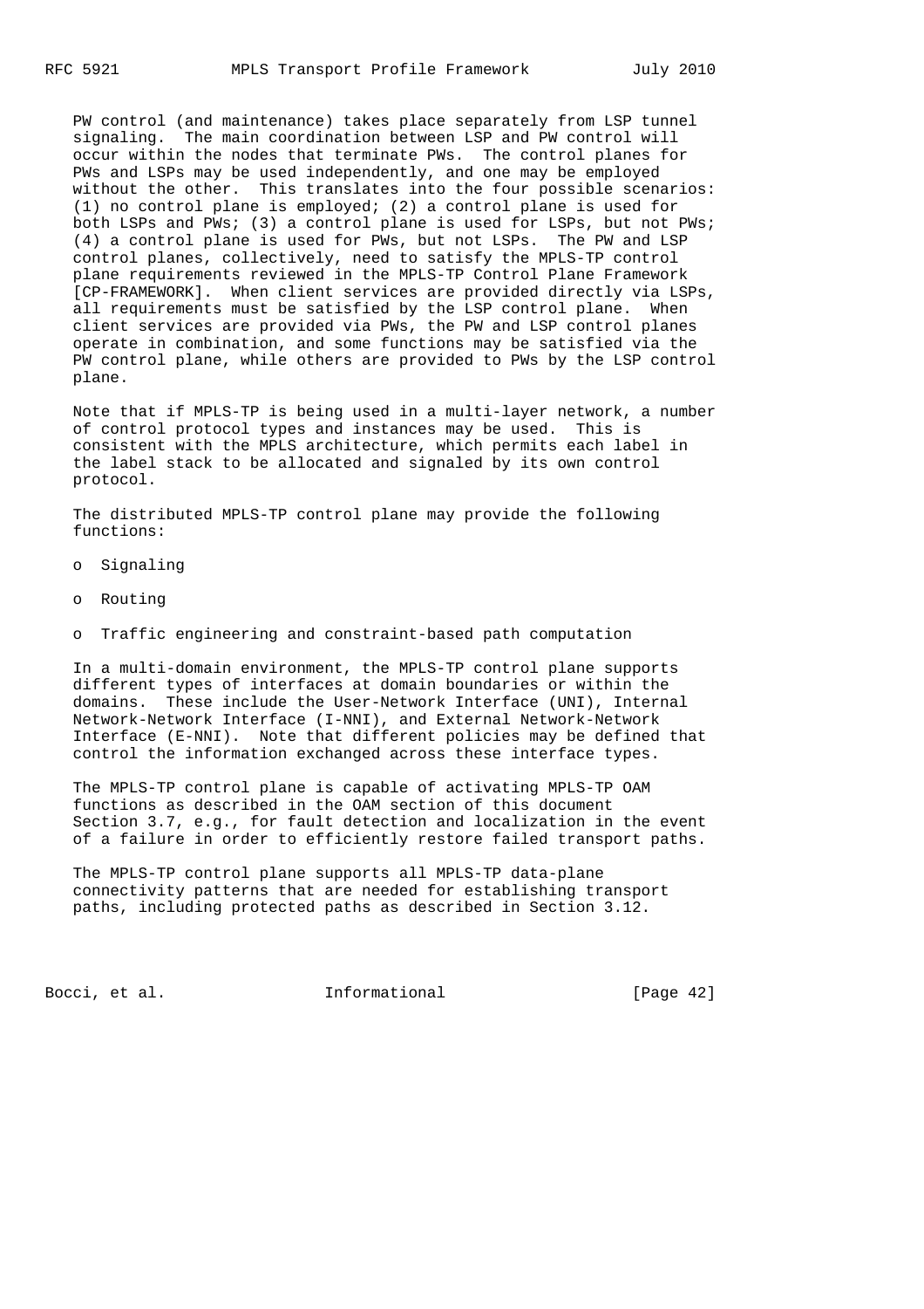PW control (and maintenance) takes place separately from LSP tunnel signaling. The main coordination between LSP and PW control will occur within the nodes that terminate PWs. The control planes for PWs and LSPs may be used independently, and one may be employed without the other. This translates into the four possible scenarios: (1) no control plane is employed; (2) a control plane is used for both LSPs and PWs; (3) a control plane is used for LSPs, but not PWs; (4) a control plane is used for PWs, but not LSPs. The PW and LSP control planes, collectively, need to satisfy the MPLS-TP control plane requirements reviewed in the MPLS-TP Control Plane Framework [CP-FRAMEWORK]. When client services are provided directly via LSPs, all requirements must be satisfied by the LSP control plane. When client services are provided via PWs, the PW and LSP control planes operate in combination, and some functions may be satisfied via the PW control plane, while others are provided to PWs by the LSP control plane.

Note that if MPLS-TP is being used in a multi-layer network, a number of control protocol types and instances may be used. This is consistent with the MPLS architecture, which permits each label in the label stack to be allocated and signaled by its own control protocol.

The distributed MPLS-TP control plane may provide the following functions:

- Signaling
- Routing
- Traffic engineering and constraint-based path computation

In a multi-domain environment, the MPLS-TP control plane supports different types of interfaces at domain boundaries or within the domains. These include the User-Network Interface (UNI), Internal Network-Network Interface (I-NNI), and External Network-Network Interface (E-NNI). Note that different policies may be defined that control the information exchanged across these interface types.

The MPLS-TP control plane is capable of activating MPLS-TP OAM functions as described in the OAM section of this document Section 3.7, e.g., for fault detection and localization in the event of a failure in order to efficiently restore failed transport paths.

The MPLS-TP control plane supports all MPLS-TP data-plane connectivity patterns that are needed for establishing transport paths, including protected paths as described in Section 3.12.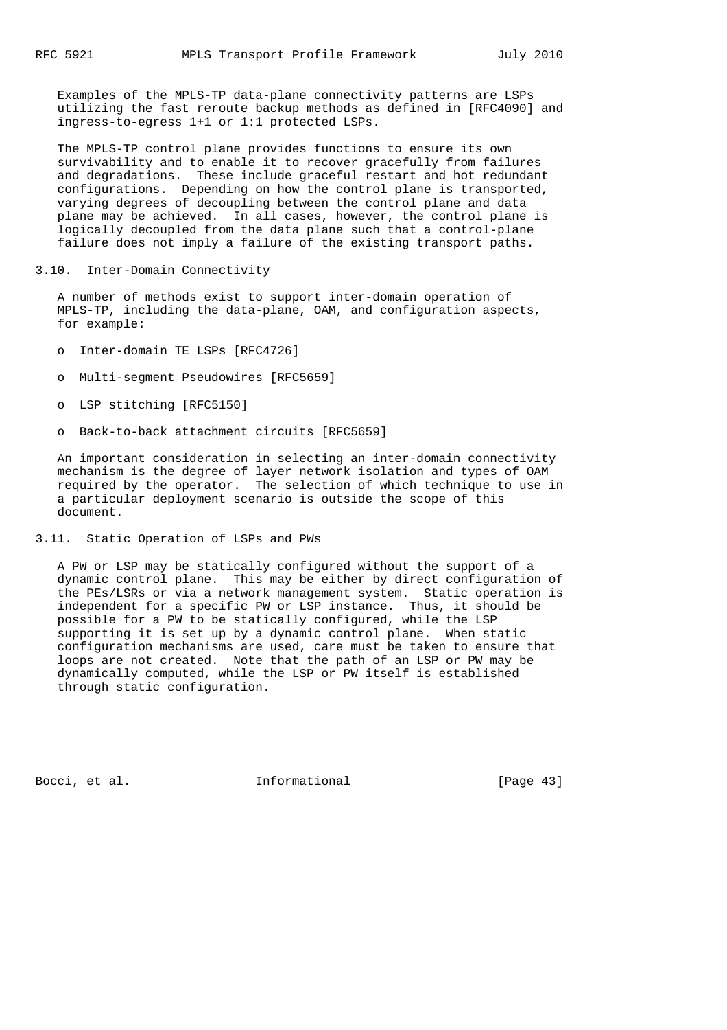Examples of the MPLS-TP data-plane connectivity patterns are LSPs utilizing the fast reroute backup methods as defined in [RFC4090] and ingress-to-egress 1+1 or 1:1 protected LSPs.

The MPLS-TP control plane provides functions to ensure its own survivability and to enable it to recover gracefully from failures and degradations. These include graceful restart and hot redundant configurations. Depending on how the control plane is transported, varying degrees of decoupling between the control plane and data plane may be achieved. In all cases, however, the control plane is logically decoupled from the data plane such that a control-plane failure does not imply a failure of the existing transport paths.

### 3.10. Inter-Domain Connectivity

A number of methods exist to support inter-domain operation of MPLS-TP, including the data-plane, OAM, and configuration aspects, for example:

- Inter-domain TE LSPs [RFC4726]
- Multi-segment Pseudowires [RFC5659]
- LSP stitching [RFC5150]
- Back-to-back attachment circuits [RFC5659]

An important consideration in selecting an inter-domain connectivity mechanism is the degree of layer network isolation and types of OAM required by the operator. The selection of which technique to use in a particular deployment scenario is outside the scope of this document.

### 3.11. Static Operation of LSPs and PWs

A PW or LSP may be statically configured without the support of a dynamic control plane. This may be either by direct configuration of the PEs/LSRs or via a network management system. Static operation is independent for a specific PW or LSP instance. Thus, it should be possible for a PW to be statically configured, while the LSP supporting it is set up by a dynamic control plane. When static configuration mechanisms are used, care must be taken to ensure that loops are not created. Note that the path of an LSP or PW may be dynamically computed, while the LSP or PW itself is established through static configuration.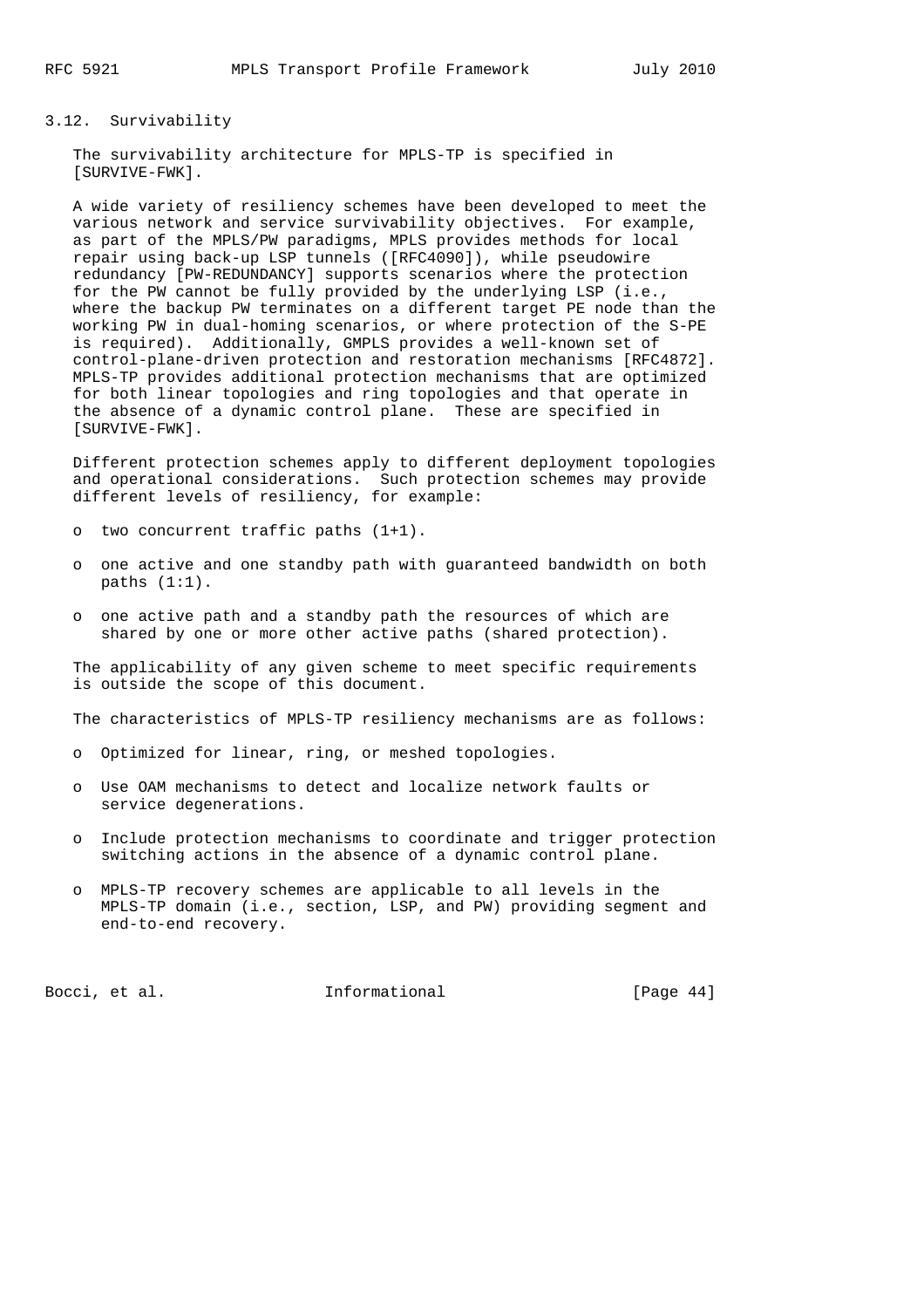### 3.12. Survivability

The survivability architecture for MPLS-TP is specified in [SURVIVE-FWK].

A wide variety of resiliency schemes have been developed to meet the various network and service survivability objectives. For example, as part of the MPLS/PW paradigms, MPLS provides methods for local repair using back-up LSP tunnels ([RFC4090]), while pseudowire redundancy [PW-REDUNDANCY] supports scenarios where the protection for the PW cannot be fully provided by the underlying LSP (i.e., where the backup PW terminates on a different target PE node than the working PW in dual-homing scenarios, or where protection of the S-PE is required). Additionally, GMPLS provides a well-known set of control-plane-driven protection and restoration mechanisms [RFC4872]. MPLS-TP provides additional protection mechanisms that are optimized for both linear topologies and ring topologies and that operate in the absence of a dynamic control plane. These are specified in [SURVIVE-FWK].

Different protection schemes apply to different deployment topologies and operational considerations. Such protection schemes may provide different levels of resiliency, for example:

- two concurrent traffic paths (1+1).
- one active and one standby path with guaranteed bandwidth on both paths (1:1).
- one active path and a standby path the resources of which are shared by one or more other active paths (shared protection).

The applicability of any given scheme to meet specific requirements is outside the scope of this document.

The characteristics of MPLS-TP resiliency mechanisms are as follows:

- Optimized for linear, ring, or meshed topologies.
- Use OAM mechanisms to detect and localize network faults or service degenerations.
- Include protection mechanisms to coordinate and trigger protection switching actions in the absence of a dynamic control plane.
- MPLS-TP recovery schemes are applicable to all levels in the MPLS-TP domain (i.e., section, LSP, and PW) providing segment and end-to-end recovery.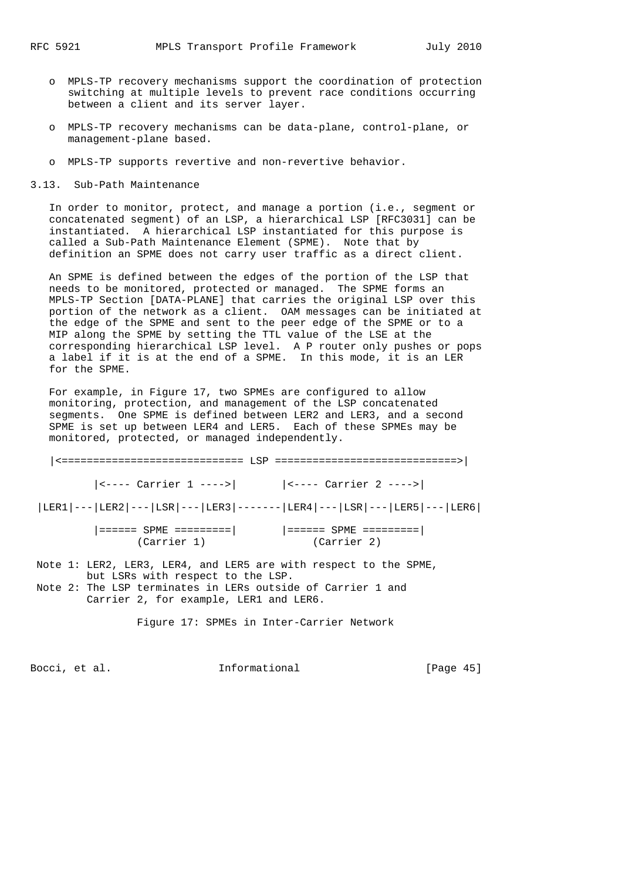- MPLS-TP recovery mechanisms support the coordination of protection switching at multiple levels to prevent race conditions occurring between a client and its server layer.

- MPLS-TP recovery mechanisms can be data-plane, control-plane, or management-plane based.

- MPLS-TP supports revertive and non-revertive behavior.

### 3.13. Sub-Path Maintenance

In order to monitor, protect, and manage a portion (i.e., segment or concatenated segment) of an LSP, a hierarchical LSP [RFC3031] can be instantiated. A hierarchical LSP instantiated for this purpose is called a Sub-Path Maintenance Element (SPME). Note that by definition an SPME does not carry user traffic as a direct client.

An SPME is defined between the edges of the portion of the LSP that needs to be monitored, protected or managed. The SPME forms an MPLS-TP Section [DATA-PLANE] that carries the original LSP over this portion of the network as a client. OAM messages can be initiated at the edge of the SPME and sent to the peer edge of the SPME or to a MIP along the SPME by setting the TTL value of the LSE at the corresponding hierarchical LSP level. A P router only pushes or pops a label if it is at the end of a SPME. In this mode, it is an LER for the SPME.

For example, in Figure 17, two SPMEs are configured to allow monitoring, protection, and management of the LSP concatenated segments. One SPME is defined between LER2 and LER3, and a second SPME is set up between LER4 and LER5. Each of these SPMEs may be monitored, protected, or managed independently.

```
   |<============================= LSP =============================>|

          |<---- Carrier 1 ---->|       |<---- Carrier 2 ---->|

 |LER1|---|LER2|---|LSR|---|LER3|-------|LER4|---|LSR|---|LER5|---|LER6|

          |====== SPME =========|       |====== SPME =========|
                (Carrier 1)                   (Carrier 2)

 Note 1: LER2, LER3, LER4, and LER5 are with respect to the SPME,
         but LSRs with respect to the LSP.
 Note 2: The LSP terminates in LERs outside of Carrier 1 and
         Carrier 2, for example, LER1 and LER6.
```

Figure 17: SPMEs in Inter-Carrier Network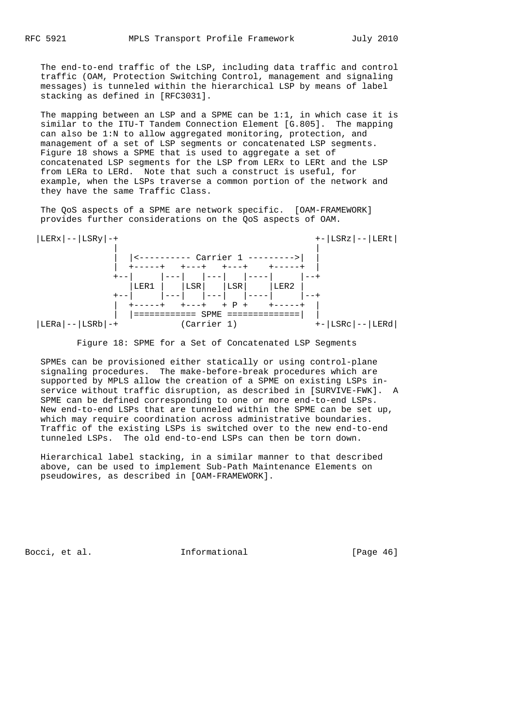The end-to-end traffic of the LSP, including data traffic and control traffic (OAM, Protection Switching Control, management and signaling messages) is tunneled within the hierarchical LSP by means of label stacking as defined in [RFC3031].

The mapping between an LSP and a SPME can be 1:1, in which case it is similar to the ITU-T Tandem Connection Element [G.805]. The mapping can also be 1:N to allow aggregated monitoring, protection, and management of a set of LSP segments or concatenated LSP segments. Figure 18 shows a SPME that is used to aggregate a set of concatenated LSP segments for the LSP from LERx to LERt and the LSP from LERa to LERd. Note that such a construct is useful, for example, when the LSPs traverse a common portion of the network and they have the same Traffic Class.

The QoS aspects of a SPME are network specific. [OAM-FRAMEWORK] provides further considerations on the QoS aspects of OAM.

```
|LERx|--|LSRy|-+                                          +-|LSRz|--|LERt|
               |                                          |
               |  |<---------- Carrier 1 --------->|      |
               |  +-----+   +---+   +---+    +-----+      |
               +--|     |---|   |---|   |----|     |--+
                  |LER1 |   |LSR|   |LSR|    |LER2 |
               +--|     |---|   |---|   |----|     |--+
               |  +-----+   +---+   + P +    +-----+      |
               |  |============ SPME ==============|      |
|LERa|--|LSRb|-+            (Carrier 1)                   +-|LSRc|--|LERd|
```

Figure 18: SPME for a Set of Concatenated LSP Segments

SPMEs can be provisioned either statically or using control-plane signaling procedures. The make-before-break procedures which are supported by MPLS allow the creation of a SPME on existing LSPs in-service without traffic disruption, as described in [SURVIVE-FWK]. A SPME can be defined corresponding to one or more end-to-end LSPs. New end-to-end LSPs that are tunneled within the SPME can be set up, which may require coordination across administrative boundaries. Traffic of the existing LSPs is switched over to the new end-to-end tunneled LSPs. The old end-to-end LSPs can then be torn down.

Hierarchical label stacking, in a similar manner to that described above, can be used to implement Sub-Path Maintenance Elements on pseudowires, as described in [OAM-FRAMEWORK].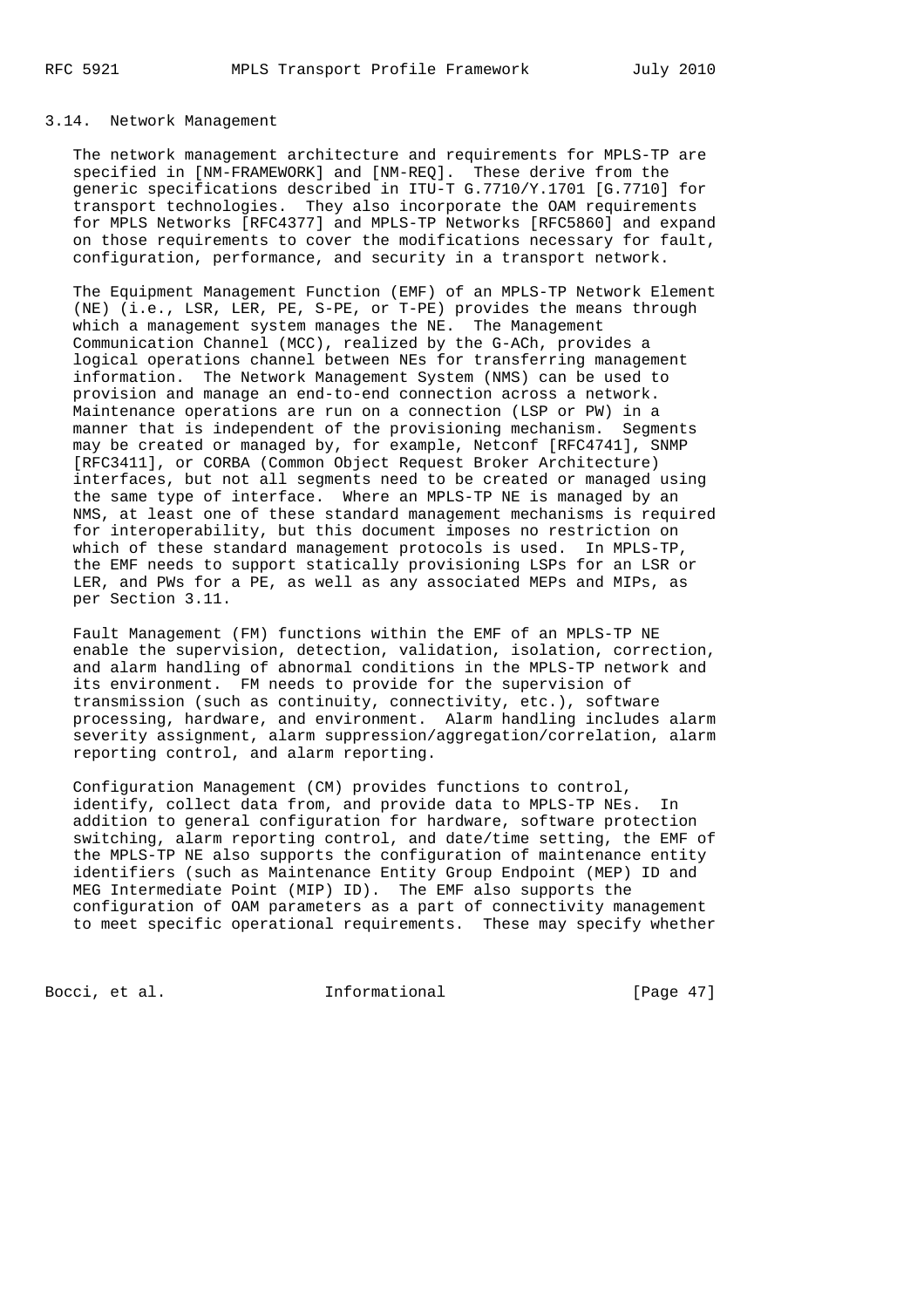### 3.14. Network Management

The network management architecture and requirements for MPLS-TP are specified in [NM-FRAMEWORK] and [NM-REQ]. These derive from the generic specifications described in ITU-T G.7710/Y.1701 [G.7710] for transport technologies. They also incorporate the OAM requirements for MPLS Networks [RFC4377] and MPLS-TP Networks [RFC5860] and expand on those requirements to cover the modifications necessary for fault, configuration, performance, and security in a transport network.

The Equipment Management Function (EMF) of an MPLS-TP Network Element (NE) (i.e., LSR, LER, PE, S-PE, or T-PE) provides the means through which a management system manages the NE. The Management Communication Channel (MCC), realized by the G-ACh, provides a logical operations channel between NEs for transferring management information. The Network Management System (NMS) can be used to provision and manage an end-to-end connection across a network. Maintenance operations are run on a connection (LSP or PW) in a manner that is independent of the provisioning mechanism. Segments may be created or managed by, for example, Netconf [RFC4741], SNMP [RFC3411], or CORBA (Common Object Request Broker Architecture) interfaces, but not all segments need to be created or managed using the same type of interface. Where an MPLS-TP NE is managed by an NMS, at least one of these standard management mechanisms is required for interoperability, but this document imposes no restriction on which of these standard management protocols is used. In MPLS-TP, the EMF needs to support statically provisioning LSPs for an LSR or LER, and PWs for a PE, as well as any associated MEPs and MIPs, as per Section 3.11.

Fault Management (FM) functions within the EMF of an MPLS-TP NE enable the supervision, detection, validation, isolation, correction, and alarm handling of abnormal conditions in the MPLS-TP network and its environment. FM needs to provide for the supervision of transmission (such as continuity, connectivity, etc.), software processing, hardware, and environment. Alarm handling includes alarm severity assignment, alarm suppression/aggregation/correlation, alarm reporting control, and alarm reporting.

Configuration Management (CM) provides functions to control, identify, collect data from, and provide data to MPLS-TP NEs. In addition to general configuration for hardware, software protection switching, alarm reporting control, and date/time setting, the EMF of the MPLS-TP NE also supports the configuration of maintenance entity identifiers (such as Maintenance Entity Group Endpoint (MEP) ID and MEG Intermediate Point (MIP) ID). The EMF also supports the configuration of OAM parameters as a part of connectivity management to meet specific operational requirements. These may specify whether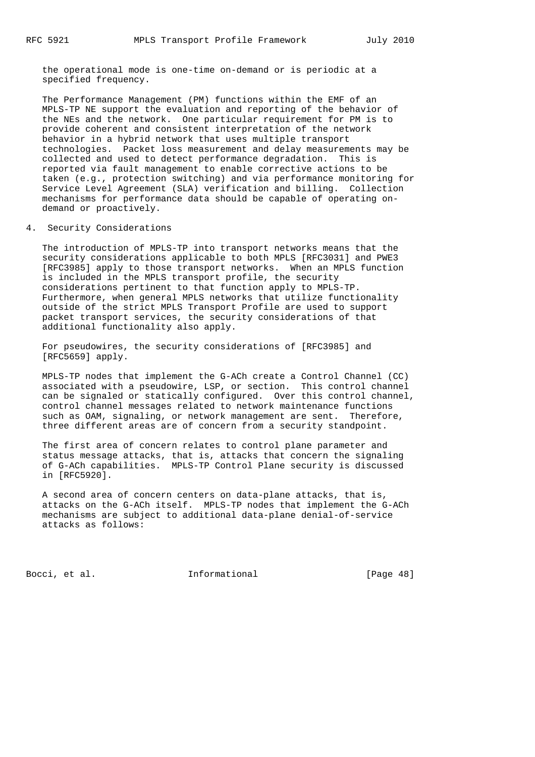the operational mode is one-time on-demand or is periodic at a specified frequency.

The Performance Management (PM) functions within the EMF of an MPLS-TP NE support the evaluation and reporting of the behavior of the NEs and the network. One particular requirement for PM is to provide coherent and consistent interpretation of the network behavior in a hybrid network that uses multiple transport technologies. Packet loss measurement and delay measurements may be collected and used to detect performance degradation. This is reported via fault management to enable corrective actions to be taken (e.g., protection switching) and via performance monitoring for Service Level Agreement (SLA) verification and billing. Collection mechanisms for performance data should be capable of operating on-demand or proactively.

## 4. Security Considerations

The introduction of MPLS-TP into transport networks means that the security considerations applicable to both MPLS [RFC3031] and PWE3 [RFC3985] apply to those transport networks. When an MPLS function is included in the MPLS transport profile, the security considerations pertinent to that function apply to MPLS-TP. Furthermore, when general MPLS networks that utilize functionality outside of the strict MPLS Transport Profile are used to support packet transport services, the security considerations of that additional functionality also apply.

For pseudowires, the security considerations of [RFC3985] and [RFC5659] apply.

MPLS-TP nodes that implement the G-ACh create a Control Channel (CC) associated with a pseudowire, LSP, or section. This control channel can be signaled or statically configured. Over this control channel, control channel messages related to network maintenance functions such as OAM, signaling, or network management are sent. Therefore, three different areas are of concern from a security standpoint.

The first area of concern relates to control plane parameter and status message attacks, that is, attacks that concern the signaling of G-ACh capabilities. MPLS-TP Control Plane security is discussed in [RFC5920].

A second area of concern centers on data-plane attacks, that is, attacks on the G-ACh itself. MPLS-TP nodes that implement the G-ACh mechanisms are subject to additional data-plane denial-of-service attacks as follows: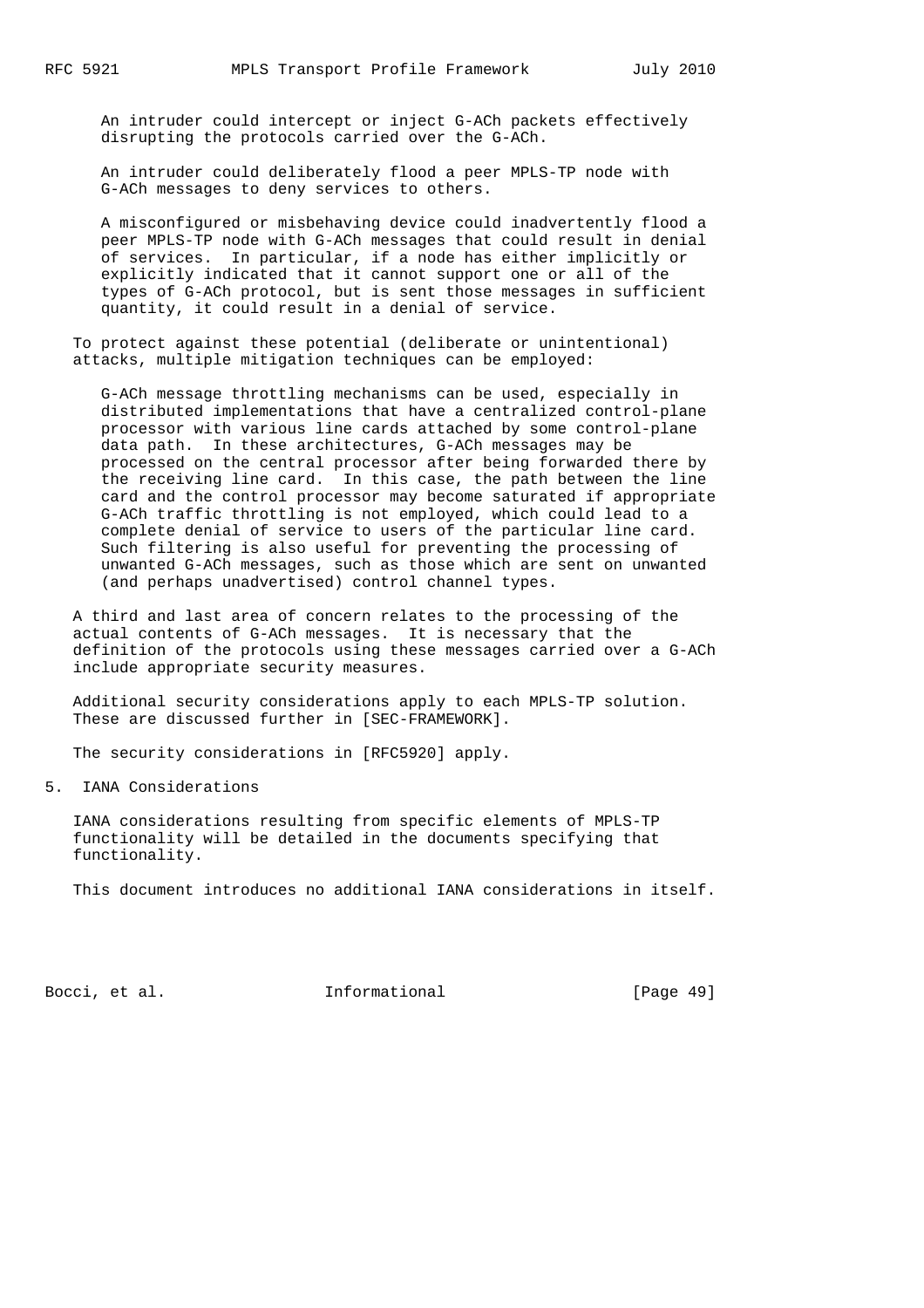An intruder could intercept or inject G-ACh packets effectively disrupting the protocols carried over the G-ACh.

An intruder could deliberately flood a peer MPLS-TP node with G-ACh messages to deny services to others.

A misconfigured or misbehaving device could inadvertently flood a peer MPLS-TP node with G-ACh messages that could result in denial of services. In particular, if a node has either implicitly or explicitly indicated that it cannot support one or all of the types of G-ACh protocol, but is sent those messages in sufficient quantity, it could result in a denial of service.

To protect against these potential (deliberate or unintentional) attacks, multiple mitigation techniques can be employed:

G-ACh message throttling mechanisms can be used, especially in distributed implementations that have a centralized control-plane processor with various line cards attached by some control-plane data path. In these architectures, G-ACh messages may be processed on the central processor after being forwarded there by the receiving line card. In this case, the path between the line card and the control processor may become saturated if appropriate G-ACh traffic throttling is not employed, which could lead to a complete denial of service to users of the particular line card. Such filtering is also useful for preventing the processing of unwanted G-ACh messages, such as those which are sent on unwanted (and perhaps unadvertised) control channel types.

A third and last area of concern relates to the processing of the actual contents of G-ACh messages. It is necessary that the definition of the protocols using these messages carried over a G-ACh include appropriate security measures.

Additional security considerations apply to each MPLS-TP solution. These are discussed further in [SEC-FRAMEWORK].

The security considerations in [RFC5920] apply.

## 5. IANA Considerations

IANA considerations resulting from specific elements of MPLS-TP functionality will be detailed in the documents specifying that functionality.

This document introduces no additional IANA considerations in itself.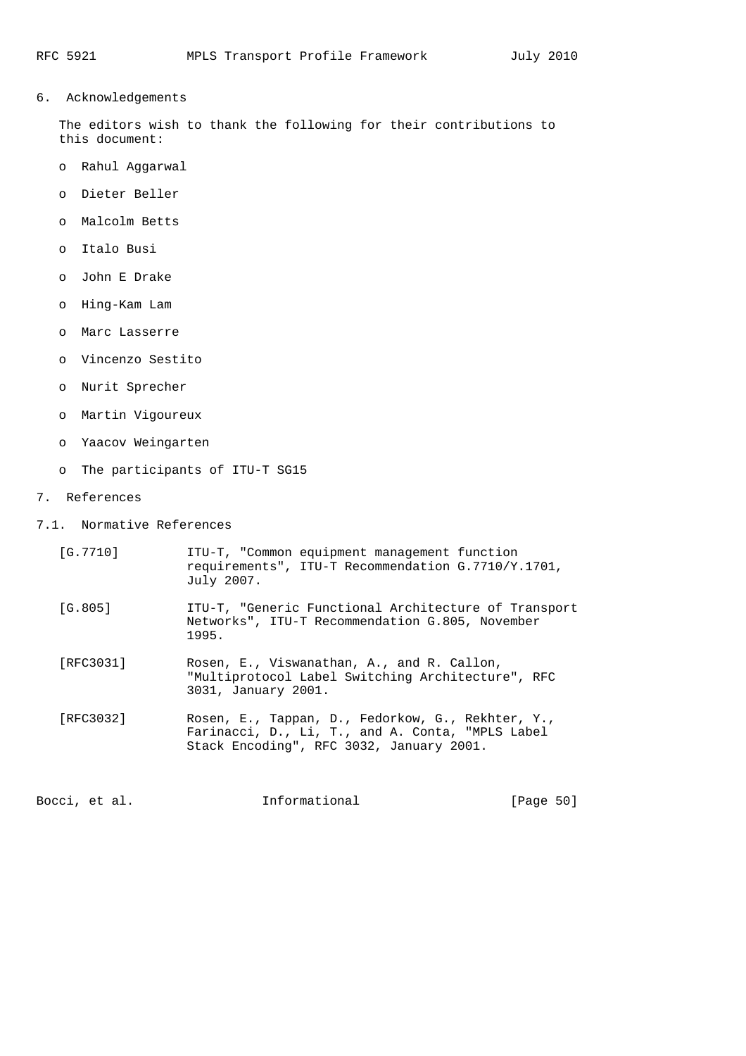# 6. Acknowledgements

The editors wish to thank the following for their contributions to this document:

- Rahul Aggarwal
- Dieter Beller
- Malcolm Betts
- Italo Busi
- John E Drake
- Hing-Kam Lam
- Marc Lasserre
- Vincenzo Sestito
- Nurit Sprecher
- Martin Vigoureux
- Yaacov Weingarten
- The participants of ITU-T SG15

# 7. References

## 7.1. Normative References

[G.7710] ITU-T, "Common equipment management function requirements", ITU-T Recommendation G.7710/Y.1701, July 2007.

[G.805] ITU-T, "Generic Functional Architecture of Transport Networks", ITU-T Recommendation G.805, November 1995.

[RFC3031] Rosen, E., Viswanathan, A., and R. Callon, "Multiprotocol Label Switching Architecture", RFC 3031, January 2001.

[RFC3032] Rosen, E., Tappan, D., Fedorkow, G., Rekhter, Y., Farinacci, D., Li, T., and A. Conta, "MPLS Label Stack Encoding", RFC 3032, January 2001.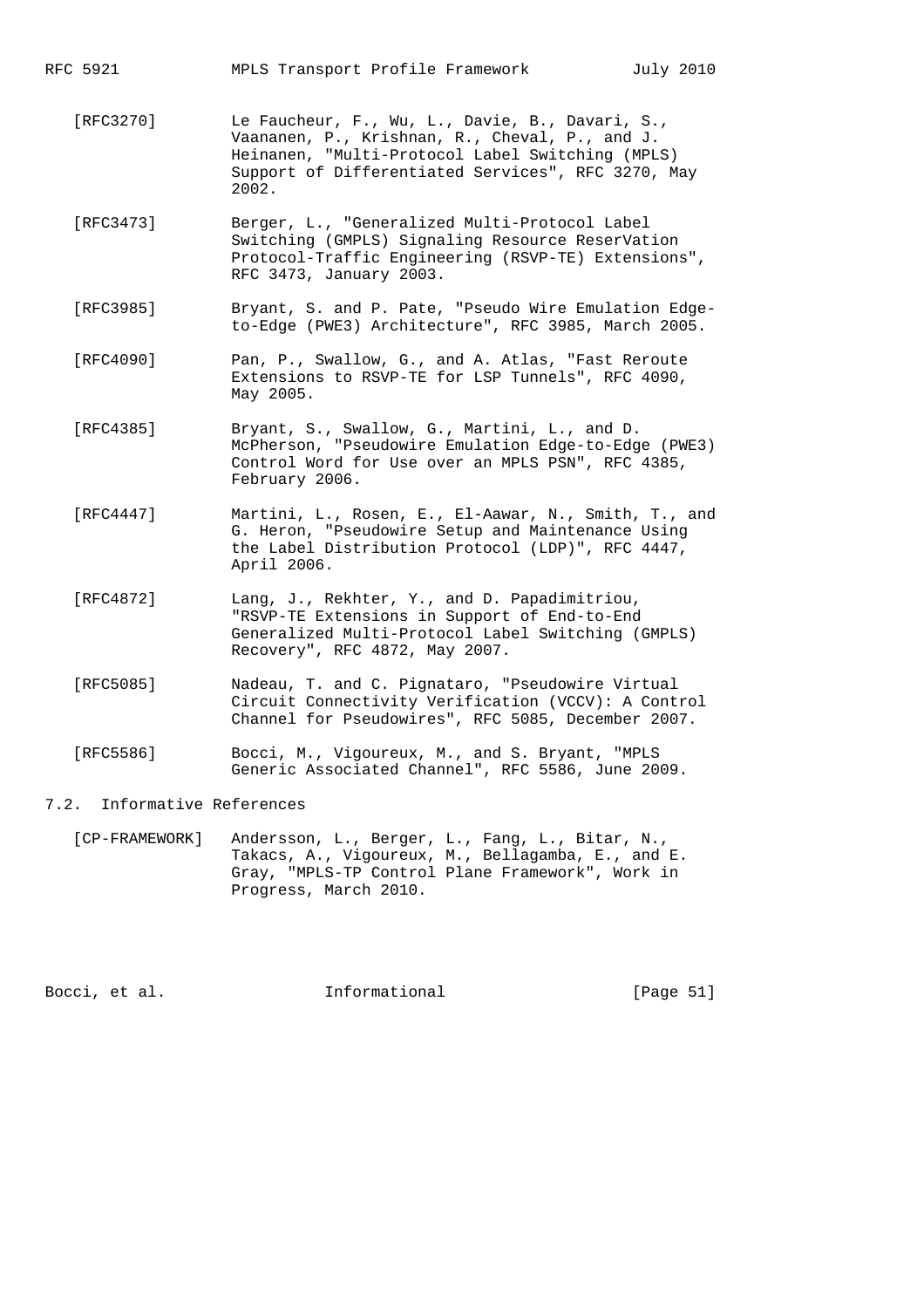[RFC3270] Le Faucheur, F., Wu, L., Davie, B., Davari, S., Vaananen, P., Krishnan, R., Cheval, P., and J. Heinanen, "Multi-Protocol Label Switching (MPLS) Support of Differentiated Services", RFC 3270, May 2002.

[RFC3473] Berger, L., "Generalized Multi-Protocol Label Switching (GMPLS) Signaling Resource ReserVation Protocol-Traffic Engineering (RSVP-TE) Extensions", RFC 3473, January 2003.

[RFC3985] Bryant, S. and P. Pate, "Pseudo Wire Emulation Edge-to-Edge (PWE3) Architecture", RFC 3985, March 2005.

[RFC4090] Pan, P., Swallow, G., and A. Atlas, "Fast Reroute Extensions to RSVP-TE for LSP Tunnels", RFC 4090, May 2005.

[RFC4385] Bryant, S., Swallow, G., Martini, L., and D. McPherson, "Pseudowire Emulation Edge-to-Edge (PWE3) Control Word for Use over an MPLS PSN", RFC 4385, February 2006.

[RFC4447] Martini, L., Rosen, E., El-Aawar, N., Smith, T., and G. Heron, "Pseudowire Setup and Maintenance Using the Label Distribution Protocol (LDP)", RFC 4447, April 2006.

[RFC4872] Lang, J., Rekhter, Y., and D. Papadimitriou, "RSVP-TE Extensions in Support of End-to-End Generalized Multi-Protocol Label Switching (GMPLS) Recovery", RFC 4872, May 2007.

[RFC5085] Nadeau, T. and C. Pignataro, "Pseudowire Virtual Circuit Connectivity Verification (VCCV): A Control Channel for Pseudowires", RFC 5085, December 2007.

[RFC5586] Bocci, M., Vigoureux, M., and S. Bryant, "MPLS Generic Associated Channel", RFC 5586, June 2009.

## 7.2. Informative References

[CP-FRAMEWORK] Andersson, L., Berger, L., Fang, L., Bitar, N., Takacs, A., Vigoureux, M., Bellagamba, E., and E. Gray, "MPLS-TP Control Plane Framework", Work in Progress, March 2010.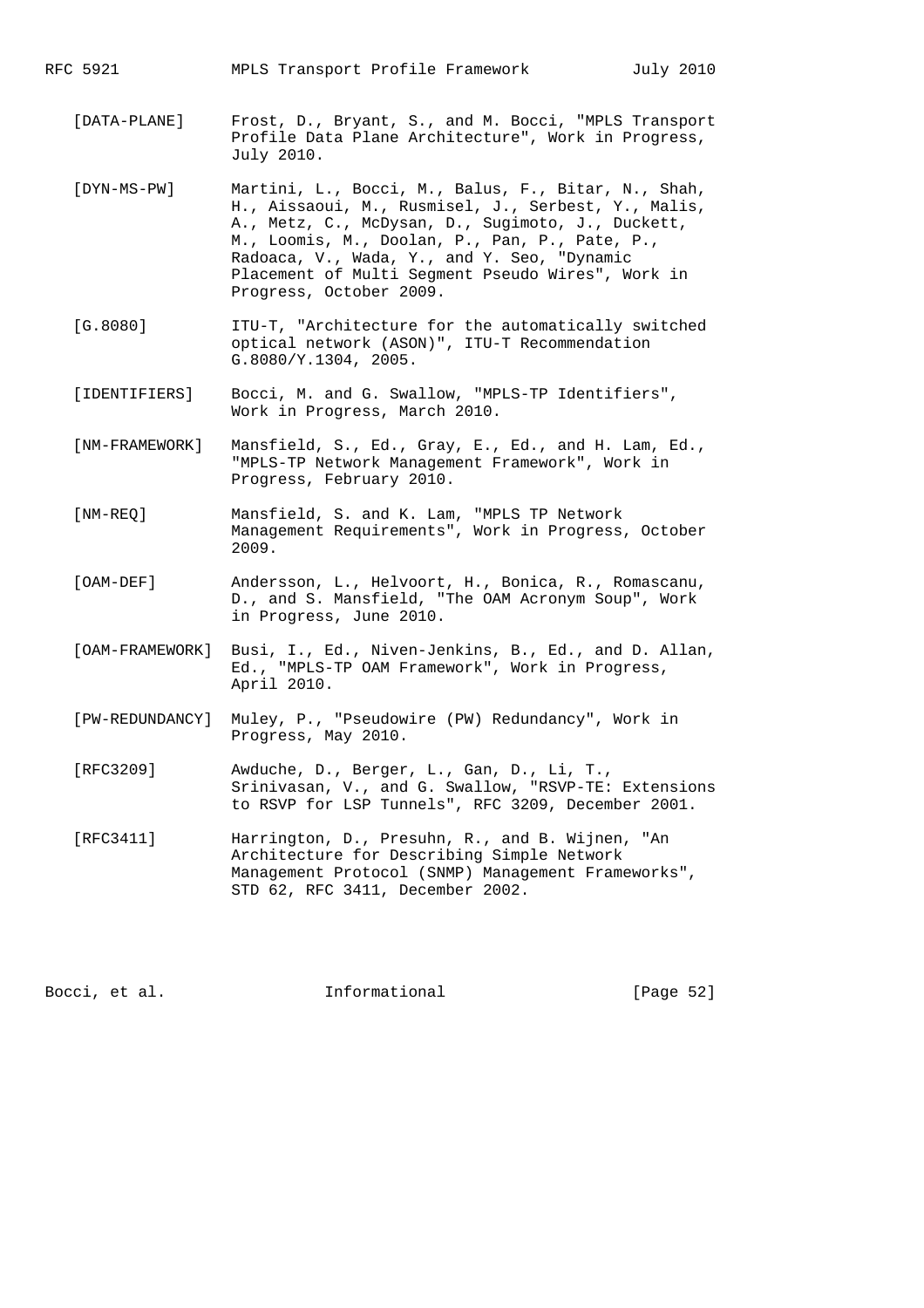[DATA-PLANE] Frost, D., Bryant, S., and M. Bocci, "MPLS Transport Profile Data Plane Architecture", Work in Progress, July 2010.

[DYN-MS-PW] Martini, L., Bocci, M., Balus, F., Bitar, N., Shah, H., Aissaoui, M., Rusmisel, J., Serbest, Y., Malis, A., Metz, C., McDysan, D., Sugimoto, J., Duckett, M., Loomis, M., Doolan, P., Pan, P., Pate, P., Radoaca, V., Wada, Y., and Y. Seo, "Dynamic Placement of Multi Segment Pseudo Wires", Work in Progress, October 2009.

[G.8080] ITU-T, "Architecture for the automatically switched optical network (ASON)", ITU-T Recommendation G.8080/Y.1304, 2005.

[IDENTIFIERS] Bocci, M. and G. Swallow, "MPLS-TP Identifiers", Work in Progress, March 2010.

[NM-FRAMEWORK] Mansfield, S., Ed., Gray, E., Ed., and H. Lam, Ed., "MPLS-TP Network Management Framework", Work in Progress, February 2010.

[NM-REQ] Mansfield, S. and K. Lam, "MPLS TP Network Management Requirements", Work in Progress, October 2009.

[OAM-DEF] Andersson, L., Helvoort, H., Bonica, R., Romascanu, D., and S. Mansfield, "The OAM Acronym Soup", Work in Progress, June 2010.

[OAM-FRAMEWORK] Busi, I., Ed., Niven-Jenkins, B., Ed., and D. Allan, Ed., "MPLS-TP OAM Framework", Work in Progress, April 2010.

[PW-REDUNDANCY] Muley, P., "Pseudowire (PW) Redundancy", Work in Progress, May 2010.

[RFC3209] Awduche, D., Berger, L., Gan, D., Li, T., Srinivasan, V., and G. Swallow, "RSVP-TE: Extensions to RSVP for LSP Tunnels", RFC 3209, December 2001.

[RFC3411] Harrington, D., Presuhn, R., and B. Wijnen, "An Architecture for Describing Simple Network Management Protocol (SNMP) Management Frameworks", STD 62, RFC 3411, December 2002.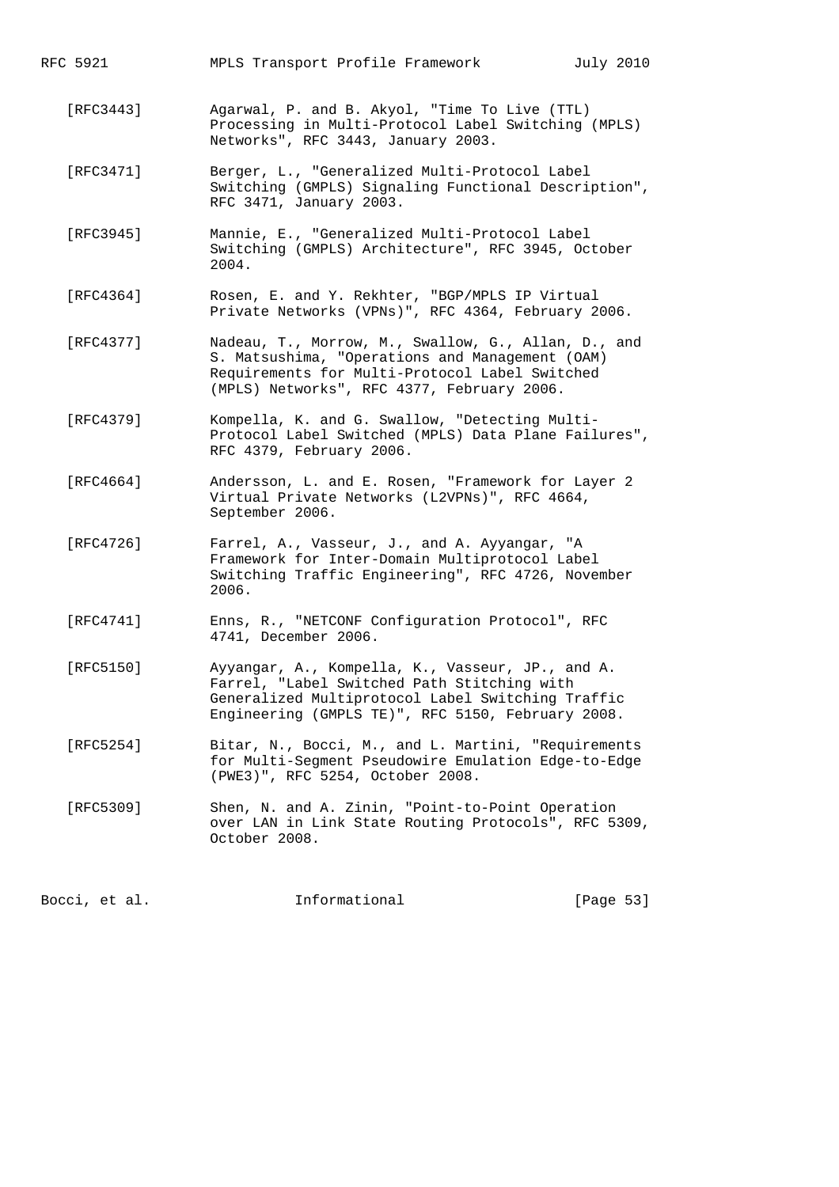[RFC3443] Agarwal, P. and B. Akyol, "Time To Live (TTL) Processing in Multi-Protocol Label Switching (MPLS) Networks", RFC 3443, January 2003.

[RFC3471] Berger, L., "Generalized Multi-Protocol Label Switching (GMPLS) Signaling Functional Description", RFC 3471, January 2003.

[RFC3945] Mannie, E., "Generalized Multi-Protocol Label Switching (GMPLS) Architecture", RFC 3945, October 2004.

[RFC4364] Rosen, E. and Y. Rekhter, "BGP/MPLS IP Virtual Private Networks (VPNs)", RFC 4364, February 2006.

[RFC4377] Nadeau, T., Morrow, M., Swallow, G., Allan, D., and S. Matsushima, "Operations and Management (OAM) Requirements for Multi-Protocol Label Switched (MPLS) Networks", RFC 4377, February 2006.

[RFC4379] Kompella, K. and G. Swallow, "Detecting Multi-Protocol Label Switched (MPLS) Data Plane Failures", RFC 4379, February 2006.

[RFC4664] Andersson, L. and E. Rosen, "Framework for Layer 2 Virtual Private Networks (L2VPNs)", RFC 4664, September 2006.

[RFC4726] Farrel, A., Vasseur, J., and A. Ayyangar, "A Framework for Inter-Domain Multiprotocol Label Switching Traffic Engineering", RFC 4726, November 2006.

[RFC4741] Enns, R., "NETCONF Configuration Protocol", RFC 4741, December 2006.

[RFC5150] Ayyangar, A., Kompella, K., Vasseur, JP., and A. Farrel, "Label Switched Path Stitching with Generalized Multiprotocol Label Switching Traffic Engineering (GMPLS TE)", RFC 5150, February 2008.

[RFC5254] Bitar, N., Bocci, M., and L. Martini, "Requirements for Multi-Segment Pseudowire Emulation Edge-to-Edge (PWE3)", RFC 5254, October 2008.

[RFC5309] Shen, N. and A. Zinin, "Point-to-Point Operation over LAN in Link State Routing Protocols", RFC 5309, October 2008.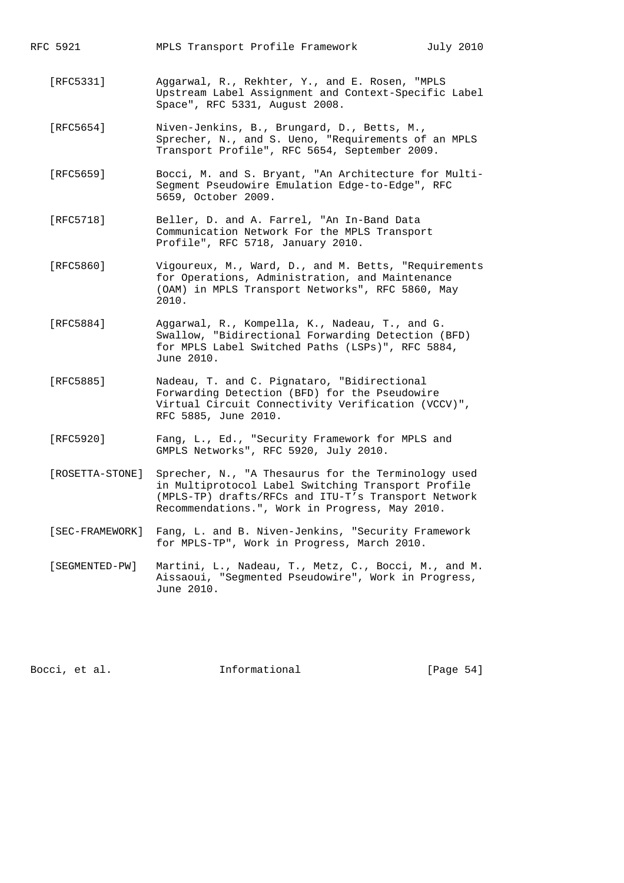[RFC5331] Aggarwal, R., Rekhter, Y., and E. Rosen, "MPLS Upstream Label Assignment and Context-Specific Label Space", RFC 5331, August 2008.

[RFC5654] Niven-Jenkins, B., Brungard, D., Betts, M., Sprecher, N., and S. Ueno, "Requirements of an MPLS Transport Profile", RFC 5654, September 2009.

[RFC5659] Bocci, M. and S. Bryant, "An Architecture for Multi-Segment Pseudowire Emulation Edge-to-Edge", RFC 5659, October 2009.

[RFC5718] Beller, D. and A. Farrel, "An In-Band Data Communication Network For the MPLS Transport Profile", RFC 5718, January 2010.

[RFC5860] Vigoureux, M., Ward, D., and M. Betts, "Requirements for Operations, Administration, and Maintenance (OAM) in MPLS Transport Networks", RFC 5860, May 2010.

[RFC5884] Aggarwal, R., Kompella, K., Nadeau, T., and G. Swallow, "Bidirectional Forwarding Detection (BFD) for MPLS Label Switched Paths (LSPs)", RFC 5884, June 2010.

[RFC5885] Nadeau, T. and C. Pignataro, "Bidirectional Forwarding Detection (BFD) for the Pseudowire Virtual Circuit Connectivity Verification (VCCV)", RFC 5885, June 2010.

[RFC5920] Fang, L., Ed., "Security Framework for MPLS and GMPLS Networks", RFC 5920, July 2010.

[ROSETTA-STONE] Sprecher, N., "A Thesaurus for the Terminology used in Multiprotocol Label Switching Transport Profile (MPLS-TP) drafts/RFCs and ITU-T's Transport Network Recommendations.", Work in Progress, May 2010.

[SEC-FRAMEWORK] Fang, L. and B. Niven-Jenkins, "Security Framework for MPLS-TP", Work in Progress, March 2010.

[SEGMENTED-PW] Martini, L., Nadeau, T., Metz, C., Bocci, M., and M. Aissaoui, "Segmented Pseudowire", Work in Progress, June 2010.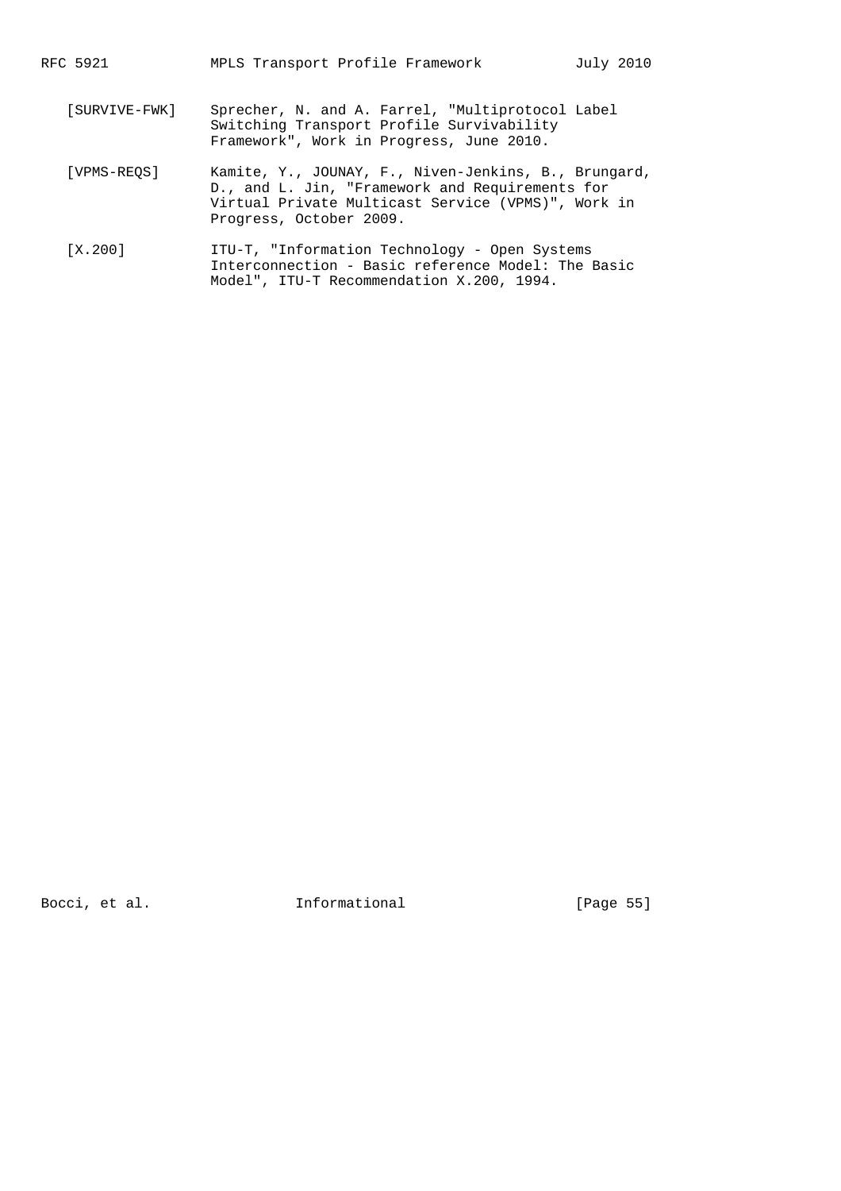[SURVIVE-FWK] Sprecher, N. and A. Farrel, "Multiprotocol Label Switching Transport Profile Survivability Framework", Work in Progress, June 2010.

[VPMS-REQS] Kamite, Y., JOUNAY, F., Niven-Jenkins, B., Brungard, D., and L. Jin, "Framework and Requirements for Virtual Private Multicast Service (VPMS)", Work in Progress, October 2009.

[X.200] ITU-T, "Information Technology - Open Systems Interconnection - Basic reference Model: The Basic Model", ITU-T Recommendation X.200, 1994.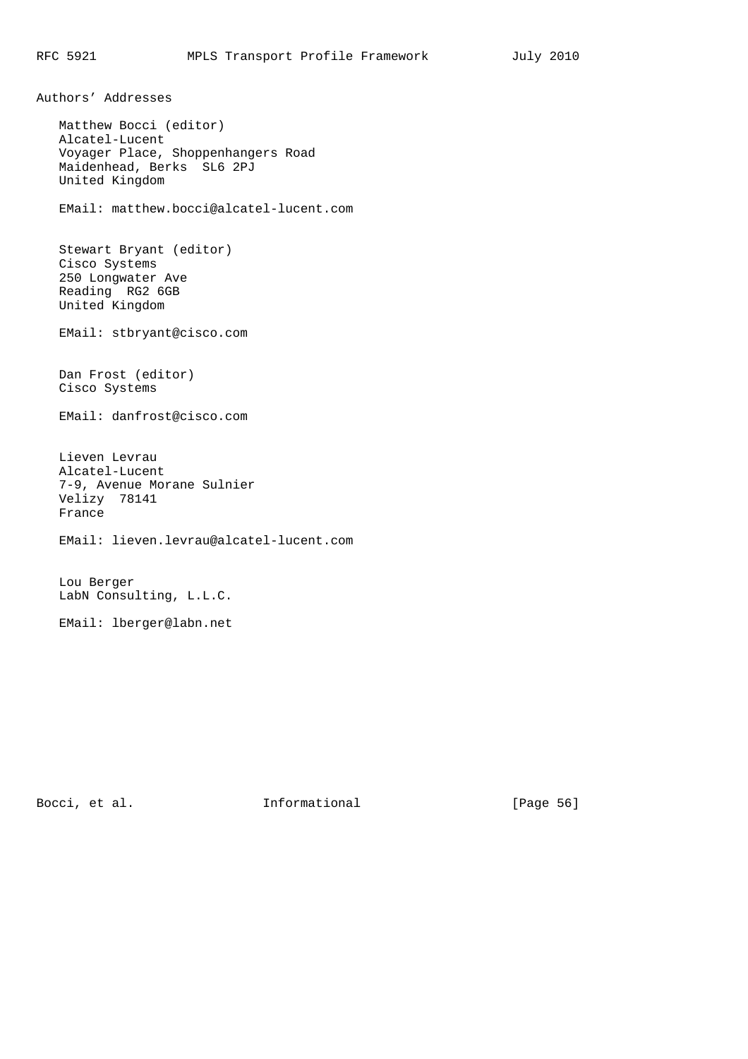## Authors' Addresses

Matthew Bocci (editor)
Alcatel-Lucent
Voyager Place, Shoppenhangers Road
Maidenhead, Berks  SL6 2PJ
United Kingdom

EMail: matthew.bocci@alcatel-lucent.com

Stewart Bryant (editor)
Cisco Systems
250 Longwater Ave
Reading  RG2 6GB
United Kingdom

EMail: stbryant@cisco.com

Dan Frost (editor)
Cisco Systems

EMail: danfrost@cisco.com

Lieven Levrau
Alcatel-Lucent
7-9, Avenue Morane Sulnier
Velizy  78141
France

EMail: lieven.levrau@alcatel-lucent.com

Lou Berger
LabN Consulting, L.L.C.

EMail: lberger@labn.net